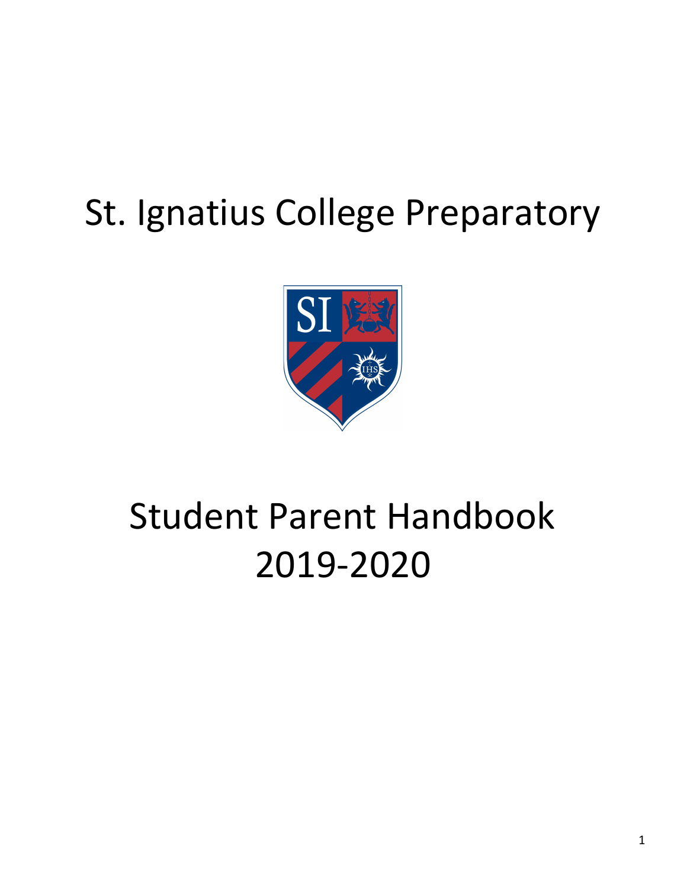# St. Ignatius College Preparatory

# Student Parent Handbook 2019-2020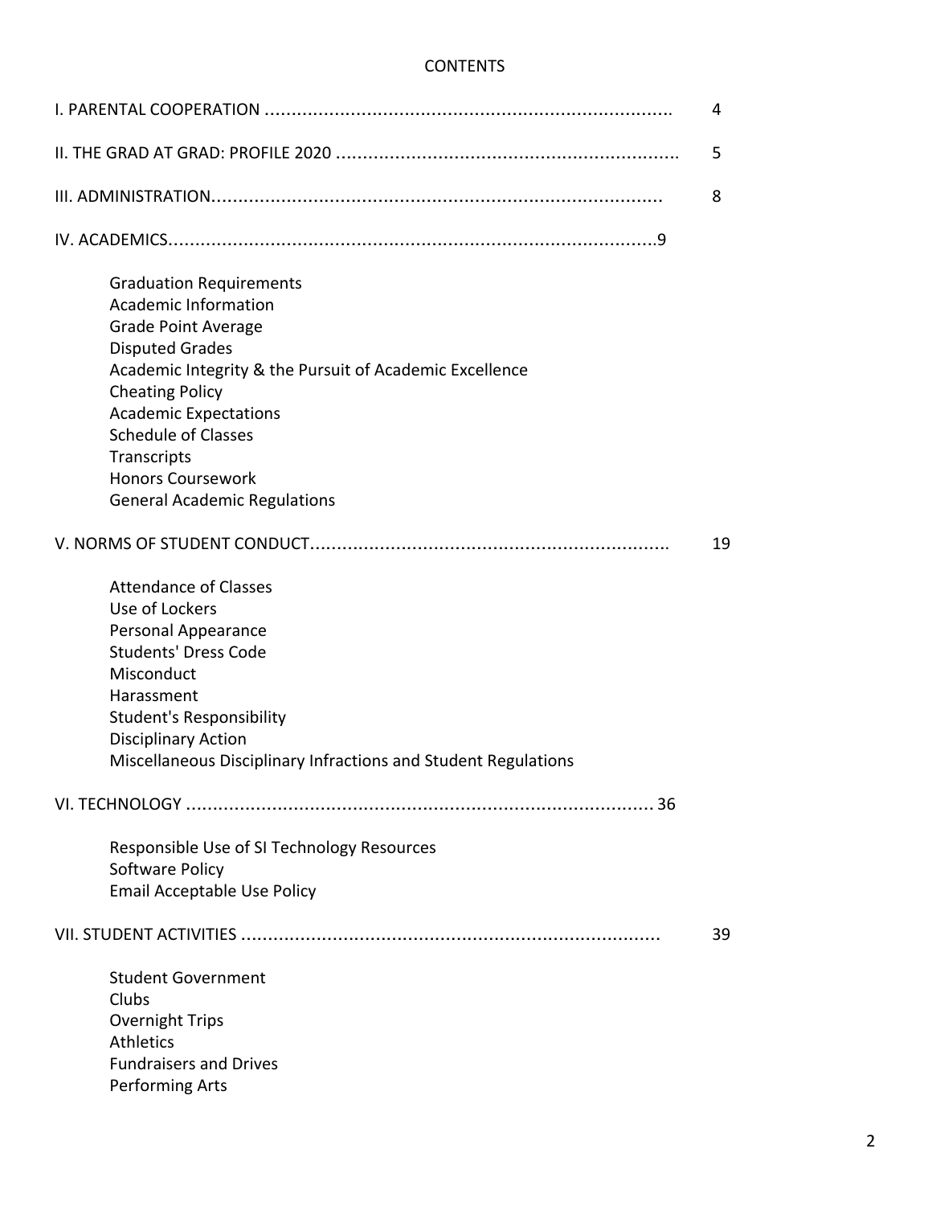# CONTENTS

I. PARENTAL COOPERATION .......................................................................... 4

II. THE GRAD AT GRAD: PROFILE 2020 ................................................................ 5

III. ADMINISTRATION.................................................................................... 8

IV. ACADEMICS...........................................................................................9

- Graduation Requirements
- Academic Information
- Grade Point Average
- Disputed Grades
- Academic Integrity & the Pursuit of Academic Excellence
- Cheating Policy
- Academic Expectations
- Schedule of Classes
- Transcripts
- Honors Coursework
- General Academic Regulations

V. NORMS OF STUDENT CONDUCT.................................................................. 19

- Attendance of Classes
- Use of Lockers
- Personal Appearance
- Students' Dress Code
- Misconduct
- Harassment
- Student's Responsibility
- Disciplinary Action
- Miscellaneous Disciplinary Infractions and Student Regulations

VI. TECHNOLOGY ....................................................................................... 36

- Responsible Use of SI Technology Resources
- Software Policy
- Email Acceptable Use Policy

VII. STUDENT ACTIVITIES ............................................................................. 39

- Student Government
- Clubs
- Overnight Trips
- Athletics
- Fundraisers and Drives
- Performing Arts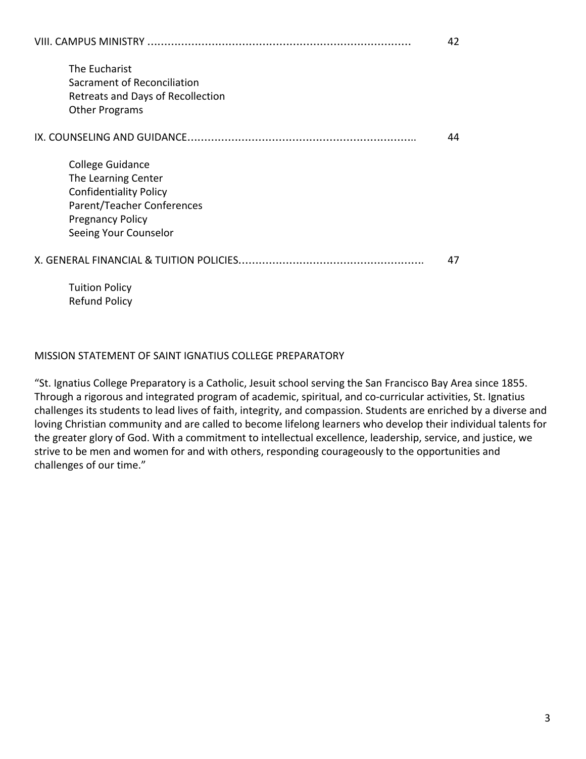VIII. CAMPUS MINISTRY ............................................................................ 42

- The Eucharist
- Sacrament of Reconciliation
- Retreats and Days of Recollection
- Other Programs

IX. COUNSELING AND GUIDANCE.................................................................. 44

- College Guidance
- The Learning Center
- Confidentiality Policy
- Parent/Teacher Conferences
- Pregnancy Policy
- Seeing Your Counselor

X. GENERAL FINANCIAL & TUITION POLICIES..................................................... 47

- Tuition Policy
- Refund Policy

## MISSION STATEMENT OF SAINT IGNATIUS COLLEGE PREPARATORY

"St. Ignatius College Preparatory is a Catholic, Jesuit school serving the San Francisco Bay Area since 1855. Through a rigorous and integrated program of academic, spiritual, and co-curricular activities, St. Ignatius challenges its students to lead lives of faith, integrity, and compassion. Students are enriched by a diverse and loving Christian community and are called to become lifelong learners who develop their individual talents for the greater glory of God. With a commitment to intellectual excellence, leadership, service, and justice, we strive to be men and women for and with others, responding courageously to the opportunities and challenges of our time."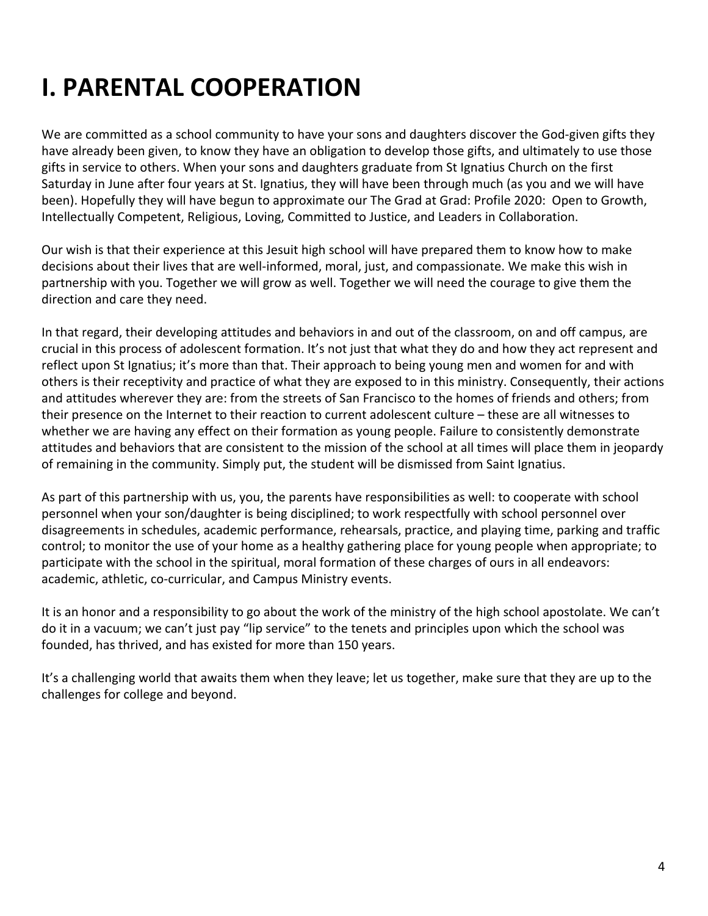# I. PARENTAL COOPERATION

We are committed as a school community to have your sons and daughters discover the God-given gifts they have already been given, to know they have an obligation to develop those gifts, and ultimately to use those gifts in service to others. When your sons and daughters graduate from St Ignatius Church on the first Saturday in June after four years at St. Ignatius, they will have been through much (as you and we will have been). Hopefully they will have begun to approximate our The Grad at Grad: Profile 2020: Open to Growth, Intellectually Competent, Religious, Loving, Committed to Justice, and Leaders in Collaboration.

Our wish is that their experience at this Jesuit high school will have prepared them to know how to make decisions about their lives that are well-informed, moral, just, and compassionate. We make this wish in partnership with you. Together we will grow as well. Together we will need the courage to give them the direction and care they need.

In that regard, their developing attitudes and behaviors in and out of the classroom, on and off campus, are crucial in this process of adolescent formation. It's not just that what they do and how they act represent and reflect upon St Ignatius; it's more than that. Their approach to being young men and women for and with others is their receptivity and practice of what they are exposed to in this ministry. Consequently, their actions and attitudes wherever they are: from the streets of San Francisco to the homes of friends and others; from their presence on the Internet to their reaction to current adolescent culture – these are all witnesses to whether we are having any effect on their formation as young people. Failure to consistently demonstrate attitudes and behaviors that are consistent to the mission of the school at all times will place them in jeopardy of remaining in the community. Simply put, the student will be dismissed from Saint Ignatius.

As part of this partnership with us, you, the parents have responsibilities as well: to cooperate with school personnel when your son/daughter is being disciplined; to work respectfully with school personnel over disagreements in schedules, academic performance, rehearsals, practice, and playing time, parking and traffic control; to monitor the use of your home as a healthy gathering place for young people when appropriate; to participate with the school in the spiritual, moral formation of these charges of ours in all endeavors: academic, athletic, co-curricular, and Campus Ministry events.

It is an honor and a responsibility to go about the work of the ministry of the high school apostolate. We can't do it in a vacuum; we can't just pay "lip service" to the tenets and principles upon which the school was founded, has thrived, and has existed for more than 150 years.

It's a challenging world that awaits them when they leave; let us together, make sure that they are up to the challenges for college and beyond.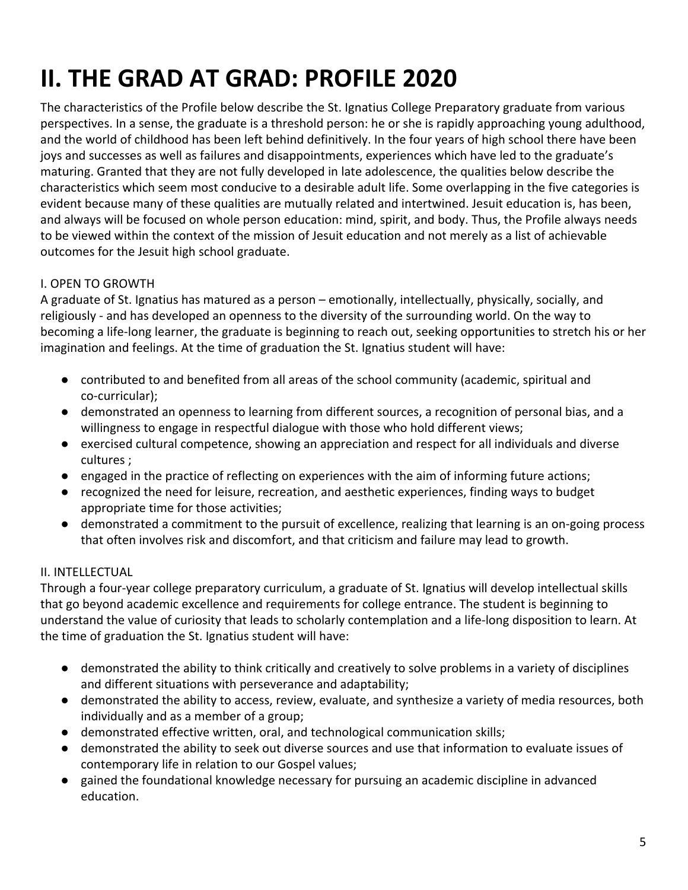# II. THE GRAD AT GRAD: PROFILE 2020

The characteristics of the Profile below describe the St. Ignatius College Preparatory graduate from various perspectives. In a sense, the graduate is a threshold person: he or she is rapidly approaching young adulthood, and the world of childhood has been left behind definitively. In the four years of high school there have been joys and successes as well as failures and disappointments, experiences which have led to the graduate's maturing. Granted that they are not fully developed in late adolescence, the qualities below describe the characteristics which seem most conducive to a desirable adult life. Some overlapping in the five categories is evident because many of these qualities are mutually related and intertwined. Jesuit education is, has been, and always will be focused on whole person education: mind, spirit, and body. Thus, the Profile always needs to be viewed within the context of the mission of Jesuit education and not merely as a list of achievable outcomes for the Jesuit high school graduate.

I. OPEN TO GROWTH

A graduate of St. Ignatius has matured as a person – emotionally, intellectually, physically, socially, and religiously - and has developed an openness to the diversity of the surrounding world. On the way to becoming a life-long learner, the graduate is beginning to reach out, seeking opportunities to stretch his or her imagination and feelings. At the time of graduation the St. Ignatius student will have:

- contributed to and benefited from all areas of the school community (academic, spiritual and co-curricular);
- demonstrated an openness to learning from different sources, a recognition of personal bias, and a willingness to engage in respectful dialogue with those who hold different views;
- exercised cultural competence, showing an appreciation and respect for all individuals and diverse cultures ;
- engaged in the practice of reflecting on experiences with the aim of informing future actions;
- recognized the need for leisure, recreation, and aesthetic experiences, finding ways to budget appropriate time for those activities;
- demonstrated a commitment to the pursuit of excellence, realizing that learning is an on-going process that often involves risk and discomfort, and that criticism and failure may lead to growth.

II. INTELLECTUAL

Through a four-year college preparatory curriculum, a graduate of St. Ignatius will develop intellectual skills that go beyond academic excellence and requirements for college entrance. The student is beginning to understand the value of curiosity that leads to scholarly contemplation and a life-long disposition to learn. At the time of graduation the St. Ignatius student will have:

- demonstrated the ability to think critically and creatively to solve problems in a variety of disciplines and different situations with perseverance and adaptability;
- demonstrated the ability to access, review, evaluate, and synthesize a variety of media resources, both individually and as a member of a group;
- demonstrated effective written, oral, and technological communication skills;
- demonstrated the ability to seek out diverse sources and use that information to evaluate issues of contemporary life in relation to our Gospel values;
- gained the foundational knowledge necessary for pursuing an academic discipline in advanced education.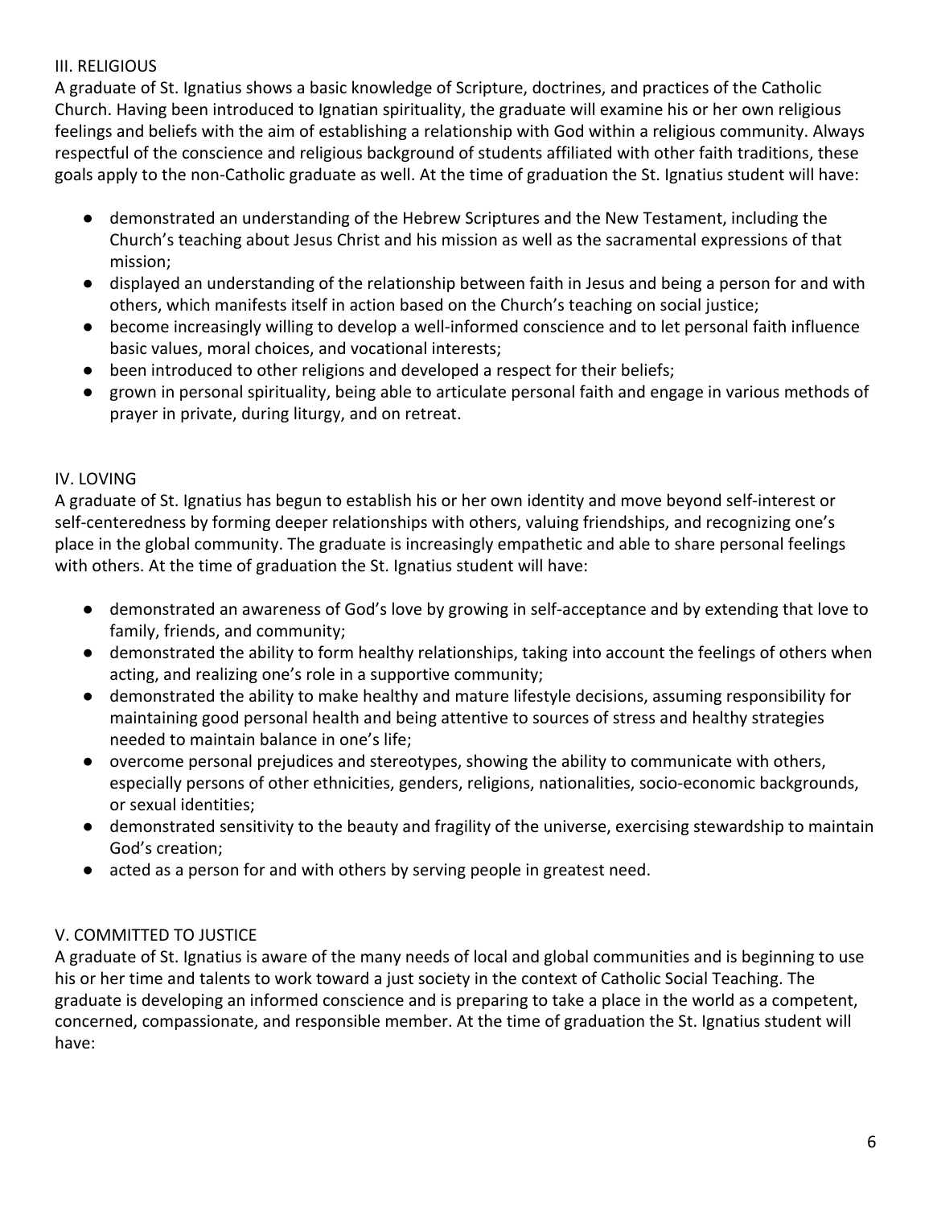## III. RELIGIOUS

A graduate of St. Ignatius shows a basic knowledge of Scripture, doctrines, and practices of the Catholic Church. Having been introduced to Ignatian spirituality, the graduate will examine his or her own religious feelings and beliefs with the aim of establishing a relationship with God within a religious community. Always respectful of the conscience and religious background of students affiliated with other faith traditions, these goals apply to the non-Catholic graduate as well. At the time of graduation the St. Ignatius student will have:

- demonstrated an understanding of the Hebrew Scriptures and the New Testament, including the Church's teaching about Jesus Christ and his mission as well as the sacramental expressions of that mission;
- displayed an understanding of the relationship between faith in Jesus and being a person for and with others, which manifests itself in action based on the Church's teaching on social justice;
- become increasingly willing to develop a well-informed conscience and to let personal faith influence basic values, moral choices, and vocational interests;
- been introduced to other religions and developed a respect for their beliefs;
- grown in personal spirituality, being able to articulate personal faith and engage in various methods of prayer in private, during liturgy, and on retreat.

## IV. LOVING

A graduate of St. Ignatius has begun to establish his or her own identity and move beyond self-interest or self-centeredness by forming deeper relationships with others, valuing friendships, and recognizing one's place in the global community. The graduate is increasingly empathetic and able to share personal feelings with others. At the time of graduation the St. Ignatius student will have:

- demonstrated an awareness of God's love by growing in self-acceptance and by extending that love to family, friends, and community;
- demonstrated the ability to form healthy relationships, taking into account the feelings of others when acting, and realizing one's role in a supportive community;
- demonstrated the ability to make healthy and mature lifestyle decisions, assuming responsibility for maintaining good personal health and being attentive to sources of stress and healthy strategies needed to maintain balance in one's life;
- overcome personal prejudices and stereotypes, showing the ability to communicate with others, especially persons of other ethnicities, genders, religions, nationalities, socio-economic backgrounds, or sexual identities;
- demonstrated sensitivity to the beauty and fragility of the universe, exercising stewardship to maintain God's creation;
- acted as a person for and with others by serving people in greatest need.

## V. COMMITTED TO JUSTICE

A graduate of St. Ignatius is aware of the many needs of local and global communities and is beginning to use his or her time and talents to work toward a just society in the context of Catholic Social Teaching. The graduate is developing an informed conscience and is preparing to take a place in the world as a competent, concerned, compassionate, and responsible member. At the time of graduation the St. Ignatius student will have: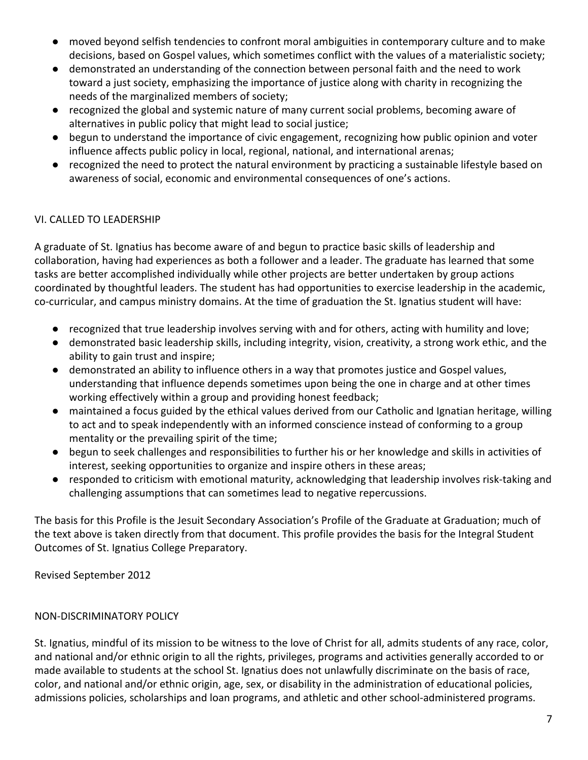- moved beyond selfish tendencies to confront moral ambiguities in contemporary culture and to make decisions, based on Gospel values, which sometimes conflict with the values of a materialistic society;
- demonstrated an understanding of the connection between personal faith and the need to work toward a just society, emphasizing the importance of justice along with charity in recognizing the needs of the marginalized members of society;
- recognized the global and systemic nature of many current social problems, becoming aware of alternatives in public policy that might lead to social justice;
- begun to understand the importance of civic engagement, recognizing how public opinion and voter influence affects public policy in local, regional, national, and international arenas;
- recognized the need to protect the natural environment by practicing a sustainable lifestyle based on awareness of social, economic and environmental consequences of one's actions.

## VI. CALLED TO LEADERSHIP

A graduate of St. Ignatius has become aware of and begun to practice basic skills of leadership and collaboration, having had experiences as both a follower and a leader. The graduate has learned that some tasks are better accomplished individually while other projects are better undertaken by group actions coordinated by thoughtful leaders. The student has had opportunities to exercise leadership in the academic, co-curricular, and campus ministry domains. At the time of graduation the St. Ignatius student will have:

- recognized that true leadership involves serving with and for others, acting with humility and love;
- demonstrated basic leadership skills, including integrity, vision, creativity, a strong work ethic, and the ability to gain trust and inspire;
- demonstrated an ability to influence others in a way that promotes justice and Gospel values, understanding that influence depends sometimes upon being the one in charge and at other times working effectively within a group and providing honest feedback;
- maintained a focus guided by the ethical values derived from our Catholic and Ignatian heritage, willing to act and to speak independently with an informed conscience instead of conforming to a group mentality or the prevailing spirit of the time;
- begun to seek challenges and responsibilities to further his or her knowledge and skills in activities of interest, seeking opportunities to organize and inspire others in these areas;
- responded to criticism with emotional maturity, acknowledging that leadership involves risk-taking and challenging assumptions that can sometimes lead to negative repercussions.

The basis for this Profile is the Jesuit Secondary Association's Profile of the Graduate at Graduation; much of the text above is taken directly from that document. This profile provides the basis for the Integral Student Outcomes of St. Ignatius College Preparatory.

Revised September 2012

## NON-DISCRIMINATORY POLICY

St. Ignatius, mindful of its mission to be witness to the love of Christ for all, admits students of any race, color, and national and/or ethnic origin to all the rights, privileges, programs and activities generally accorded to or made available to students at the school St. Ignatius does not unlawfully discriminate on the basis of race, color, and national and/or ethnic origin, age, sex, or disability in the administration of educational policies, admissions policies, scholarships and loan programs, and athletic and other school-administered programs.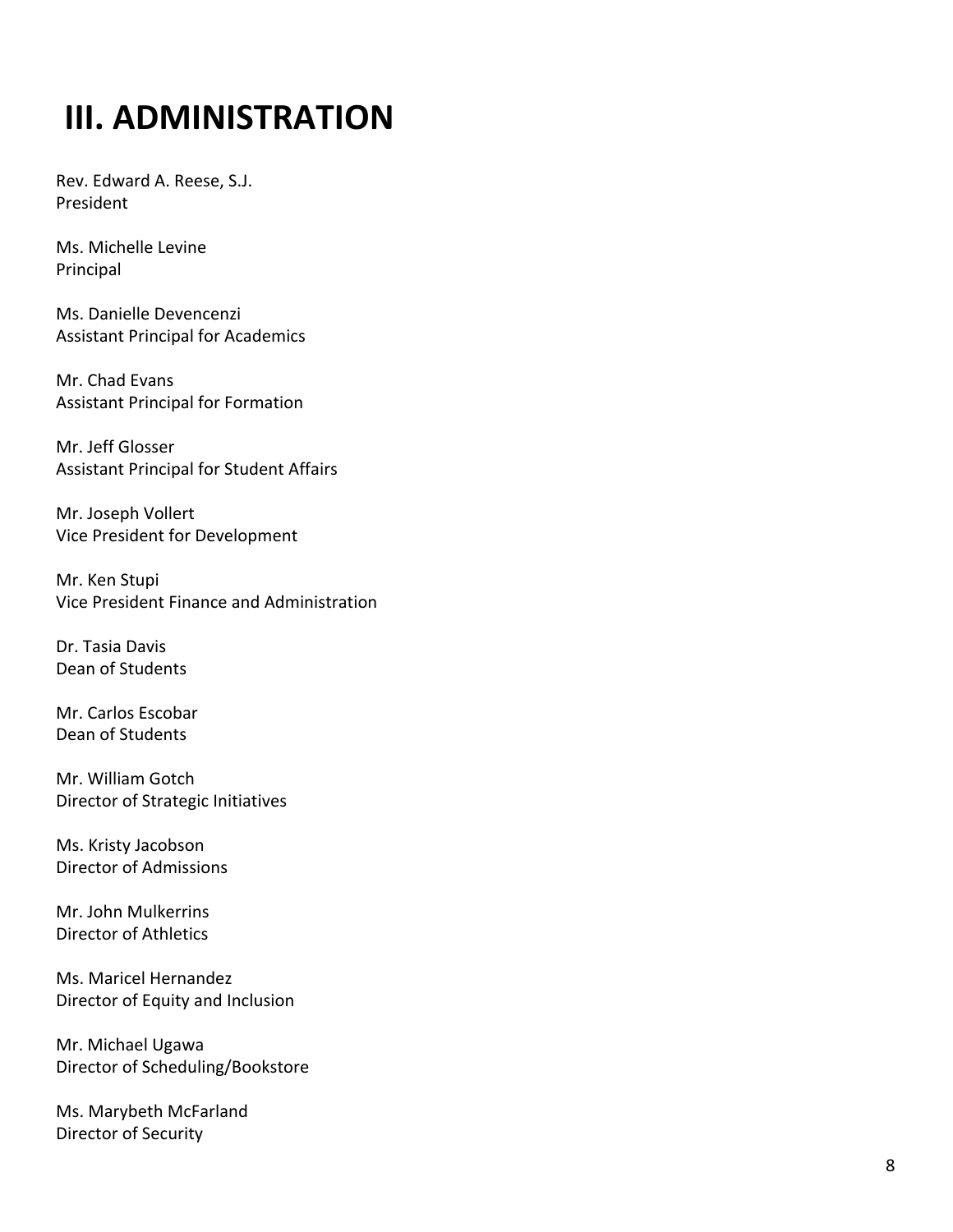# III. ADMINISTRATION

Rev. Edward A. Reese, S.J.
President

Ms. Michelle Levine
Principal

Ms. Danielle Devencenzi
Assistant Principal for Academics

Mr. Chad Evans
Assistant Principal for Formation

Mr. Jeff Glosser
Assistant Principal for Student Affairs

Mr. Joseph Vollert
Vice President for Development

Mr. Ken Stupi
Vice President Finance and Administration

Dr. Tasia Davis
Dean of Students

Mr. Carlos Escobar
Dean of Students

Mr. William Gotch
Director of Strategic Initiatives

Ms. Kristy Jacobson
Director of Admissions

Mr. John Mulkerrins
Director of Athletics

Ms. Maricel Hernandez
Director of Equity and Inclusion

Mr. Michael Ugawa
Director of Scheduling/Bookstore

Ms. Marybeth McFarland
Director of Security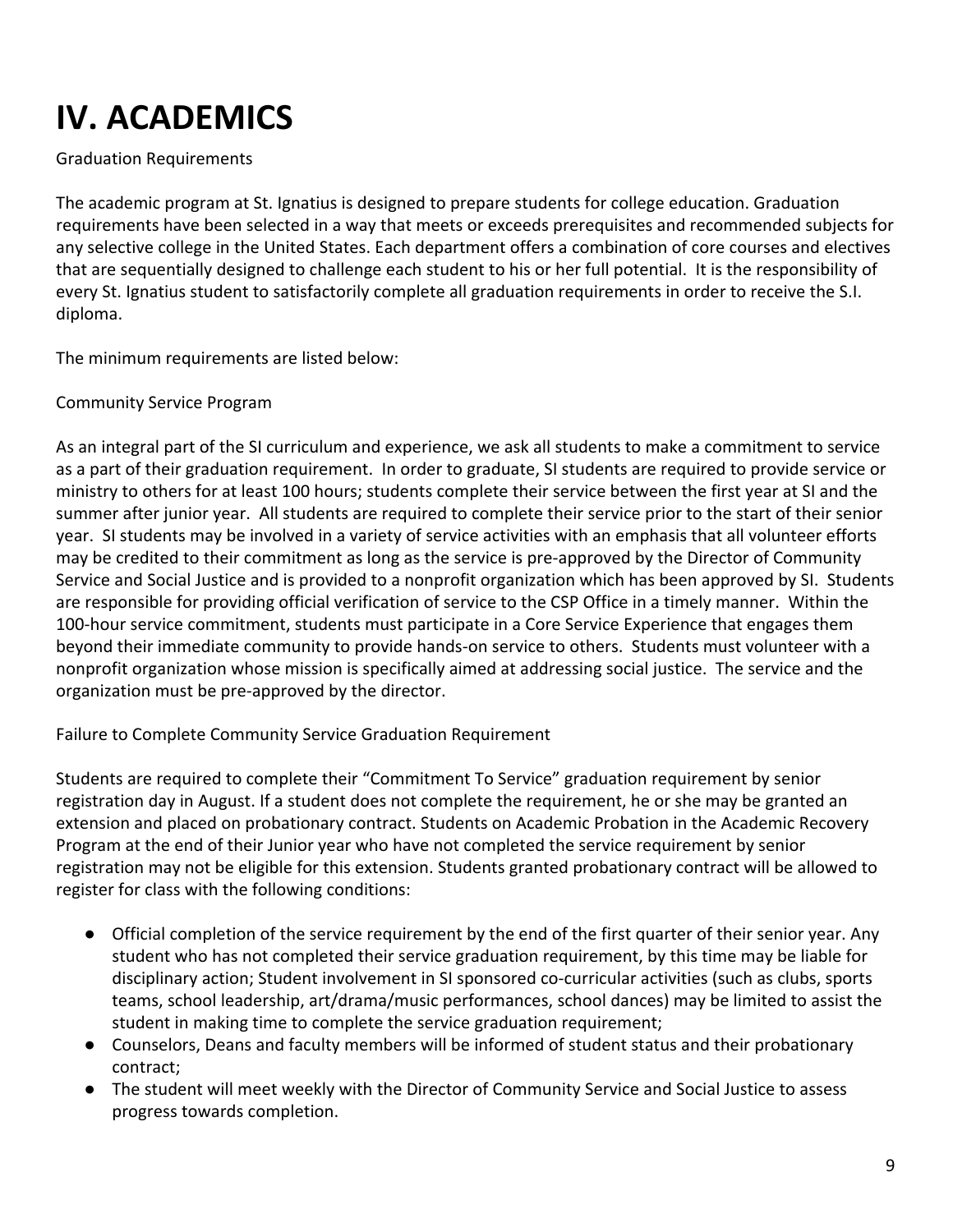# IV. ACADEMICS

Graduation Requirements

The academic program at St. Ignatius is designed to prepare students for college education. Graduation requirements have been selected in a way that meets or exceeds prerequisites and recommended subjects for any selective college in the United States. Each department offers a combination of core courses and electives that are sequentially designed to challenge each student to his or her full potential. It is the responsibility of every St. Ignatius student to satisfactorily complete all graduation requirements in order to receive the S.I. diploma.

The minimum requirements are listed below:

Community Service Program

As an integral part of the SI curriculum and experience, we ask all students to make a commitment to service as a part of their graduation requirement. In order to graduate, SI students are required to provide service or ministry to others for at least 100 hours; students complete their service between the first year at SI and the summer after junior year. All students are required to complete their service prior to the start of their senior year. SI students may be involved in a variety of service activities with an emphasis that all volunteer efforts may be credited to their commitment as long as the service is pre-approved by the Director of Community Service and Social Justice and is provided to a nonprofit organization which has been approved by SI. Students are responsible for providing official verification of service to the CSP Office in a timely manner. Within the 100-hour service commitment, students must participate in a Core Service Experience that engages them beyond their immediate community to provide hands-on service to others. Students must volunteer with a nonprofit organization whose mission is specifically aimed at addressing social justice. The service and the organization must be pre-approved by the director.

Failure to Complete Community Service Graduation Requirement

Students are required to complete their “Commitment To Service” graduation requirement by senior registration day in August. If a student does not complete the requirement, he or she may be granted an extension and placed on probationary contract. Students on Academic Probation in the Academic Recovery Program at the end of their Junior year who have not completed the service requirement by senior registration may not be eligible for this extension. Students granted probationary contract will be allowed to register for class with the following conditions:

- Official completion of the service requirement by the end of the first quarter of their senior year. Any student who has not completed their service graduation requirement, by this time may be liable for disciplinary action; Student involvement in SI sponsored co-curricular activities (such as clubs, sports teams, school leadership, art/drama/music performances, school dances) may be limited to assist the student in making time to complete the service graduation requirement;
- Counselors, Deans and faculty members will be informed of student status and their probationary contract;
- The student will meet weekly with the Director of Community Service and Social Justice to assess progress towards completion.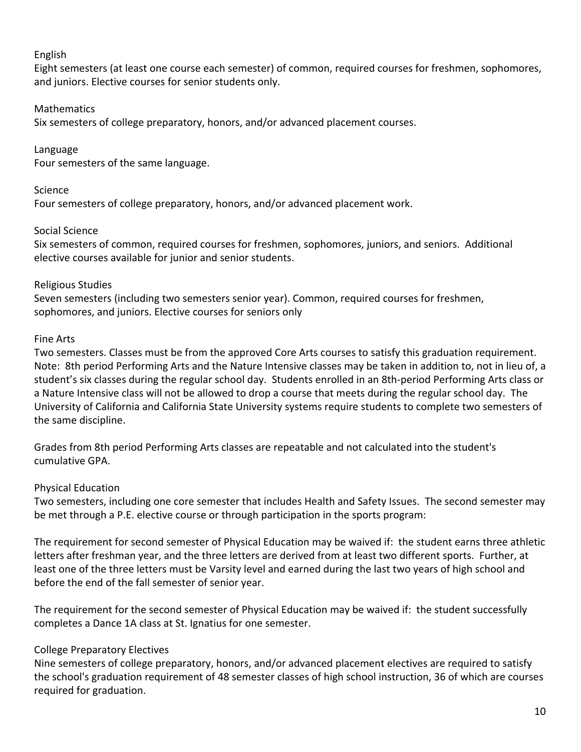### English

Eight semesters (at least one course each semester) of common, required courses for freshmen, sophomores, and juniors. Elective courses for senior students only.

### Mathematics

Six semesters of college preparatory, honors, and/or advanced placement courses.

### Language

Four semesters of the same language.

### Science

Four semesters of college preparatory, honors, and/or advanced placement work.

### Social Science

Six semesters of common, required courses for freshmen, sophomores, juniors, and seniors. Additional elective courses available for junior and senior students.

### Religious Studies

Seven semesters (including two semesters senior year). Common, required courses for freshmen, sophomores, and juniors. Elective courses for seniors only

### Fine Arts

Two semesters. Classes must be from the approved Core Arts courses to satisfy this graduation requirement. Note: 8th period Performing Arts and the Nature Intensive classes may be taken in addition to, not in lieu of, a student's six classes during the regular school day. Students enrolled in an 8th-period Performing Arts class or a Nature Intensive class will not be allowed to drop a course that meets during the regular school day. The University of California and California State University systems require students to complete two semesters of the same discipline.

Grades from 8th period Performing Arts classes are repeatable and not calculated into the student's cumulative GPA.

### Physical Education

Two semesters, including one core semester that includes Health and Safety Issues. The second semester may be met through a P.E. elective course or through participation in the sports program:

The requirement for second semester of Physical Education may be waived if: the student earns three athletic letters after freshman year, and the three letters are derived from at least two different sports. Further, at least one of the three letters must be Varsity level and earned during the last two years of high school and before the end of the fall semester of senior year.

The requirement for the second semester of Physical Education may be waived if: the student successfully completes a Dance 1A class at St. Ignatius for one semester.

### College Preparatory Electives

Nine semesters of college preparatory, honors, and/or advanced placement electives are required to satisfy the school's graduation requirement of 48 semester classes of high school instruction, 36 of which are courses required for graduation.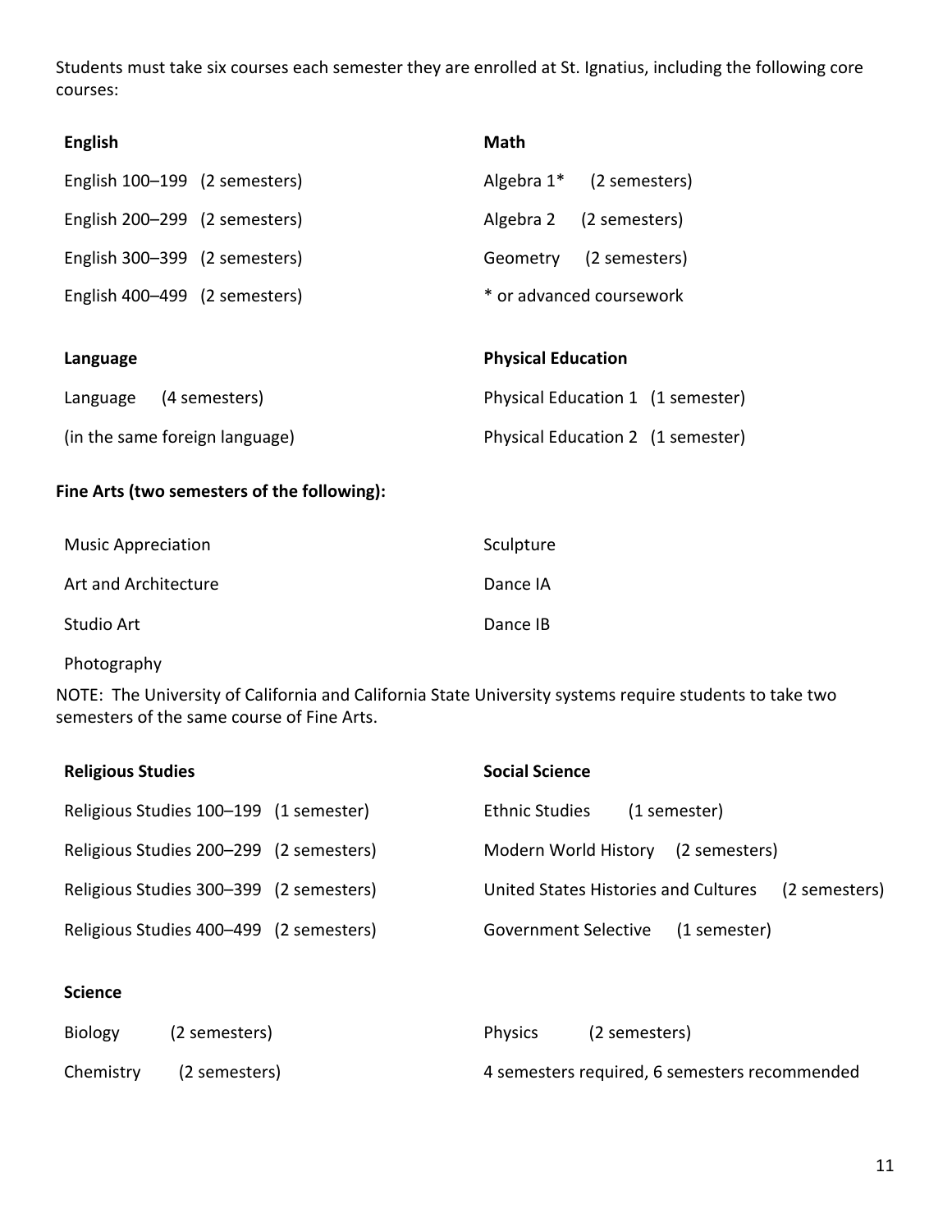Students must take six courses each semester they are enrolled at St. Ignatius, including the following core courses:

**English**

English 100–199 (2 semesters)

English 200–299 (2 semesters)

English 300–399 (2 semesters)

English 400–499 (2 semesters)

**Math**

Algebra 1* (2 semesters)

Algebra 2 (2 semesters)

Geometry (2 semesters)

* or advanced coursework

**Language**

Language (4 semesters)

(in the same foreign language)

**Physical Education**

Physical Education 1 (1 semester)

Physical Education 2 (1 semester)

**Fine Arts (two semesters of the following):**

Music Appreciation

Art and Architecture

Studio Art

Photography

Sculpture

Dance IA

Dance IB

NOTE: The University of California and California State University systems require students to take two semesters of the same course of Fine Arts.

**Religious Studies**

Religious Studies 100–199 (1 semester)

Religious Studies 200–299 (2 semesters)

Religious Studies 300–399 (2 semesters)

Religious Studies 400–499 (2 semesters)

**Social Science**

Ethnic Studies (1 semester)

Modern World History (2 semesters)

United States Histories and Cultures (2 semesters)

Government Selective (1 semester)

**Science**

Biology (2 semesters)

Chemistry (2 semesters)

Physics (2 semesters)

4 semesters required, 6 semesters recommended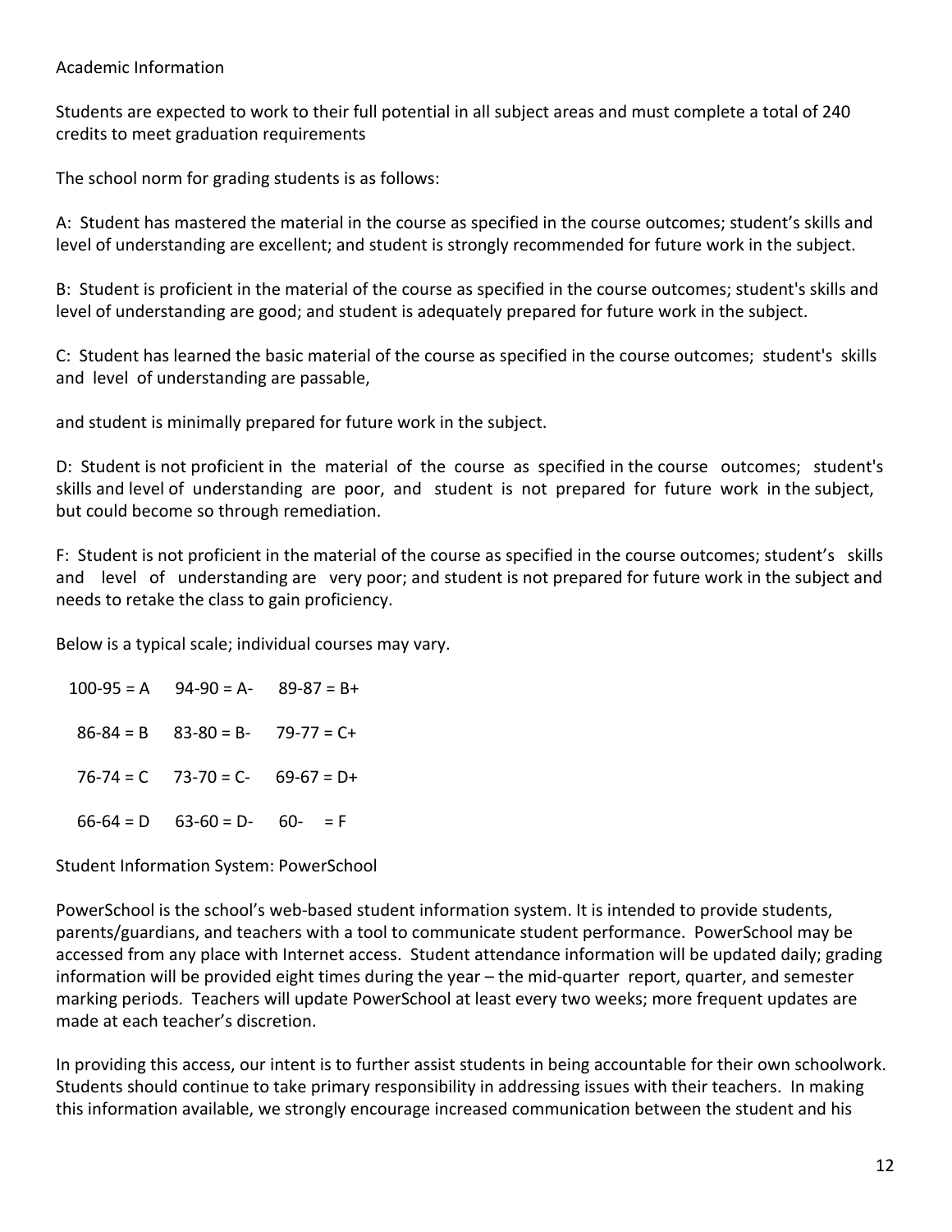## Academic Information

Students are expected to work to their full potential in all subject areas and must complete a total of 240 credits to meet graduation requirements

The school norm for grading students is as follows:

A: Student has mastered the material in the course as specified in the course outcomes; student's skills and level of understanding are excellent; and student is strongly recommended for future work in the subject.

B: Student is proficient in the material of the course as specified in the course outcomes; student's skills and level of understanding are good; and student is adequately prepared for future work in the subject.

C: Student has learned the basic material of the course as specified in the course outcomes; student's skills and level of understanding are passable,

and student is minimally prepared for future work in the subject.

D: Student is not proficient in the material of the course as specified in the course outcomes; student's skills and level of understanding are poor, and student is not prepared for future work in the subject, but could become so through remediation.

F: Student is not proficient in the material of the course as specified in the course outcomes; student's skills and level of understanding are very poor; and student is not prepared for future work in the subject and needs to retake the class to gain proficiency.

Below is a typical scale; individual courses may vary.

| | | |
|---|---|---|
| 100-95 = A | 94-90 = A- | 89-87 = B+ |
| 86-84 = B | 83-80 = B- | 79-77 = C+ |
| 76-74 = C | 73-70 = C- | 69-67 = D+ |
| 66-64 = D | 63-60 = D- | 60- = F |

## Student Information System: PowerSchool

PowerSchool is the school's web-based student information system. It is intended to provide students, parents/guardians, and teachers with a tool to communicate student performance. PowerSchool may be accessed from any place with Internet access. Student attendance information will be updated daily; grading information will be provided eight times during the year – the mid-quarter report, quarter, and semester marking periods. Teachers will update PowerSchool at least every two weeks; more frequent updates are made at each teacher's discretion.

In providing this access, our intent is to further assist students in being accountable for their own schoolwork. Students should continue to take primary responsibility in addressing issues with their teachers. In making this information available, we strongly encourage increased communication between the student and his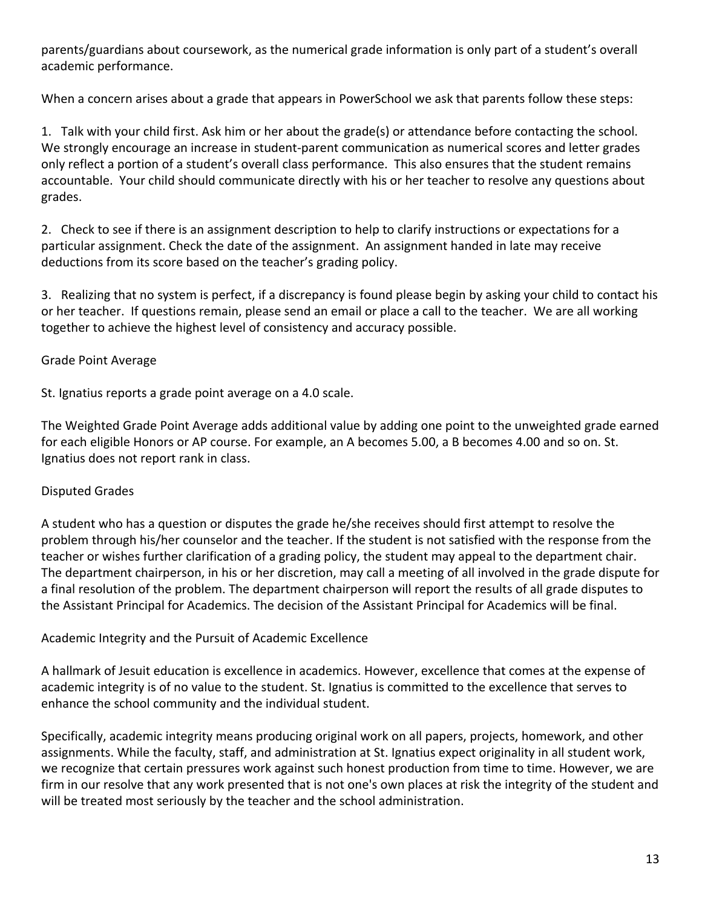parents/guardians about coursework, as the numerical grade information is only part of a student's overall academic performance.

When a concern arises about a grade that appears in PowerSchool we ask that parents follow these steps:

1. Talk with your child first. Ask him or her about the grade(s) or attendance before contacting the school. We strongly encourage an increase in student-parent communication as numerical scores and letter grades only reflect a portion of a student's overall class performance. This also ensures that the student remains accountable. Your child should communicate directly with his or her teacher to resolve any questions about grades.

2. Check to see if there is an assignment description to help to clarify instructions or expectations for a particular assignment. Check the date of the assignment. An assignment handed in late may receive deductions from its score based on the teacher's grading policy.

3. Realizing that no system is perfect, if a discrepancy is found please begin by asking your child to contact his or her teacher. If questions remain, please send an email or place a call to the teacher. We are all working together to achieve the highest level of consistency and accuracy possible.

## Grade Point Average

St. Ignatius reports a grade point average on a 4.0 scale.

The Weighted Grade Point Average adds additional value by adding one point to the unweighted grade earned for each eligible Honors or AP course. For example, an A becomes 5.00, a B becomes 4.00 and so on. St. Ignatius does not report rank in class.

## Disputed Grades

A student who has a question or disputes the grade he/she receives should first attempt to resolve the problem through his/her counselor and the teacher. If the student is not satisfied with the response from the teacher or wishes further clarification of a grading policy, the student may appeal to the department chair. The department chairperson, in his or her discretion, may call a meeting of all involved in the grade dispute for a final resolution of the problem. The department chairperson will report the results of all grade disputes to the Assistant Principal for Academics. The decision of the Assistant Principal for Academics will be final.

## Academic Integrity and the Pursuit of Academic Excellence

A hallmark of Jesuit education is excellence in academics. However, excellence that comes at the expense of academic integrity is of no value to the student. St. Ignatius is committed to the excellence that serves to enhance the school community and the individual student.

Specifically, academic integrity means producing original work on all papers, projects, homework, and other assignments. While the faculty, staff, and administration at St. Ignatius expect originality in all student work, we recognize that certain pressures work against such honest production from time to time. However, we are firm in our resolve that any work presented that is not one's own places at risk the integrity of the student and will be treated most seriously by the teacher and the school administration.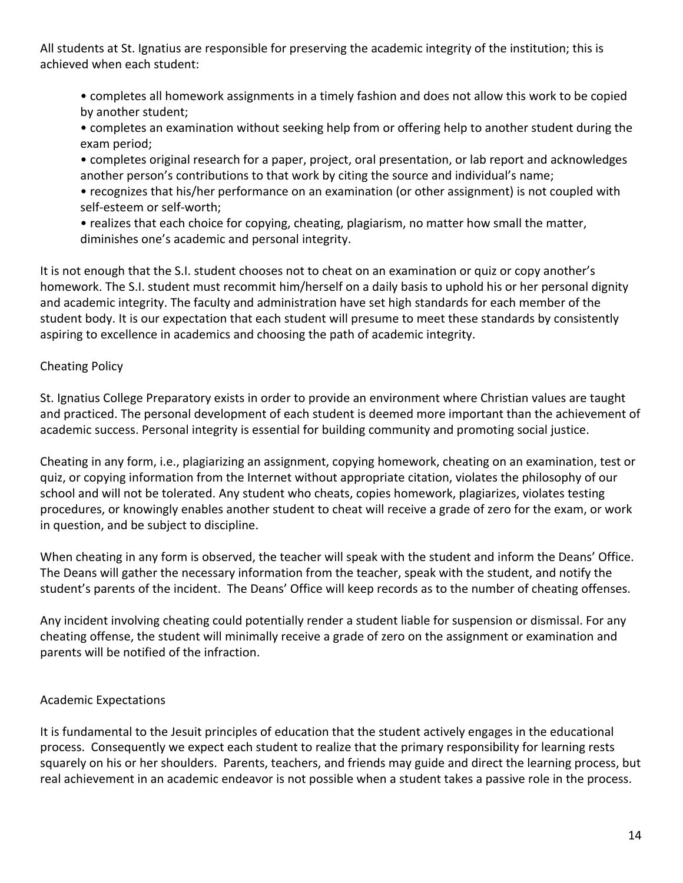All students at St. Ignatius are responsible for preserving the academic integrity of the institution; this is achieved when each student:

- completes all homework assignments in a timely fashion and does not allow this work to be copied by another student;
- completes an examination without seeking help from or offering help to another student during the exam period;
- completes original research for a paper, project, oral presentation, or lab report and acknowledges another person's contributions to that work by citing the source and individual's name;
- recognizes that his/her performance on an examination (or other assignment) is not coupled with self-esteem or self-worth;
- realizes that each choice for copying, cheating, plagiarism, no matter how small the matter, diminishes one's academic and personal integrity.

It is not enough that the S.I. student chooses not to cheat on an examination or quiz or copy another's homework. The S.I. student must recommit him/herself on a daily basis to uphold his or her personal dignity and academic integrity. The faculty and administration have set high standards for each member of the student body. It is our expectation that each student will presume to meet these standards by consistently aspiring to excellence in academics and choosing the path of academic integrity.

## Cheating Policy

St. Ignatius College Preparatory exists in order to provide an environment where Christian values are taught and practiced. The personal development of each student is deemed more important than the achievement of academic success. Personal integrity is essential for building community and promoting social justice.

Cheating in any form, i.e., plagiarizing an assignment, copying homework, cheating on an examination, test or quiz, or copying information from the Internet without appropriate citation, violates the philosophy of our school and will not be tolerated. Any student who cheats, copies homework, plagiarizes, violates testing procedures, or knowingly enables another student to cheat will receive a grade of zero for the exam, or work in question, and be subject to discipline.

When cheating in any form is observed, the teacher will speak with the student and inform the Deans' Office. The Deans will gather the necessary information from the teacher, speak with the student, and notify the student's parents of the incident. The Deans' Office will keep records as to the number of cheating offenses.

Any incident involving cheating could potentially render a student liable for suspension or dismissal. For any cheating offense, the student will minimally receive a grade of zero on the assignment or examination and parents will be notified of the infraction.

## Academic Expectations

It is fundamental to the Jesuit principles of education that the student actively engages in the educational process. Consequently we expect each student to realize that the primary responsibility for learning rests squarely on his or her shoulders. Parents, teachers, and friends may guide and direct the learning process, but real achievement in an academic endeavor is not possible when a student takes a passive role in the process.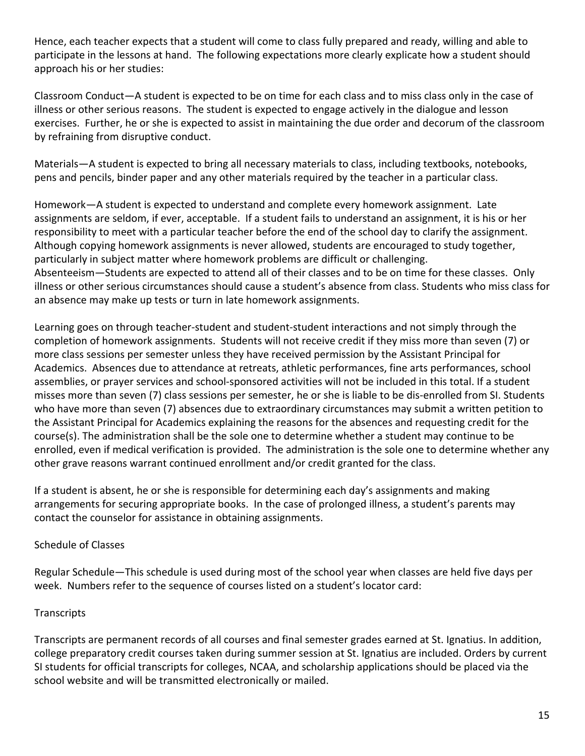Hence, each teacher expects that a student will come to class fully prepared and ready, willing and able to participate in the lessons at hand. The following expectations more clearly explicate how a student should approach his or her studies:

Classroom Conduct—A student is expected to be on time for each class and to miss class only in the case of illness or other serious reasons. The student is expected to engage actively in the dialogue and lesson exercises. Further, he or she is expected to assist in maintaining the due order and decorum of the classroom by refraining from disruptive conduct.

Materials—A student is expected to bring all necessary materials to class, including textbooks, notebooks, pens and pencils, binder paper and any other materials required by the teacher in a particular class.

Homework—A student is expected to understand and complete every homework assignment. Late assignments are seldom, if ever, acceptable. If a student fails to understand an assignment, it is his or her responsibility to meet with a particular teacher before the end of the school day to clarify the assignment. Although copying homework assignments is never allowed, students are encouraged to study together, particularly in subject matter where homework problems are difficult or challenging.
Absenteeism—Students are expected to attend all of their classes and to be on time for these classes. Only illness or other serious circumstances should cause a student's absence from class. Students who miss class for an absence may make up tests or turn in late homework assignments.

Learning goes on through teacher-student and student-student interactions and not simply through the completion of homework assignments. Students will not receive credit if they miss more than seven (7) or more class sessions per semester unless they have received permission by the Assistant Principal for Academics. Absences due to attendance at retreats, athletic performances, fine arts performances, school assemblies, or prayer services and school-sponsored activities will not be included in this total. If a student misses more than seven (7) class sessions per semester, he or she is liable to be dis-enrolled from SI. Students who have more than seven (7) absences due to extraordinary circumstances may submit a written petition to the Assistant Principal for Academics explaining the reasons for the absences and requesting credit for the course(s). The administration shall be the sole one to determine whether a student may continue to be enrolled, even if medical verification is provided. The administration is the sole one to determine whether any other grave reasons warrant continued enrollment and/or credit granted for the class.

If a student is absent, he or she is responsible for determining each day's assignments and making arrangements for securing appropriate books. In the case of prolonged illness, a student's parents may contact the counselor for assistance in obtaining assignments.

## Schedule of Classes

Regular Schedule—This schedule is used during most of the school year when classes are held five days per week. Numbers refer to the sequence of courses listed on a student's locator card:

## Transcripts

Transcripts are permanent records of all courses and final semester grades earned at St. Ignatius. In addition, college preparatory credit courses taken during summer session at St. Ignatius are included. Orders by current SI students for official transcripts for colleges, NCAA, and scholarship applications should be placed via the school website and will be transmitted electronically or mailed.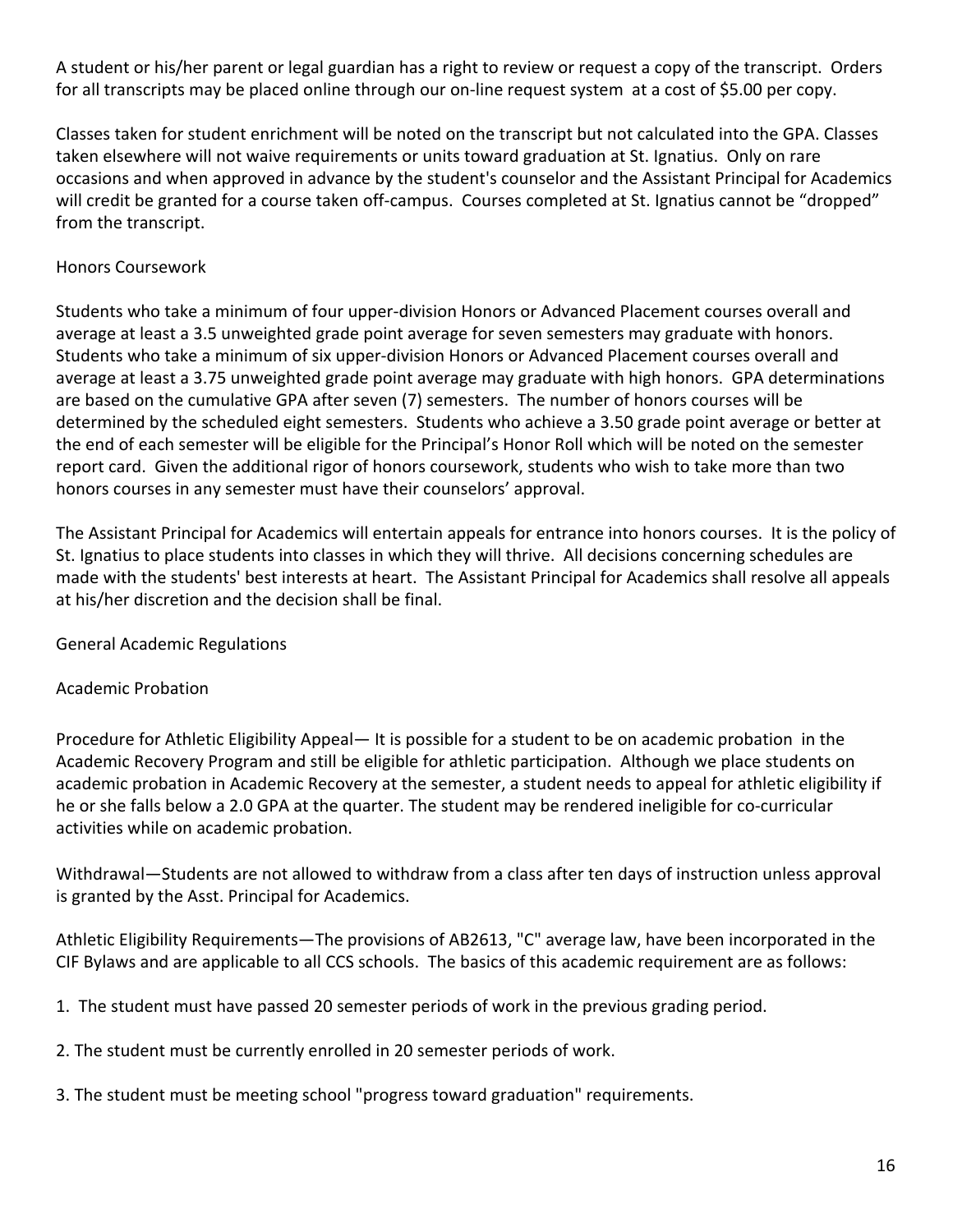A student or his/her parent or legal guardian has a right to review or request a copy of the transcript. Orders for all transcripts may be placed online through our on-line request system at a cost of $5.00 per copy.

Classes taken for student enrichment will be noted on the transcript but not calculated into the GPA. Classes taken elsewhere will not waive requirements or units toward graduation at St. Ignatius. Only on rare occasions and when approved in advance by the student's counselor and the Assistant Principal for Academics will credit be granted for a course taken off-campus. Courses completed at St. Ignatius cannot be "dropped" from the transcript.

## Honors Coursework

Students who take a minimum of four upper-division Honors or Advanced Placement courses overall and average at least a 3.5 unweighted grade point average for seven semesters may graduate with honors. Students who take a minimum of six upper-division Honors or Advanced Placement courses overall and average at least a 3.75 unweighted grade point average may graduate with high honors. GPA determinations are based on the cumulative GPA after seven (7) semesters. The number of honors courses will be determined by the scheduled eight semesters. Students who achieve a 3.50 grade point average or better at the end of each semester will be eligible for the Principal's Honor Roll which will be noted on the semester report card. Given the additional rigor of honors coursework, students who wish to take more than two honors courses in any semester must have their counselors' approval.

The Assistant Principal for Academics will entertain appeals for entrance into honors courses. It is the policy of St. Ignatius to place students into classes in which they will thrive. All decisions concerning schedules are made with the students' best interests at heart. The Assistant Principal for Academics shall resolve all appeals at his/her discretion and the decision shall be final.

## General Academic Regulations

### Academic Probation

Procedure for Athletic Eligibility Appeal— It is possible for a student to be on academic probation in the Academic Recovery Program and still be eligible for athletic participation. Although we place students on academic probation in Academic Recovery at the semester, a student needs to appeal for athletic eligibility if he or she falls below a 2.0 GPA at the quarter. The student may be rendered ineligible for co-curricular activities while on academic probation.

Withdrawal—Students are not allowed to withdraw from a class after ten days of instruction unless approval is granted by the Asst. Principal for Academics.

Athletic Eligibility Requirements—The provisions of AB2613, "C" average law, have been incorporated in the CIF Bylaws and are applicable to all CCS schools. The basics of this academic requirement are as follows:

1. The student must have passed 20 semester periods of work in the previous grading period.

2. The student must be currently enrolled in 20 semester periods of work.

3. The student must be meeting school "progress toward graduation" requirements.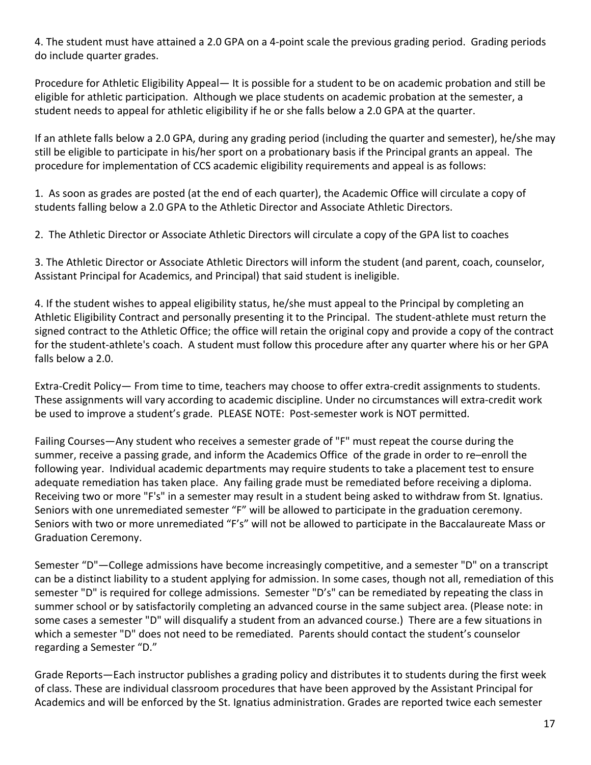4. The student must have attained a 2.0 GPA on a 4-point scale the previous grading period. Grading periods do include quarter grades.

Procedure for Athletic Eligibility Appeal— It is possible for a student to be on academic probation and still be eligible for athletic participation. Although we place students on academic probation at the semester, a student needs to appeal for athletic eligibility if he or she falls below a 2.0 GPA at the quarter.

If an athlete falls below a 2.0 GPA, during any grading period (including the quarter and semester), he/she may still be eligible to participate in his/her sport on a probationary basis if the Principal grants an appeal. The procedure for implementation of CCS academic eligibility requirements and appeal is as follows:

1. As soon as grades are posted (at the end of each quarter), the Academic Office will circulate a copy of students falling below a 2.0 GPA to the Athletic Director and Associate Athletic Directors.

2. The Athletic Director or Associate Athletic Directors will circulate a copy of the GPA list to coaches

3. The Athletic Director or Associate Athletic Directors will inform the student (and parent, coach, counselor, Assistant Principal for Academics, and Principal) that said student is ineligible.

4. If the student wishes to appeal eligibility status, he/she must appeal to the Principal by completing an Athletic Eligibility Contract and personally presenting it to the Principal. The student-athlete must return the signed contract to the Athletic Office; the office will retain the original copy and provide a copy of the contract for the student-athlete's coach. A student must follow this procedure after any quarter where his or her GPA falls below a 2.0.

Extra-Credit Policy— From time to time, teachers may choose to offer extra-credit assignments to students. These assignments will vary according to academic discipline. Under no circumstances will extra-credit work be used to improve a student's grade. PLEASE NOTE: Post-semester work is NOT permitted.

Failing Courses—Any student who receives a semester grade of "F" must repeat the course during the summer, receive a passing grade, and inform the Academics Office of the grade in order to re–enroll the following year. Individual academic departments may require students to take a placement test to ensure adequate remediation has taken place. Any failing grade must be remediated before receiving a diploma. Receiving two or more "F's" in a semester may result in a student being asked to withdraw from St. Ignatius. Seniors with one unremediated semester "F" will be allowed to participate in the graduation ceremony. Seniors with two or more unremediated "F's" will not be allowed to participate in the Baccalaureate Mass or Graduation Ceremony.

Semester "D"—College admissions have become increasingly competitive, and a semester "D" on a transcript can be a distinct liability to a student applying for admission. In some cases, though not all, remediation of this semester "D" is required for college admissions. Semester "D's" can be remediated by repeating the class in summer school or by satisfactorily completing an advanced course in the same subject area. (Please note: in some cases a semester "D" will disqualify a student from an advanced course.) There are a few situations in which a semester "D" does not need to be remediated. Parents should contact the student's counselor regarding a Semester "D."

Grade Reports—Each instructor publishes a grading policy and distributes it to students during the first week of class. These are individual classroom procedures that have been approved by the Assistant Principal for Academics and will be enforced by the St. Ignatius administration. Grades are reported twice each semester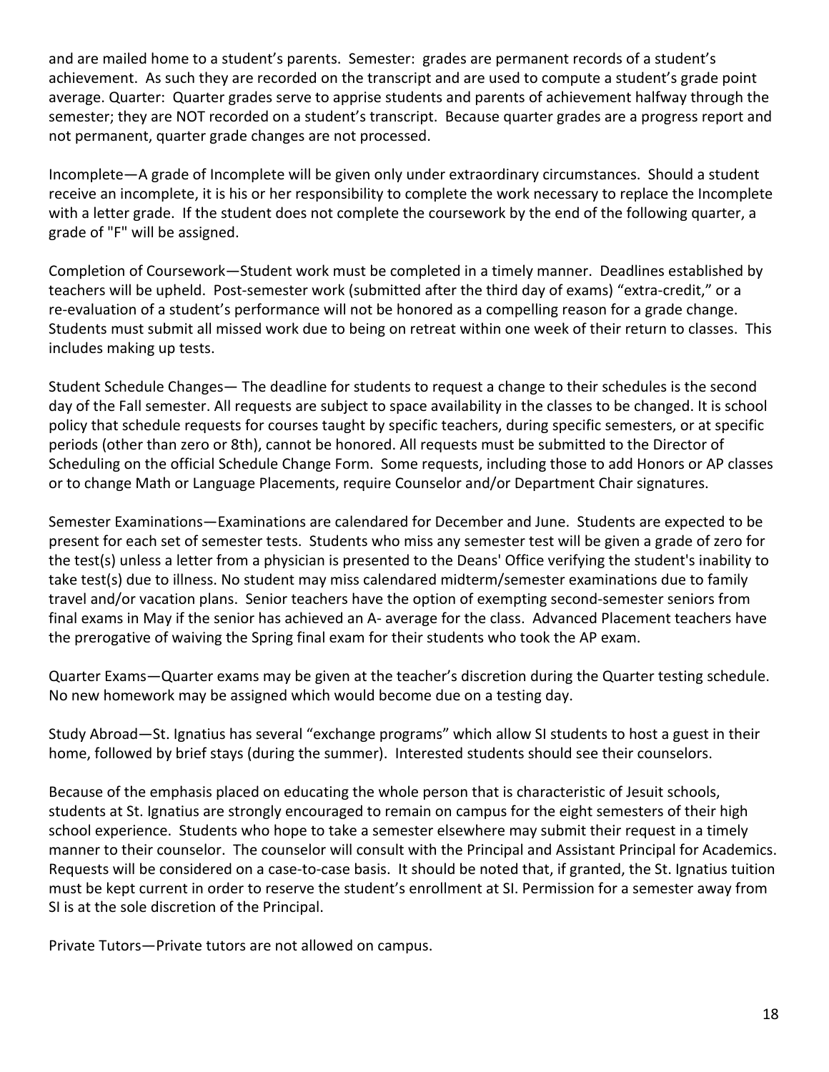and are mailed home to a student's parents. Semester: grades are permanent records of a student's achievement. As such they are recorded on the transcript and are used to compute a student's grade point average. Quarter: Quarter grades serve to apprise students and parents of achievement halfway through the semester; they are NOT recorded on a student's transcript. Because quarter grades are a progress report and not permanent, quarter grade changes are not processed.

Incomplete—A grade of Incomplete will be given only under extraordinary circumstances. Should a student receive an incomplete, it is his or her responsibility to complete the work necessary to replace the Incomplete with a letter grade. If the student does not complete the coursework by the end of the following quarter, a grade of "F" will be assigned.

Completion of Coursework—Student work must be completed in a timely manner. Deadlines established by teachers will be upheld. Post-semester work (submitted after the third day of exams) "extra-credit," or a re-evaluation of a student's performance will not be honored as a compelling reason for a grade change. Students must submit all missed work due to being on retreat within one week of their return to classes. This includes making up tests.

Student Schedule Changes— The deadline for students to request a change to their schedules is the second day of the Fall semester. All requests are subject to space availability in the classes to be changed. It is school policy that schedule requests for courses taught by specific teachers, during specific semesters, or at specific periods (other than zero or 8th), cannot be honored. All requests must be submitted to the Director of Scheduling on the official Schedule Change Form. Some requests, including those to add Honors or AP classes or to change Math or Language Placements, require Counselor and/or Department Chair signatures.

Semester Examinations—Examinations are calendared for December and June. Students are expected to be present for each set of semester tests. Students who miss any semester test will be given a grade of zero for the test(s) unless a letter from a physician is presented to the Deans' Office verifying the student's inability to take test(s) due to illness. No student may miss calendared midterm/semester examinations due to family travel and/or vacation plans. Senior teachers have the option of exempting second-semester seniors from final exams in May if the senior has achieved an A- average for the class. Advanced Placement teachers have the prerogative of waiving the Spring final exam for their students who took the AP exam.

Quarter Exams—Quarter exams may be given at the teacher's discretion during the Quarter testing schedule. No new homework may be assigned which would become due on a testing day.

Study Abroad—St. Ignatius has several "exchange programs" which allow SI students to host a guest in their home, followed by brief stays (during the summer). Interested students should see their counselors.

Because of the emphasis placed on educating the whole person that is characteristic of Jesuit schools, students at St. Ignatius are strongly encouraged to remain on campus for the eight semesters of their high school experience. Students who hope to take a semester elsewhere may submit their request in a timely manner to their counselor. The counselor will consult with the Principal and Assistant Principal for Academics. Requests will be considered on a case-to-case basis. It should be noted that, if granted, the St. Ignatius tuition must be kept current in order to reserve the student's enrollment at SI. Permission for a semester away from SI is at the sole discretion of the Principal.

Private Tutors—Private tutors are not allowed on campus.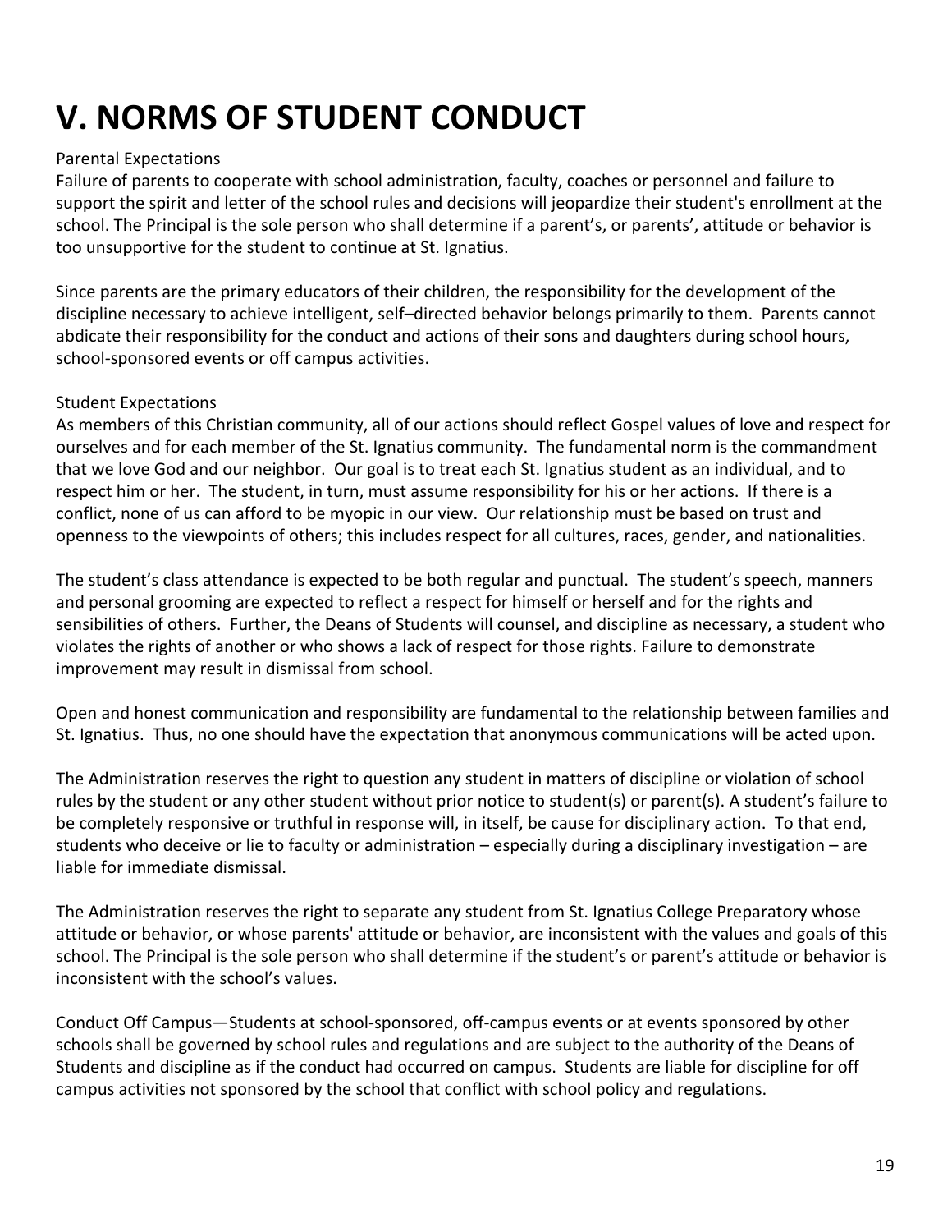# V. NORMS OF STUDENT CONDUCT

Parental Expectations
Failure of parents to cooperate with school administration, faculty, coaches or personnel and failure to support the spirit and letter of the school rules and decisions will jeopardize their student's enrollment at the school. The Principal is the sole person who shall determine if a parent's, or parents', attitude or behavior is too unsupportive for the student to continue at St. Ignatius.

Since parents are the primary educators of their children, the responsibility for the development of the discipline necessary to achieve intelligent, self–directed behavior belongs primarily to them. Parents cannot abdicate their responsibility for the conduct and actions of their sons and daughters during school hours, school-sponsored events or off campus activities.

Student Expectations
As members of this Christian community, all of our actions should reflect Gospel values of love and respect for ourselves and for each member of the St. Ignatius community. The fundamental norm is the commandment that we love God and our neighbor. Our goal is to treat each St. Ignatius student as an individual, and to respect him or her. The student, in turn, must assume responsibility for his or her actions. If there is a conflict, none of us can afford to be myopic in our view. Our relationship must be based on trust and openness to the viewpoints of others; this includes respect for all cultures, races, gender, and nationalities.

The student's class attendance is expected to be both regular and punctual. The student's speech, manners and personal grooming are expected to reflect a respect for himself or herself and for the rights and sensibilities of others. Further, the Deans of Students will counsel, and discipline as necessary, a student who violates the rights of another or who shows a lack of respect for those rights. Failure to demonstrate improvement may result in dismissal from school.

Open and honest communication and responsibility are fundamental to the relationship between families and St. Ignatius. Thus, no one should have the expectation that anonymous communications will be acted upon.

The Administration reserves the right to question any student in matters of discipline or violation of school rules by the student or any other student without prior notice to student(s) or parent(s). A student's failure to be completely responsive or truthful in response will, in itself, be cause for disciplinary action. To that end, students who deceive or lie to faculty or administration – especially during a disciplinary investigation – are liable for immediate dismissal.

The Administration reserves the right to separate any student from St. Ignatius College Preparatory whose attitude or behavior, or whose parents' attitude or behavior, are inconsistent with the values and goals of this school. The Principal is the sole person who shall determine if the student's or parent's attitude or behavior is inconsistent with the school's values.

Conduct Off Campus—Students at school-sponsored, off-campus events or at events sponsored by other schools shall be governed by school rules and regulations and are subject to the authority of the Deans of Students and discipline as if the conduct had occurred on campus. Students are liable for discipline for off campus activities not sponsored by the school that conflict with school policy and regulations.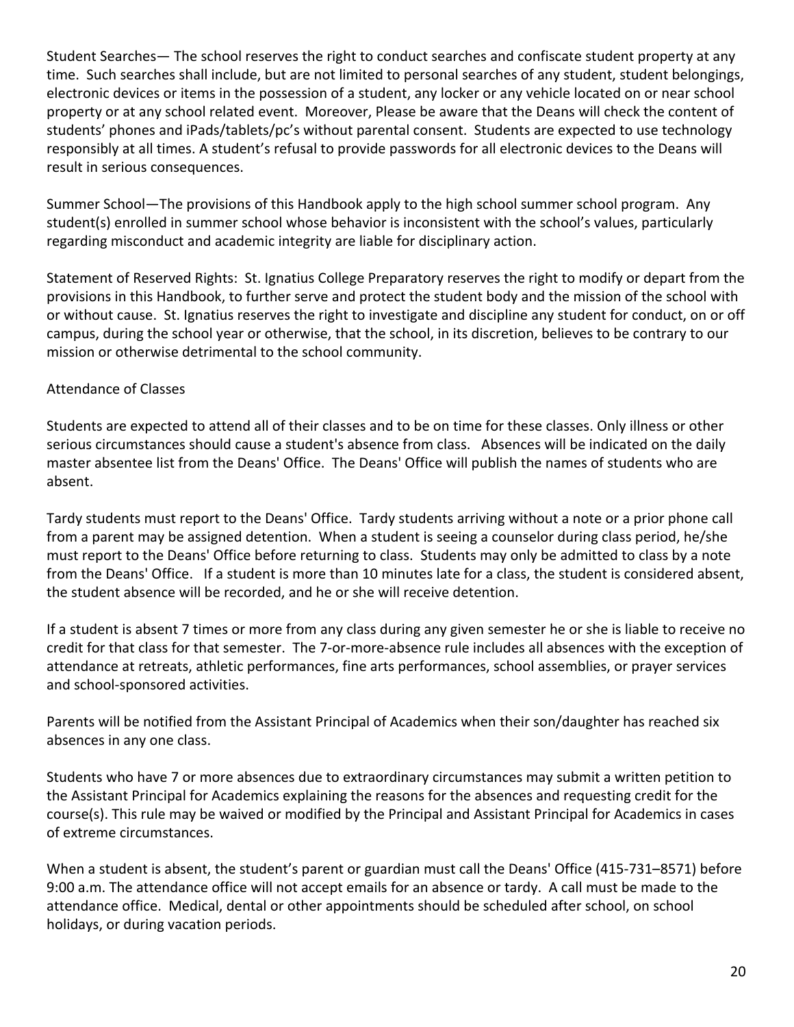Student Searches— The school reserves the right to conduct searches and confiscate student property at any time. Such searches shall include, but are not limited to personal searches of any student, student belongings, electronic devices or items in the possession of a student, any locker or any vehicle located on or near school property or at any school related event. Moreover, Please be aware that the Deans will check the content of students' phones and iPads/tablets/pc's without parental consent. Students are expected to use technology responsibly at all times. A student's refusal to provide passwords for all electronic devices to the Deans will result in serious consequences.

Summer School—The provisions of this Handbook apply to the high school summer school program. Any student(s) enrolled in summer school whose behavior is inconsistent with the school's values, particularly regarding misconduct and academic integrity are liable for disciplinary action.

Statement of Reserved Rights: St. Ignatius College Preparatory reserves the right to modify or depart from the provisions in this Handbook, to further serve and protect the student body and the mission of the school with or without cause. St. Ignatius reserves the right to investigate and discipline any student for conduct, on or off campus, during the school year or otherwise, that the school, in its discretion, believes to be contrary to our mission or otherwise detrimental to the school community.

## Attendance of Classes

Students are expected to attend all of their classes and to be on time for these classes. Only illness or other serious circumstances should cause a student's absence from class. Absences will be indicated on the daily master absentee list from the Deans' Office. The Deans' Office will publish the names of students who are absent.

Tardy students must report to the Deans' Office. Tardy students arriving without a note or a prior phone call from a parent may be assigned detention. When a student is seeing a counselor during class period, he/she must report to the Deans' Office before returning to class. Students may only be admitted to class by a note from the Deans' Office. If a student is more than 10 minutes late for a class, the student is considered absent, the student absence will be recorded, and he or she will receive detention.

If a student is absent 7 times or more from any class during any given semester he or she is liable to receive no credit for that class for that semester. The 7-or-more-absence rule includes all absences with the exception of attendance at retreats, athletic performances, fine arts performances, school assemblies, or prayer services and school-sponsored activities.

Parents will be notified from the Assistant Principal of Academics when their son/daughter has reached six absences in any one class.

Students who have 7 or more absences due to extraordinary circumstances may submit a written petition to the Assistant Principal for Academics explaining the reasons for the absences and requesting credit for the course(s). This rule may be waived or modified by the Principal and Assistant Principal for Academics in cases of extreme circumstances.

When a student is absent, the student's parent or guardian must call the Deans' Office (415-731–8571) before 9:00 a.m. The attendance office will not accept emails for an absence or tardy. A call must be made to the attendance office. Medical, dental or other appointments should be scheduled after school, on school holidays, or during vacation periods.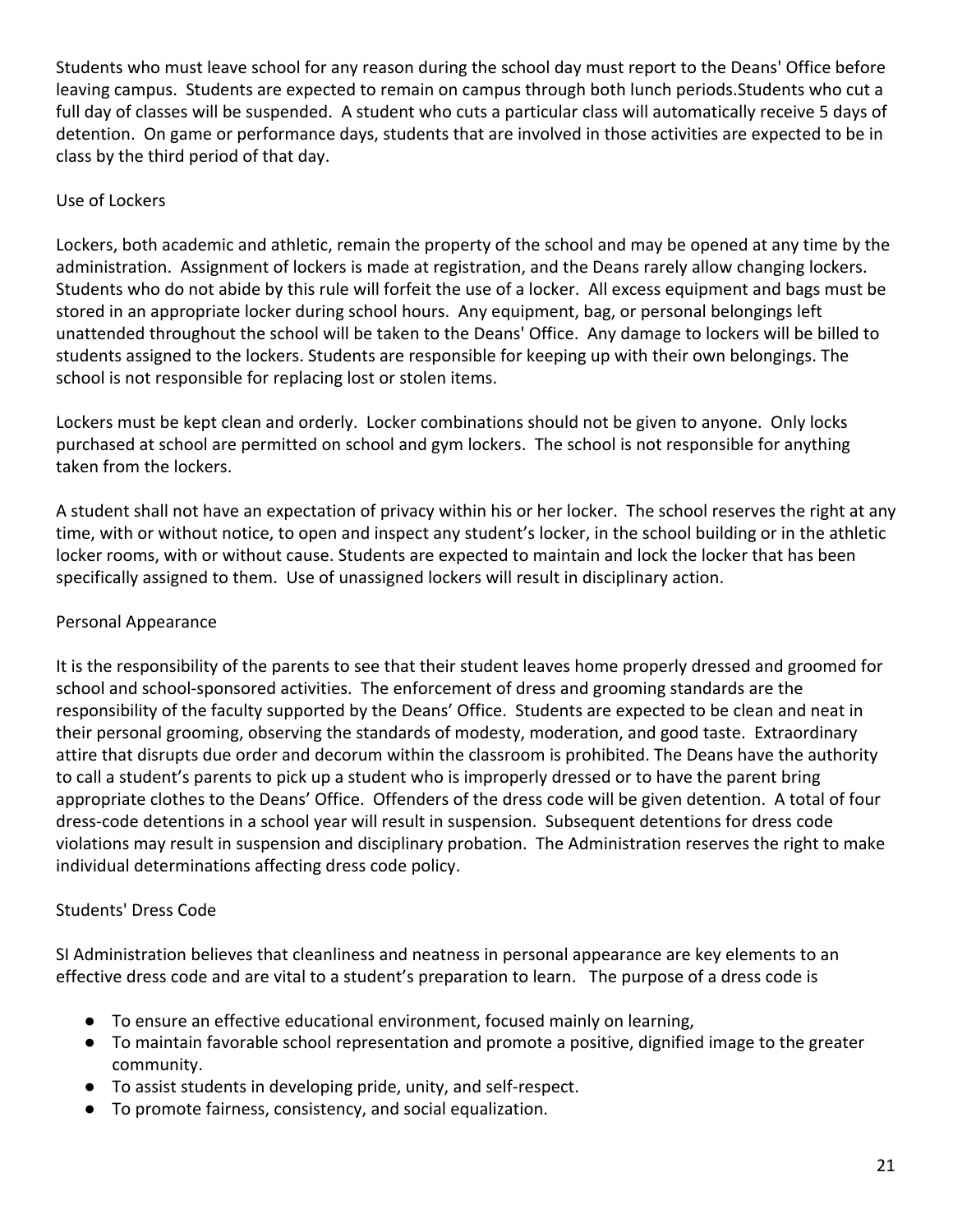Students who must leave school for any reason during the school day must report to the Deans' Office before leaving campus. Students are expected to remain on campus through both lunch periods.Students who cut a full day of classes will be suspended. A student who cuts a particular class will automatically receive 5 days of detention. On game or performance days, students that are involved in those activities are expected to be in class by the third period of that day.

## Use of Lockers

Lockers, both academic and athletic, remain the property of the school and may be opened at any time by the administration. Assignment of lockers is made at registration, and the Deans rarely allow changing lockers. Students who do not abide by this rule will forfeit the use of a locker. All excess equipment and bags must be stored in an appropriate locker during school hours. Any equipment, bag, or personal belongings left unattended throughout the school will be taken to the Deans' Office. Any damage to lockers will be billed to students assigned to the lockers. Students are responsible for keeping up with their own belongings. The school is not responsible for replacing lost or stolen items.

Lockers must be kept clean and orderly. Locker combinations should not be given to anyone. Only locks purchased at school are permitted on school and gym lockers. The school is not responsible for anything taken from the lockers.

A student shall not have an expectation of privacy within his or her locker. The school reserves the right at any time, with or without notice, to open and inspect any student's locker, in the school building or in the athletic locker rooms, with or without cause. Students are expected to maintain and lock the locker that has been specifically assigned to them. Use of unassigned lockers will result in disciplinary action.

## Personal Appearance

It is the responsibility of the parents to see that their student leaves home properly dressed and groomed for school and school-sponsored activities. The enforcement of dress and grooming standards are the responsibility of the faculty supported by the Deans' Office. Students are expected to be clean and neat in their personal grooming, observing the standards of modesty, moderation, and good taste. Extraordinary attire that disrupts due order and decorum within the classroom is prohibited. The Deans have the authority to call a student's parents to pick up a student who is improperly dressed or to have the parent bring appropriate clothes to the Deans' Office. Offenders of the dress code will be given detention. A total of four dress-code detentions in a school year will result in suspension. Subsequent detentions for dress code violations may result in suspension and disciplinary probation. The Administration reserves the right to make individual determinations affecting dress code policy.

## Students' Dress Code

SI Administration believes that cleanliness and neatness in personal appearance are key elements to an effective dress code and are vital to a student's preparation to learn. The purpose of a dress code is

- To ensure an effective educational environment, focused mainly on learning,
- To maintain favorable school representation and promote a positive, dignified image to the greater community.
- To assist students in developing pride, unity, and self-respect.
- To promote fairness, consistency, and social equalization.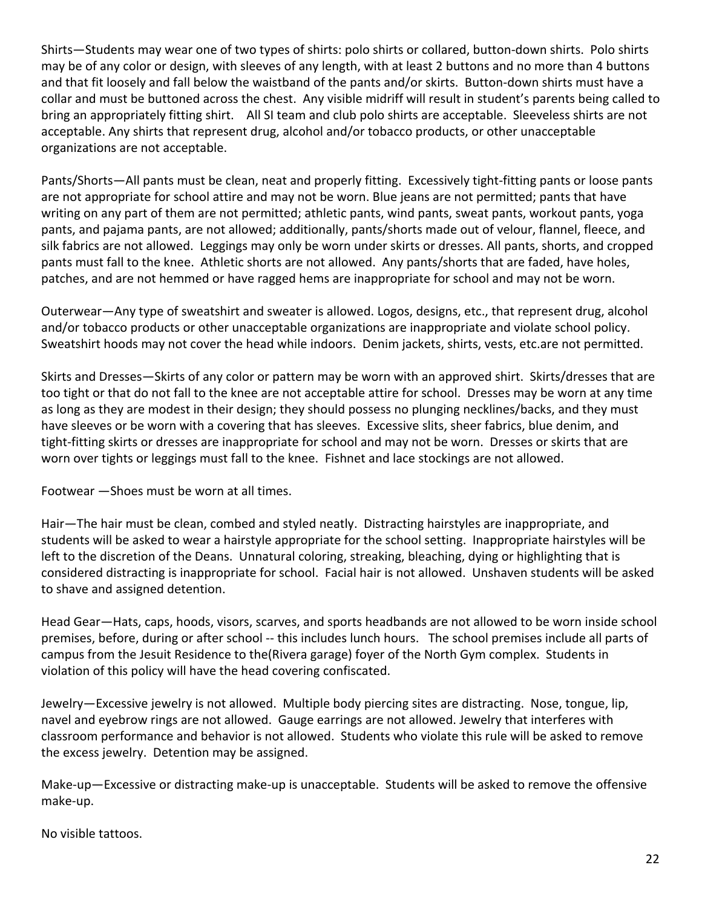Shirts—Students may wear one of two types of shirts: polo shirts or collared, button-down shirts. Polo shirts may be of any color or design, with sleeves of any length, with at least 2 buttons and no more than 4 buttons and that fit loosely and fall below the waistband of the pants and/or skirts. Button-down shirts must have a collar and must be buttoned across the chest. Any visible midriff will result in student's parents being called to bring an appropriately fitting shirt. All SI team and club polo shirts are acceptable. Sleeveless shirts are not acceptable. Any shirts that represent drug, alcohol and/or tobacco products, or other unacceptable organizations are not acceptable.

Pants/Shorts—All pants must be clean, neat and properly fitting. Excessively tight-fitting pants or loose pants are not appropriate for school attire and may not be worn. Blue jeans are not permitted; pants that have writing on any part of them are not permitted; athletic pants, wind pants, sweat pants, workout pants, yoga pants, and pajama pants, are not allowed; additionally, pants/shorts made out of velour, flannel, fleece, and silk fabrics are not allowed. Leggings may only be worn under skirts or dresses. All pants, shorts, and cropped pants must fall to the knee. Athletic shorts are not allowed. Any pants/shorts that are faded, have holes, patches, and are not hemmed or have ragged hems are inappropriate for school and may not be worn.

Outerwear—Any type of sweatshirt and sweater is allowed. Logos, designs, etc., that represent drug, alcohol and/or tobacco products or other unacceptable organizations are inappropriate and violate school policy. Sweatshirt hoods may not cover the head while indoors. Denim jackets, shirts, vests, etc.are not permitted.

Skirts and Dresses—Skirts of any color or pattern may be worn with an approved shirt. Skirts/dresses that are too tight or that do not fall to the knee are not acceptable attire for school. Dresses may be worn at any time as long as they are modest in their design; they should possess no plunging necklines/backs, and they must have sleeves or be worn with a covering that has sleeves. Excessive slits, sheer fabrics, blue denim, and tight-fitting skirts or dresses are inappropriate for school and may not be worn. Dresses or skirts that are worn over tights or leggings must fall to the knee. Fishnet and lace stockings are not allowed.

Footwear —Shoes must be worn at all times.

Hair—The hair must be clean, combed and styled neatly. Distracting hairstyles are inappropriate, and students will be asked to wear a hairstyle appropriate for the school setting. Inappropriate hairstyles will be left to the discretion of the Deans. Unnatural coloring, streaking, bleaching, dying or highlighting that is considered distracting is inappropriate for school. Facial hair is not allowed. Unshaven students will be asked to shave and assigned detention.

Head Gear—Hats, caps, hoods, visors, scarves, and sports headbands are not allowed to be worn inside school premises, before, during or after school -- this includes lunch hours. The school premises include all parts of campus from the Jesuit Residence to the(Rivera garage) foyer of the North Gym complex. Students in violation of this policy will have the head covering confiscated.

Jewelry—Excessive jewelry is not allowed. Multiple body piercing sites are distracting. Nose, tongue, lip, navel and eyebrow rings are not allowed. Gauge earrings are not allowed. Jewelry that interferes with classroom performance and behavior is not allowed. Students who violate this rule will be asked to remove the excess jewelry. Detention may be assigned.

Make-up—Excessive or distracting make-up is unacceptable. Students will be asked to remove the offensive make-up.

No visible tattoos.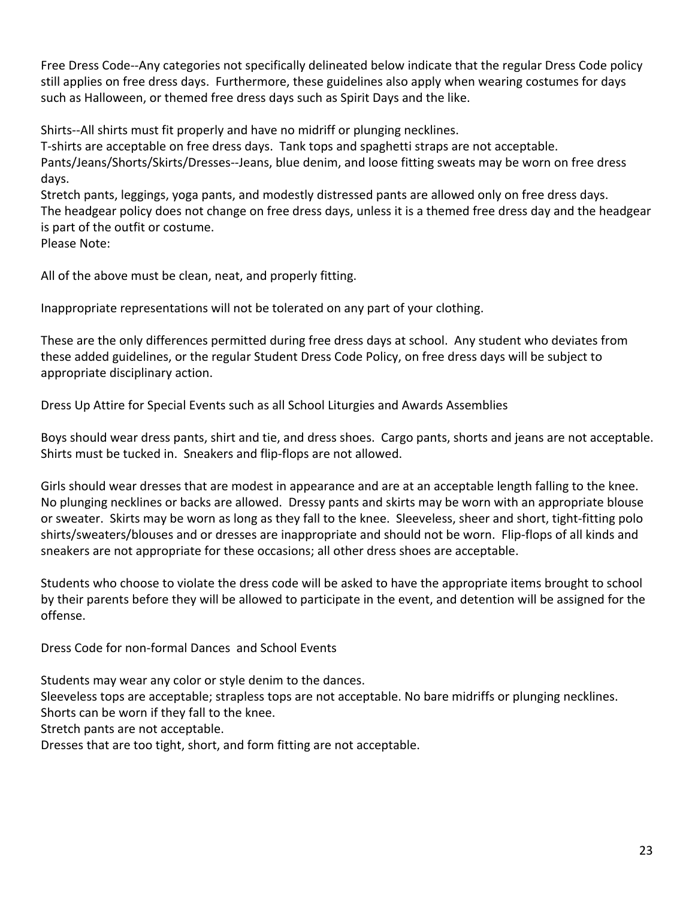Free Dress Code--Any categories not specifically delineated below indicate that the regular Dress Code policy still applies on free dress days. Furthermore, these guidelines also apply when wearing costumes for days such as Halloween, or themed free dress days such as Spirit Days and the like.

Shirts--All shirts must fit properly and have no midriff or plunging necklines.
T-shirts are acceptable on free dress days. Tank tops and spaghetti straps are not acceptable.
Pants/Jeans/Shorts/Skirts/Dresses--Jeans, blue denim, and loose fitting sweats may be worn on free dress days.
Stretch pants, leggings, yoga pants, and modestly distressed pants are allowed only on free dress days.
The headgear policy does not change on free dress days, unless it is a themed free dress day and the headgear is part of the outfit or costume.
Please Note:

All of the above must be clean, neat, and properly fitting.

Inappropriate representations will not be tolerated on any part of your clothing.

These are the only differences permitted during free dress days at school. Any student who deviates from these added guidelines, or the regular Student Dress Code Policy, on free dress days will be subject to appropriate disciplinary action.

Dress Up Attire for Special Events such as all School Liturgies and Awards Assemblies

Boys should wear dress pants, shirt and tie, and dress shoes. Cargo pants, shorts and jeans are not acceptable. Shirts must be tucked in. Sneakers and flip-flops are not allowed.

Girls should wear dresses that are modest in appearance and are at an acceptable length falling to the knee. No plunging necklines or backs are allowed. Dressy pants and skirts may be worn with an appropriate blouse or sweater. Skirts may be worn as long as they fall to the knee. Sleeveless, sheer and short, tight-fitting polo shirts/sweaters/blouses and or dresses are inappropriate and should not be worn. Flip-flops of all kinds and sneakers are not appropriate for these occasions; all other dress shoes are acceptable.

Students who choose to violate the dress code will be asked to have the appropriate items brought to school by their parents before they will be allowed to participate in the event, and detention will be assigned for the offense.

Dress Code for non-formal Dances and School Events

Students may wear any color or style denim to the dances.
Sleeveless tops are acceptable; strapless tops are not acceptable. No bare midriffs or plunging necklines.
Shorts can be worn if they fall to the knee.
Stretch pants are not acceptable.
Dresses that are too tight, short, and form fitting are not acceptable.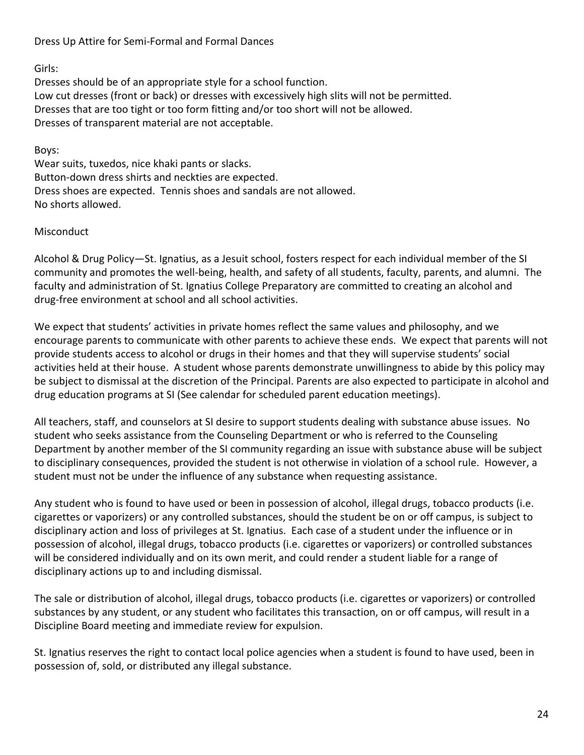## Dress Up Attire for Semi-Formal and Formal Dances

Girls:
Dresses should be of an appropriate style for a school function.
Low cut dresses (front or back) or dresses with excessively high slits will not be permitted.
Dresses that are too tight or too form fitting and/or too short will not be allowed.
Dresses of transparent material are not acceptable.

Boys:
Wear suits, tuxedos, nice khaki pants or slacks.
Button-down dress shirts and neckties are expected.
Dress shoes are expected. Tennis shoes and sandals are not allowed.
No shorts allowed.

## Misconduct

Alcohol & Drug Policy—St. Ignatius, as a Jesuit school, fosters respect for each individual member of the SI community and promotes the well-being, health, and safety of all students, faculty, parents, and alumni. The faculty and administration of St. Ignatius College Preparatory are committed to creating an alcohol and drug-free environment at school and all school activities.

We expect that students' activities in private homes reflect the same values and philosophy, and we encourage parents to communicate with other parents to achieve these ends. We expect that parents will not provide students access to alcohol or drugs in their homes and that they will supervise students' social activities held at their house. A student whose parents demonstrate unwillingness to abide by this policy may be subject to dismissal at the discretion of the Principal. Parents are also expected to participate in alcohol and drug education programs at SI (See calendar for scheduled parent education meetings).

All teachers, staff, and counselors at SI desire to support students dealing with substance abuse issues. No student who seeks assistance from the Counseling Department or who is referred to the Counseling Department by another member of the SI community regarding an issue with substance abuse will be subject to disciplinary consequences, provided the student is not otherwise in violation of a school rule. However, a student must not be under the influence of any substance when requesting assistance.

Any student who is found to have used or been in possession of alcohol, illegal drugs, tobacco products (i.e. cigarettes or vaporizers) or any controlled substances, should the student be on or off campus, is subject to disciplinary action and loss of privileges at St. Ignatius. Each case of a student under the influence or in possession of alcohol, illegal drugs, tobacco products (i.e. cigarettes or vaporizers) or controlled substances will be considered individually and on its own merit, and could render a student liable for a range of disciplinary actions up to and including dismissal.

The sale or distribution of alcohol, illegal drugs, tobacco products (i.e. cigarettes or vaporizers) or controlled substances by any student, or any student who facilitates this transaction, on or off campus, will result in a Discipline Board meeting and immediate review for expulsion.

St. Ignatius reserves the right to contact local police agencies when a student is found to have used, been in possession of, sold, or distributed any illegal substance.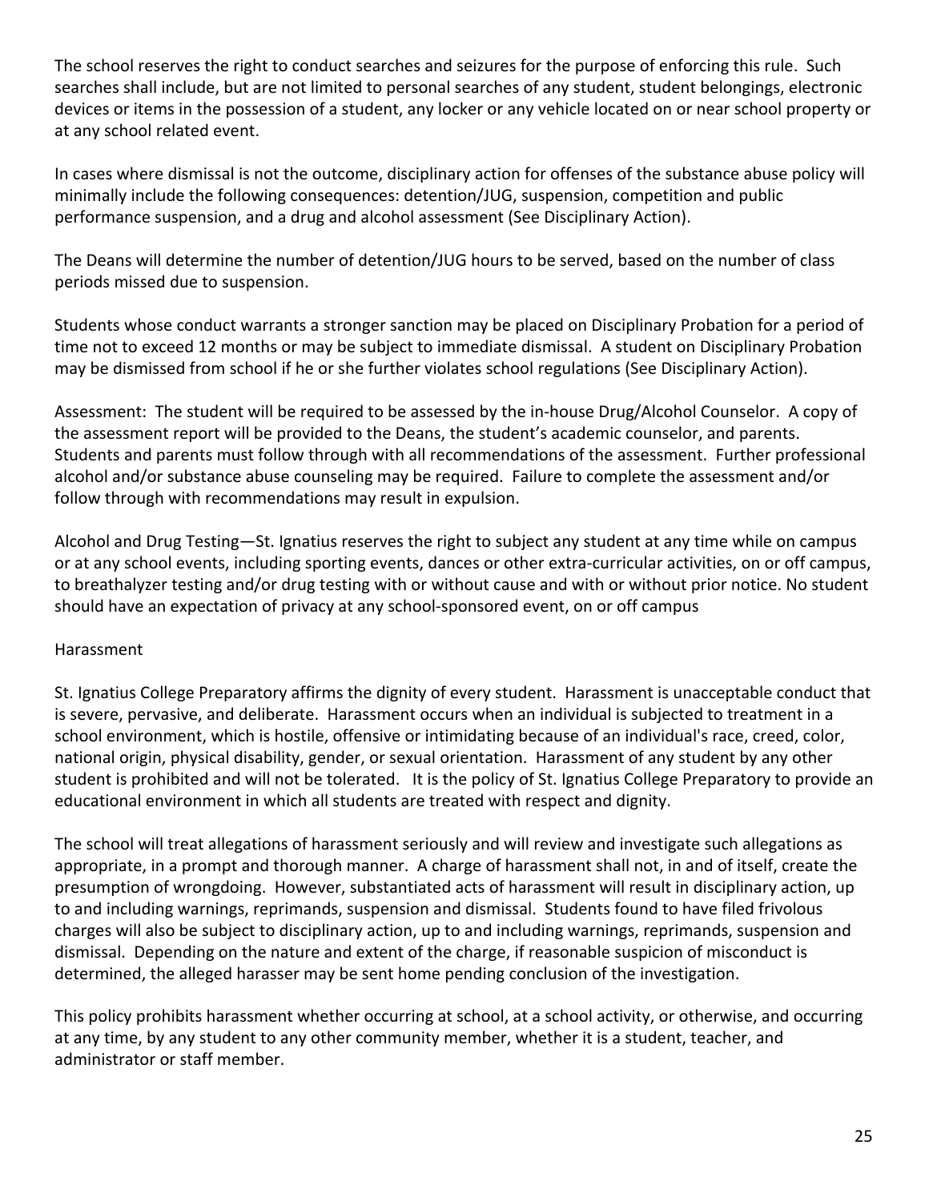The school reserves the right to conduct searches and seizures for the purpose of enforcing this rule. Such searches shall include, but are not limited to personal searches of any student, student belongings, electronic devices or items in the possession of a student, any locker or any vehicle located on or near school property or at any school related event.

In cases where dismissal is not the outcome, disciplinary action for offenses of the substance abuse policy will minimally include the following consequences: detention/JUG, suspension, competition and public performance suspension, and a drug and alcohol assessment (See Disciplinary Action).

The Deans will determine the number of detention/JUG hours to be served, based on the number of class periods missed due to suspension.

Students whose conduct warrants a stronger sanction may be placed on Disciplinary Probation for a period of time not to exceed 12 months or may be subject to immediate dismissal. A student on Disciplinary Probation may be dismissed from school if he or she further violates school regulations (See Disciplinary Action).

Assessment: The student will be required to be assessed by the in-house Drug/Alcohol Counselor. A copy of the assessment report will be provided to the Deans, the student's academic counselor, and parents. Students and parents must follow through with all recommendations of the assessment. Further professional alcohol and/or substance abuse counseling may be required. Failure to complete the assessment and/or follow through with recommendations may result in expulsion.

Alcohol and Drug Testing—St. Ignatius reserves the right to subject any student at any time while on campus or at any school events, including sporting events, dances or other extra-curricular activities, on or off campus, to breathalyzer testing and/or drug testing with or without cause and with or without prior notice. No student should have an expectation of privacy at any school-sponsored event, on or off campus

## Harassment

St. Ignatius College Preparatory affirms the dignity of every student. Harassment is unacceptable conduct that is severe, pervasive, and deliberate. Harassment occurs when an individual is subjected to treatment in a school environment, which is hostile, offensive or intimidating because of an individual's race, creed, color, national origin, physical disability, gender, or sexual orientation. Harassment of any student by any other student is prohibited and will not be tolerated. It is the policy of St. Ignatius College Preparatory to provide an educational environment in which all students are treated with respect and dignity.

The school will treat allegations of harassment seriously and will review and investigate such allegations as appropriate, in a prompt and thorough manner. A charge of harassment shall not, in and of itself, create the presumption of wrongdoing. However, substantiated acts of harassment will result in disciplinary action, up to and including warnings, reprimands, suspension and dismissal. Students found to have filed frivolous charges will also be subject to disciplinary action, up to and including warnings, reprimands, suspension and dismissal. Depending on the nature and extent of the charge, if reasonable suspicion of misconduct is determined, the alleged harasser may be sent home pending conclusion of the investigation.

This policy prohibits harassment whether occurring at school, at a school activity, or otherwise, and occurring at any time, by any student to any other community member, whether it is a student, teacher, and administrator or staff member.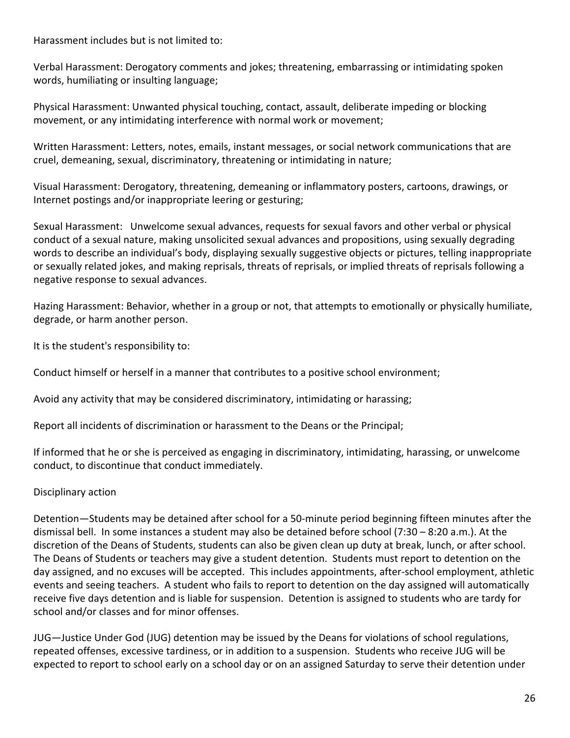Harassment includes but is not limited to:

Verbal Harassment: Derogatory comments and jokes; threatening, embarrassing or intimidating spoken words, humiliating or insulting language;

Physical Harassment: Unwanted physical touching, contact, assault, deliberate impeding or blocking movement, or any intimidating interference with normal work or movement;

Written Harassment: Letters, notes, emails, instant messages, or social network communications that are cruel, demeaning, sexual, discriminatory, threatening or intimidating in nature;

Visual Harassment: Derogatory, threatening, demeaning or inflammatory posters, cartoons, drawings, or Internet postings and/or inappropriate leering or gesturing;

Sexual Harassment: Unwelcome sexual advances, requests for sexual favors and other verbal or physical conduct of a sexual nature, making unsolicited sexual advances and propositions, using sexually degrading words to describe an individual's body, displaying sexually suggestive objects or pictures, telling inappropriate or sexually related jokes, and making reprisals, threats of reprisals, or implied threats of reprisals following a negative response to sexual advances.

Hazing Harassment: Behavior, whether in a group or not, that attempts to emotionally or physically humiliate, degrade, or harm another person.

It is the student's responsibility to:

Conduct himself or herself in a manner that contributes to a positive school environment;

Avoid any activity that may be considered discriminatory, intimidating or harassing;

Report all incidents of discrimination or harassment to the Deans or the Principal;

If informed that he or she is perceived as engaging in discriminatory, intimidating, harassing, or unwelcome conduct, to discontinue that conduct immediately.

Disciplinary action

Detention—Students may be detained after school for a 50-minute period beginning fifteen minutes after the dismissal bell. In some instances a student may also be detained before school (7:30 – 8:20 a.m.). At the discretion of the Deans of Students, students can also be given clean up duty at break, lunch, or after school. The Deans of Students or teachers may give a student detention. Students must report to detention on the day assigned, and no excuses will be accepted. This includes appointments, after-school employment, athletic events and seeing teachers. A student who fails to report to detention on the day assigned will automatically receive five days detention and is liable for suspension. Detention is assigned to students who are tardy for school and/or classes and for minor offenses.

JUG—Justice Under God (JUG) detention may be issued by the Deans for violations of school regulations, repeated offenses, excessive tardiness, or in addition to a suspension. Students who receive JUG will be expected to report to school early on a school day or on an assigned Saturday to serve their detention under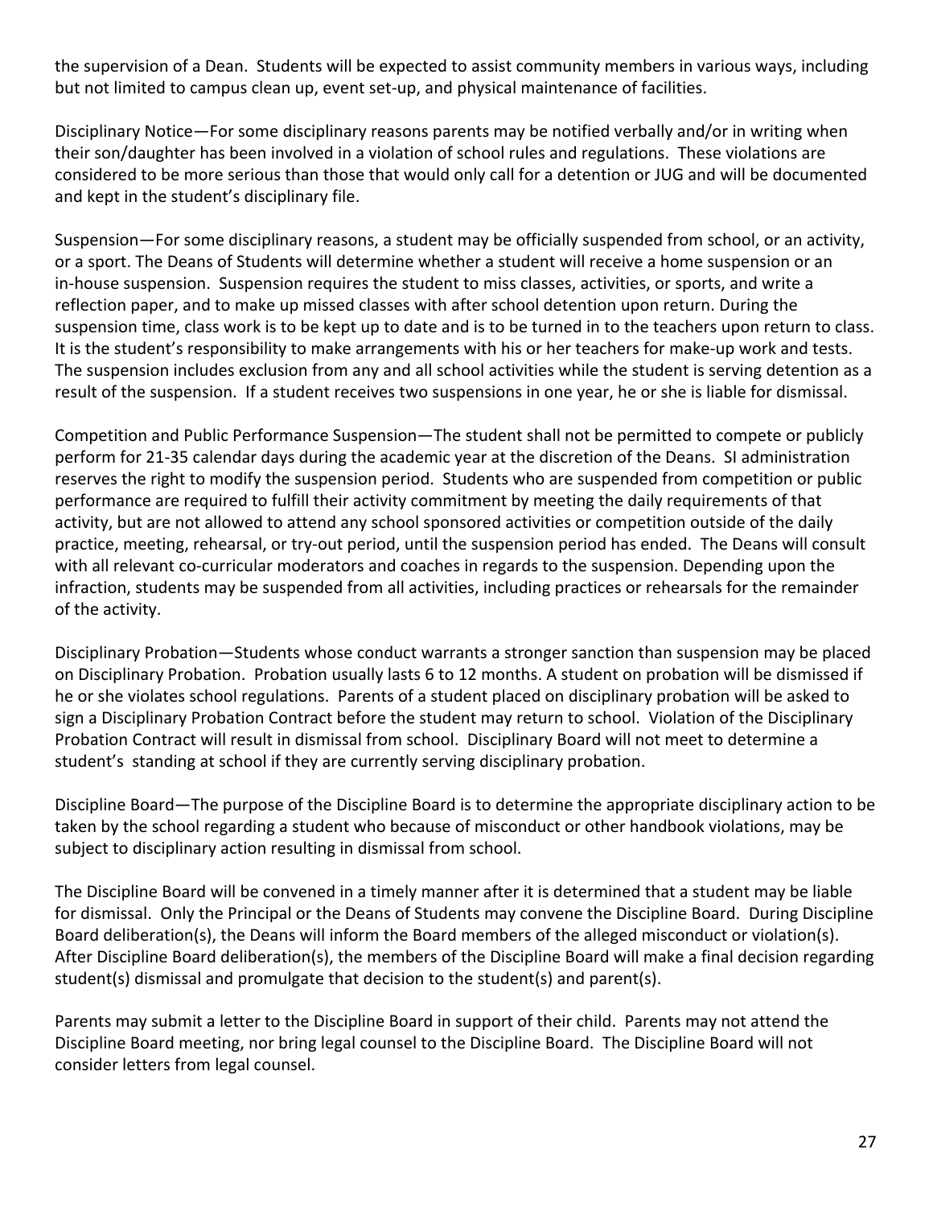the supervision of a Dean. Students will be expected to assist community members in various ways, including but not limited to campus clean up, event set-up, and physical maintenance of facilities.

Disciplinary Notice—For some disciplinary reasons parents may be notified verbally and/or in writing when their son/daughter has been involved in a violation of school rules and regulations. These violations are considered to be more serious than those that would only call for a detention or JUG and will be documented and kept in the student's disciplinary file.

Suspension—For some disciplinary reasons, a student may be officially suspended from school, or an activity, or a sport. The Deans of Students will determine whether a student will receive a home suspension or an in-house suspension. Suspension requires the student to miss classes, activities, or sports, and write a reflection paper, and to make up missed classes with after school detention upon return. During the suspension time, class work is to be kept up to date and is to be turned in to the teachers upon return to class. It is the student's responsibility to make arrangements with his or her teachers for make-up work and tests. The suspension includes exclusion from any and all school activities while the student is serving detention as a result of the suspension. If a student receives two suspensions in one year, he or she is liable for dismissal.

Competition and Public Performance Suspension—The student shall not be permitted to compete or publicly perform for 21-35 calendar days during the academic year at the discretion of the Deans. SI administration reserves the right to modify the suspension period. Students who are suspended from competition or public performance are required to fulfill their activity commitment by meeting the daily requirements of that activity, but are not allowed to attend any school sponsored activities or competition outside of the daily practice, meeting, rehearsal, or try-out period, until the suspension period has ended. The Deans will consult with all relevant co-curricular moderators and coaches in regards to the suspension. Depending upon the infraction, students may be suspended from all activities, including practices or rehearsals for the remainder of the activity.

Disciplinary Probation—Students whose conduct warrants a stronger sanction than suspension may be placed on Disciplinary Probation. Probation usually lasts 6 to 12 months. A student on probation will be dismissed if he or she violates school regulations. Parents of a student placed on disciplinary probation will be asked to sign a Disciplinary Probation Contract before the student may return to school. Violation of the Disciplinary Probation Contract will result in dismissal from school. Disciplinary Board will not meet to determine a student's standing at school if they are currently serving disciplinary probation.

Discipline Board—The purpose of the Discipline Board is to determine the appropriate disciplinary action to be taken by the school regarding a student who because of misconduct or other handbook violations, may be subject to disciplinary action resulting in dismissal from school.

The Discipline Board will be convened in a timely manner after it is determined that a student may be liable for dismissal. Only the Principal or the Deans of Students may convene the Discipline Board. During Discipline Board deliberation(s), the Deans will inform the Board members of the alleged misconduct or violation(s). After Discipline Board deliberation(s), the members of the Discipline Board will make a final decision regarding student(s) dismissal and promulgate that decision to the student(s) and parent(s).

Parents may submit a letter to the Discipline Board in support of their child. Parents may not attend the Discipline Board meeting, nor bring legal counsel to the Discipline Board. The Discipline Board will not consider letters from legal counsel.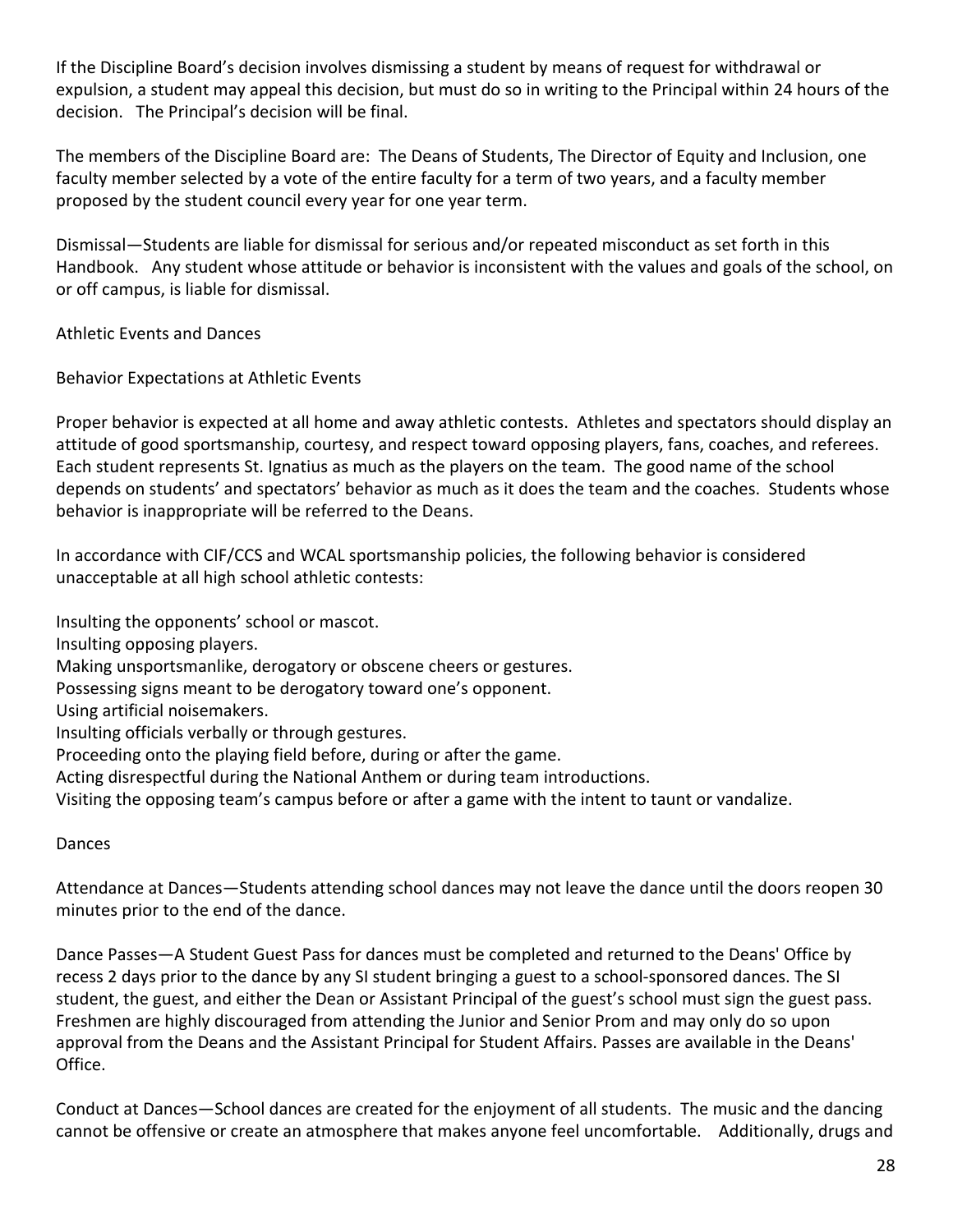If the Discipline Board's decision involves dismissing a student by means of request for withdrawal or expulsion, a student may appeal this decision, but must do so in writing to the Principal within 24 hours of the decision. The Principal's decision will be final.

The members of the Discipline Board are: The Deans of Students, The Director of Equity and Inclusion, one faculty member selected by a vote of the entire faculty for a term of two years, and a faculty member proposed by the student council every year for one year term.

Dismissal—Students are liable for dismissal for serious and/or repeated misconduct as set forth in this Handbook. Any student whose attitude or behavior is inconsistent with the values and goals of the school, on or off campus, is liable for dismissal.

## Athletic Events and Dances

### Behavior Expectations at Athletic Events

Proper behavior is expected at all home and away athletic contests. Athletes and spectators should display an attitude of good sportsmanship, courtesy, and respect toward opposing players, fans, coaches, and referees. Each student represents St. Ignatius as much as the players on the team. The good name of the school depends on students' and spectators' behavior as much as it does the team and the coaches. Students whose behavior is inappropriate will be referred to the Deans.

In accordance with CIF/CCS and WCAL sportsmanship policies, the following behavior is considered unacceptable at all high school athletic contests:

- Insulting the opponents' school or mascot.
- Insulting opposing players.
- Making unsportsmanlike, derogatory or obscene cheers or gestures.
- Possessing signs meant to be derogatory toward one's opponent.
- Using artificial noisemakers.
- Insulting officials verbally or through gestures.
- Proceeding onto the playing field before, during or after the game.
- Acting disrespectful during the National Anthem or during team introductions.
- Visiting the opposing team's campus before or after a game with the intent to taunt or vandalize.

### Dances

Attendance at Dances—Students attending school dances may not leave the dance until the doors reopen 30 minutes prior to the end of the dance.

Dance Passes—A Student Guest Pass for dances must be completed and returned to the Deans' Office by recess 2 days prior to the dance by any SI student bringing a guest to a school-sponsored dances. The SI student, the guest, and either the Dean or Assistant Principal of the guest's school must sign the guest pass. Freshmen are highly discouraged from attending the Junior and Senior Prom and may only do so upon approval from the Deans and the Assistant Principal for Student Affairs. Passes are available in the Deans' Office.

Conduct at Dances—School dances are created for the enjoyment of all students. The music and the dancing cannot be offensive or create an atmosphere that makes anyone feel uncomfortable. Additionally, drugs and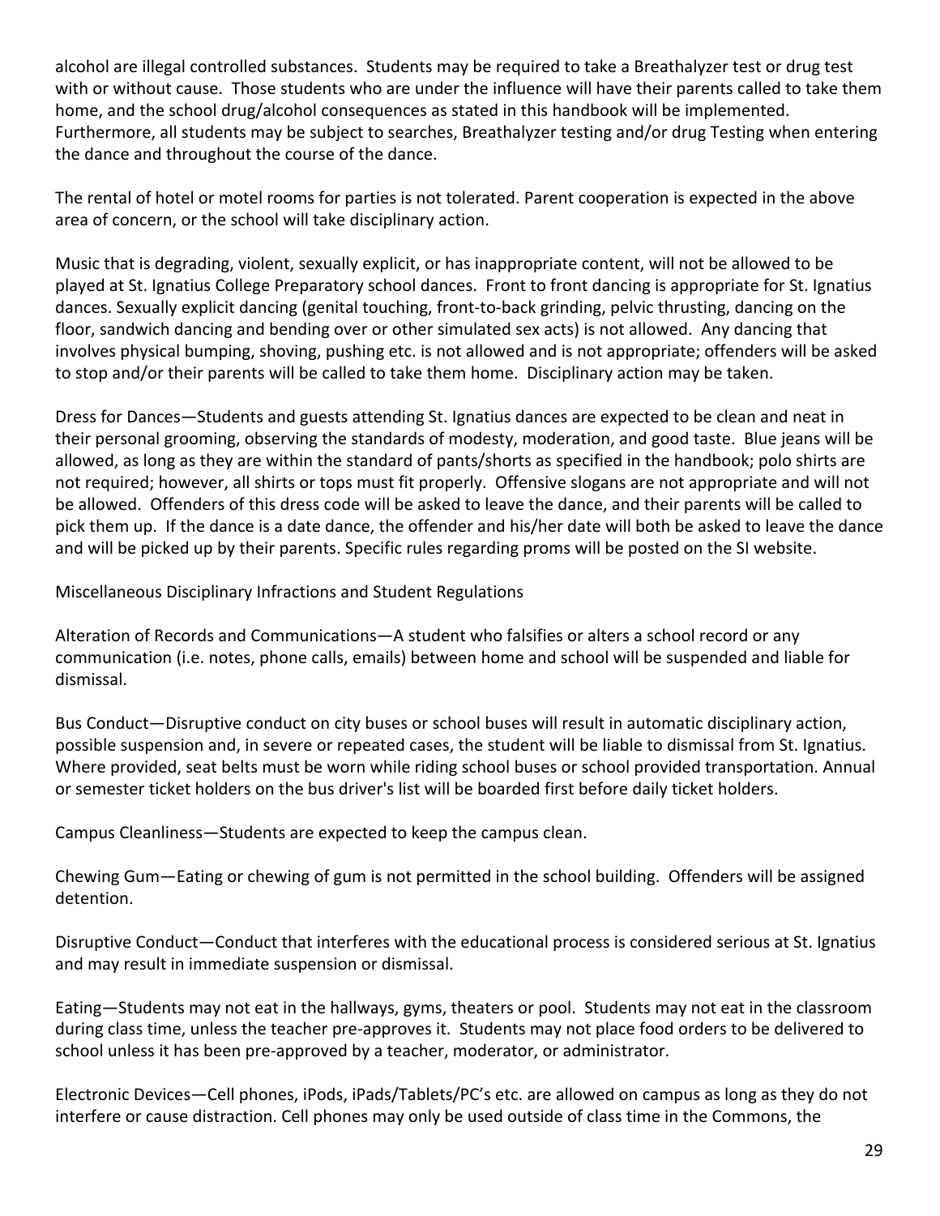alcohol are illegal controlled substances. Students may be required to take a Breathalyzer test or drug test with or without cause. Those students who are under the influence will have their parents called to take them home, and the school drug/alcohol consequences as stated in this handbook will be implemented. Furthermore, all students may be subject to searches, Breathalyzer testing and/or drug Testing when entering the dance and throughout the course of the dance.

The rental of hotel or motel rooms for parties is not tolerated. Parent cooperation is expected in the above area of concern, or the school will take disciplinary action.

Music that is degrading, violent, sexually explicit, or has inappropriate content, will not be allowed to be played at St. Ignatius College Preparatory school dances. Front to front dancing is appropriate for St. Ignatius dances. Sexually explicit dancing (genital touching, front-to-back grinding, pelvic thrusting, dancing on the floor, sandwich dancing and bending over or other simulated sex acts) is not allowed. Any dancing that involves physical bumping, shoving, pushing etc. is not allowed and is not appropriate; offenders will be asked to stop and/or their parents will be called to take them home. Disciplinary action may be taken.

Dress for Dances—Students and guests attending St. Ignatius dances are expected to be clean and neat in their personal grooming, observing the standards of modesty, moderation, and good taste. Blue jeans will be allowed, as long as they are within the standard of pants/shorts as specified in the handbook; polo shirts are not required; however, all shirts or tops must fit properly. Offensive slogans are not appropriate and will not be allowed. Offenders of this dress code will be asked to leave the dance, and their parents will be called to pick them up. If the dance is a date dance, the offender and his/her date will both be asked to leave the dance and will be picked up by their parents. Specific rules regarding proms will be posted on the SI website.

## Miscellaneous Disciplinary Infractions and Student Regulations

Alteration of Records and Communications—A student who falsifies or alters a school record or any communication (i.e. notes, phone calls, emails) between home and school will be suspended and liable for dismissal.

Bus Conduct—Disruptive conduct on city buses or school buses will result in automatic disciplinary action, possible suspension and, in severe or repeated cases, the student will be liable to dismissal from St. Ignatius. Where provided, seat belts must be worn while riding school buses or school provided transportation. Annual or semester ticket holders on the bus driver's list will be boarded first before daily ticket holders.

Campus Cleanliness—Students are expected to keep the campus clean.

Chewing Gum—Eating or chewing of gum is not permitted in the school building. Offenders will be assigned detention.

Disruptive Conduct—Conduct that interferes with the educational process is considered serious at St. Ignatius and may result in immediate suspension or dismissal.

Eating—Students may not eat in the hallways, gyms, theaters or pool. Students may not eat in the classroom during class time, unless the teacher pre-approves it. Students may not place food orders to be delivered to school unless it has been pre-approved by a teacher, moderator, or administrator.

Electronic Devices—Cell phones, iPods, iPads/Tablets/PC's etc. are allowed on campus as long as they do not interfere or cause distraction. Cell phones may only be used outside of class time in the Commons, the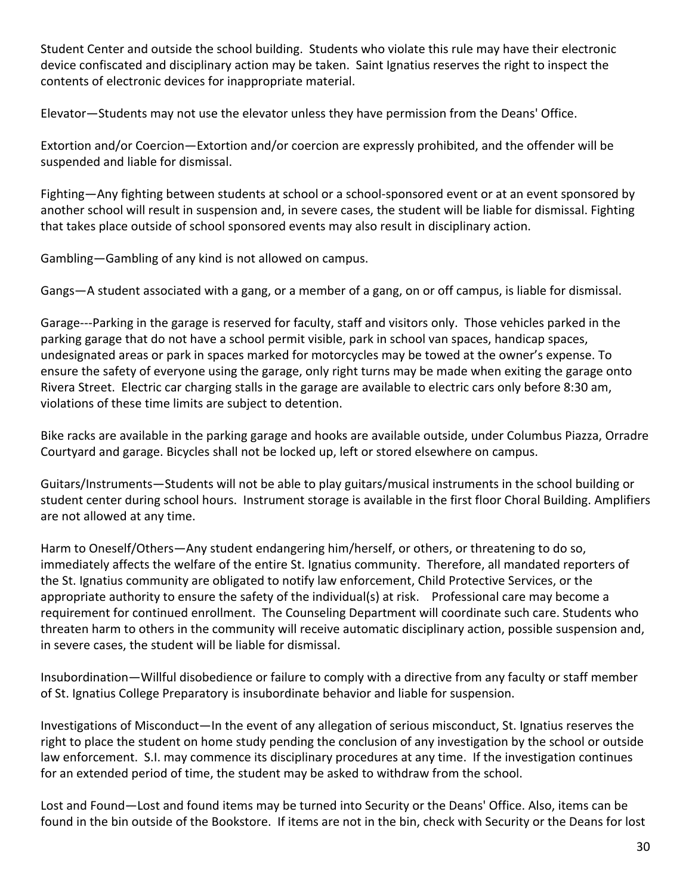Student Center and outside the school building. Students who violate this rule may have their electronic device confiscated and disciplinary action may be taken. Saint Ignatius reserves the right to inspect the contents of electronic devices for inappropriate material.

Elevator—Students may not use the elevator unless they have permission from the Deans' Office.

Extortion and/or Coercion—Extortion and/or coercion are expressly prohibited, and the offender will be suspended and liable for dismissal.

Fighting—Any fighting between students at school or a school-sponsored event or at an event sponsored by another school will result in suspension and, in severe cases, the student will be liable for dismissal. Fighting that takes place outside of school sponsored events may also result in disciplinary action.

Gambling—Gambling of any kind is not allowed on campus.

Gangs—A student associated with a gang, or a member of a gang, on or off campus, is liable for dismissal.

Garage---Parking in the garage is reserved for faculty, staff and visitors only. Those vehicles parked in the parking garage that do not have a school permit visible, park in school van spaces, handicap spaces, undesignated areas or park in spaces marked for motorcycles may be towed at the owner's expense. To ensure the safety of everyone using the garage, only right turns may be made when exiting the garage onto Rivera Street. Electric car charging stalls in the garage are available to electric cars only before 8:30 am, violations of these time limits are subject to detention.

Bike racks are available in the parking garage and hooks are available outside, under Columbus Piazza, Orradre Courtyard and garage. Bicycles shall not be locked up, left or stored elsewhere on campus.

Guitars/Instruments—Students will not be able to play guitars/musical instruments in the school building or student center during school hours. Instrument storage is available in the first floor Choral Building. Amplifiers are not allowed at any time.

Harm to Oneself/Others—Any student endangering him/herself, or others, or threatening to do so, immediately affects the welfare of the entire St. Ignatius community. Therefore, all mandated reporters of the St. Ignatius community are obligated to notify law enforcement, Child Protective Services, or the appropriate authority to ensure the safety of the individual(s) at risk. Professional care may become a requirement for continued enrollment. The Counseling Department will coordinate such care. Students who threaten harm to others in the community will receive automatic disciplinary action, possible suspension and, in severe cases, the student will be liable for dismissal.

Insubordination—Willful disobedience or failure to comply with a directive from any faculty or staff member of St. Ignatius College Preparatory is insubordinate behavior and liable for suspension.

Investigations of Misconduct—In the event of any allegation of serious misconduct, St. Ignatius reserves the right to place the student on home study pending the conclusion of any investigation by the school or outside law enforcement. S.I. may commence its disciplinary procedures at any time. If the investigation continues for an extended period of time, the student may be asked to withdraw from the school.

Lost and Found—Lost and found items may be turned into Security or the Deans' Office. Also, items can be found in the bin outside of the Bookstore. If items are not in the bin, check with Security or the Deans for lost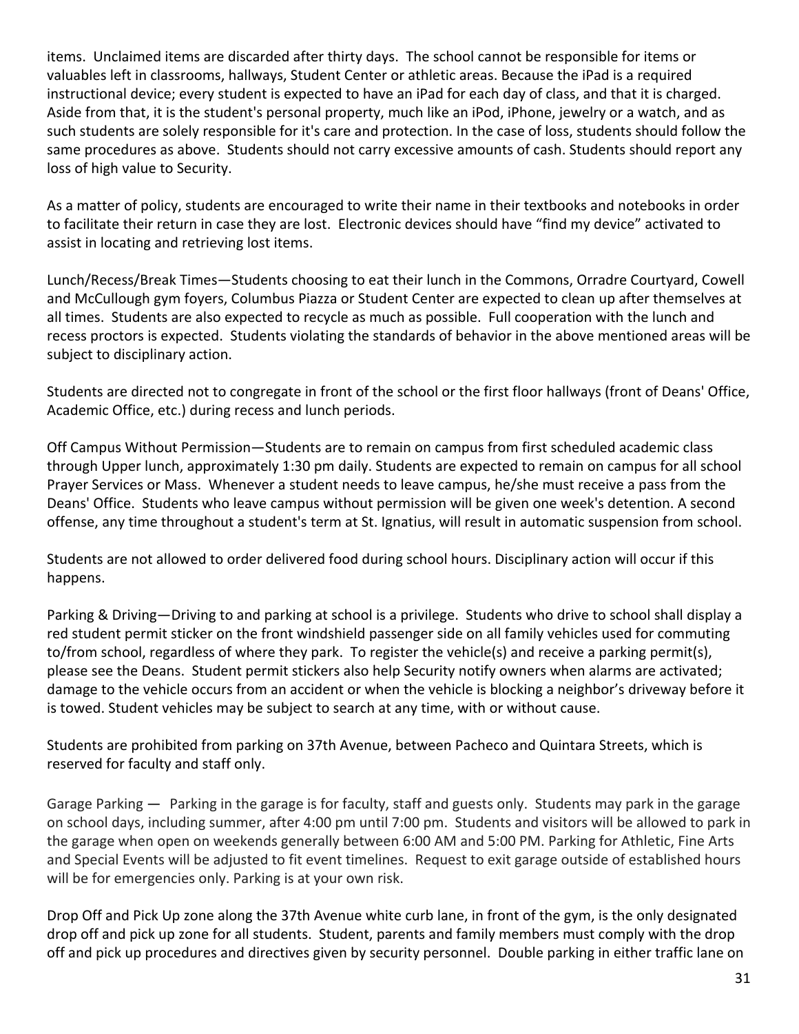items. Unclaimed items are discarded after thirty days. The school cannot be responsible for items or valuables left in classrooms, hallways, Student Center or athletic areas. Because the iPad is a required instructional device; every student is expected to have an iPad for each day of class, and that it is charged. Aside from that, it is the student's personal property, much like an iPod, iPhone, jewelry or a watch, and as such students are solely responsible for it's care and protection. In the case of loss, students should follow the same procedures as above. Students should not carry excessive amounts of cash. Students should report any loss of high value to Security.

As a matter of policy, students are encouraged to write their name in their textbooks and notebooks in order to facilitate their return in case they are lost. Electronic devices should have "find my device" activated to assist in locating and retrieving lost items.

Lunch/Recess/Break Times—Students choosing to eat their lunch in the Commons, Orradre Courtyard, Cowell and McCullough gym foyers, Columbus Piazza or Student Center are expected to clean up after themselves at all times. Students are also expected to recycle as much as possible. Full cooperation with the lunch and recess proctors is expected. Students violating the standards of behavior in the above mentioned areas will be subject to disciplinary action.

Students are directed not to congregate in front of the school or the first floor hallways (front of Deans' Office, Academic Office, etc.) during recess and lunch periods.

Off Campus Without Permission—Students are to remain on campus from first scheduled academic class through Upper lunch, approximately 1:30 pm daily. Students are expected to remain on campus for all school Prayer Services or Mass. Whenever a student needs to leave campus, he/she must receive a pass from the Deans' Office. Students who leave campus without permission will be given one week's detention. A second offense, any time throughout a student's term at St. Ignatius, will result in automatic suspension from school.

Students are not allowed to order delivered food during school hours. Disciplinary action will occur if this happens.

Parking & Driving—Driving to and parking at school is a privilege. Students who drive to school shall display a red student permit sticker on the front windshield passenger side on all family vehicles used for commuting to/from school, regardless of where they park. To register the vehicle(s) and receive a parking permit(s), please see the Deans. Student permit stickers also help Security notify owners when alarms are activated; damage to the vehicle occurs from an accident or when the vehicle is blocking a neighbor's driveway before it is towed. Student vehicles may be subject to search at any time, with or without cause.

Students are prohibited from parking on 37th Avenue, between Pacheco and Quintara Streets, which is reserved for faculty and staff only.

Garage Parking — Parking in the garage is for faculty, staff and guests only. Students may park in the garage on school days, including summer, after 4:00 pm until 7:00 pm. Students and visitors will be allowed to park in the garage when open on weekends generally between 6:00 AM and 5:00 PM. Parking for Athletic, Fine Arts and Special Events will be adjusted to fit event timelines. Request to exit garage outside of established hours will be for emergencies only. Parking is at your own risk.

Drop Off and Pick Up zone along the 37th Avenue white curb lane, in front of the gym, is the only designated drop off and pick up zone for all students. Student, parents and family members must comply with the drop off and pick up procedures and directives given by security personnel. Double parking in either traffic lane on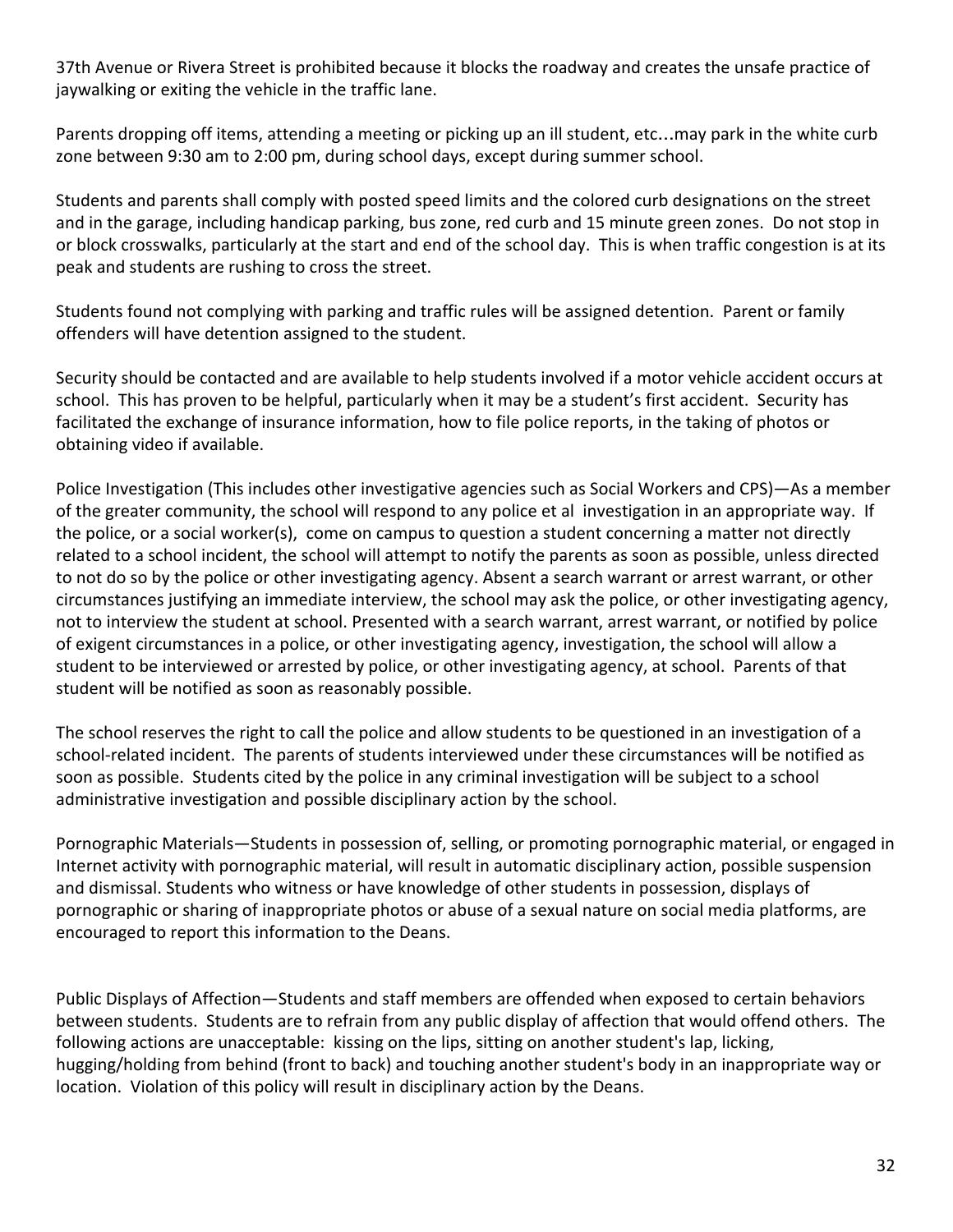37th Avenue or Rivera Street is prohibited because it blocks the roadway and creates the unsafe practice of jaywalking or exiting the vehicle in the traffic lane.

Parents dropping off items, attending a meeting or picking up an ill student, etc…may park in the white curb zone between 9:30 am to 2:00 pm, during school days, except during summer school.

Students and parents shall comply with posted speed limits and the colored curb designations on the street and in the garage, including handicap parking, bus zone, red curb and 15 minute green zones. Do not stop in or block crosswalks, particularly at the start and end of the school day. This is when traffic congestion is at its peak and students are rushing to cross the street.

Students found not complying with parking and traffic rules will be assigned detention. Parent or family offenders will have detention assigned to the student.

Security should be contacted and are available to help students involved if a motor vehicle accident occurs at school. This has proven to be helpful, particularly when it may be a student's first accident. Security has facilitated the exchange of insurance information, how to file police reports, in the taking of photos or obtaining video if available.

Police Investigation (This includes other investigative agencies such as Social Workers and CPS)—As a member of the greater community, the school will respond to any police et al investigation in an appropriate way. If the police, or a social worker(s), come on campus to question a student concerning a matter not directly related to a school incident, the school will attempt to notify the parents as soon as possible, unless directed to not do so by the police or other investigating agency. Absent a search warrant or arrest warrant, or other circumstances justifying an immediate interview, the school may ask the police, or other investigating agency, not to interview the student at school. Presented with a search warrant, arrest warrant, or notified by police of exigent circumstances in a police, or other investigating agency, investigation, the school will allow a student to be interviewed or arrested by police, or other investigating agency, at school. Parents of that student will be notified as soon as reasonably possible.

The school reserves the right to call the police and allow students to be questioned in an investigation of a school-related incident. The parents of students interviewed under these circumstances will be notified as soon as possible. Students cited by the police in any criminal investigation will be subject to a school administrative investigation and possible disciplinary action by the school.

Pornographic Materials—Students in possession of, selling, or promoting pornographic material, or engaged in Internet activity with pornographic material, will result in automatic disciplinary action, possible suspension and dismissal. Students who witness or have knowledge of other students in possession, displays of pornographic or sharing of inappropriate photos or abuse of a sexual nature on social media platforms, are encouraged to report this information to the Deans.

Public Displays of Affection—Students and staff members are offended when exposed to certain behaviors between students. Students are to refrain from any public display of affection that would offend others. The following actions are unacceptable: kissing on the lips, sitting on another student's lap, licking, hugging/holding from behind (front to back) and touching another student's body in an inappropriate way or location. Violation of this policy will result in disciplinary action by the Deans.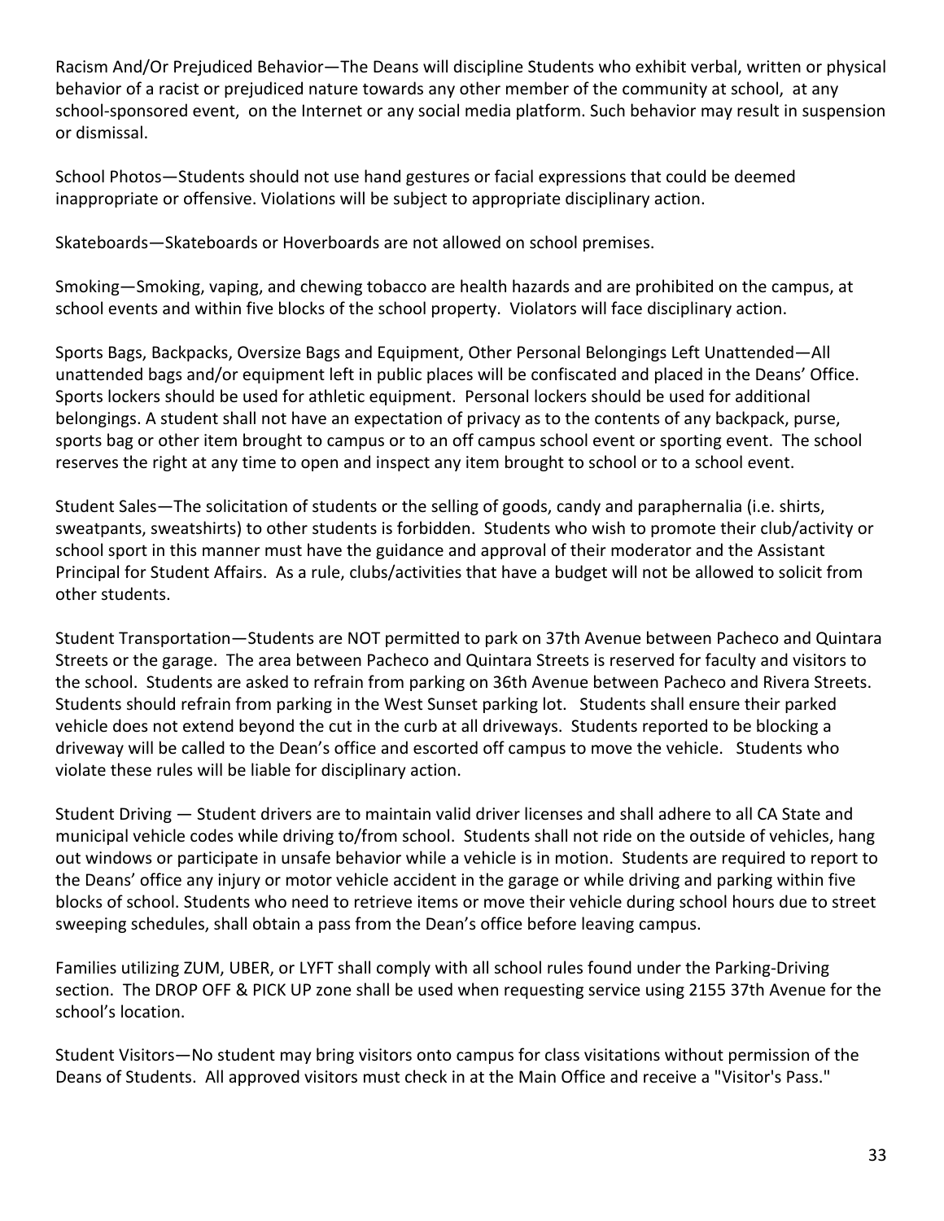Racism And/Or Prejudiced Behavior—The Deans will discipline Students who exhibit verbal, written or physical behavior of a racist or prejudiced nature towards any other member of the community at school, at any school-sponsored event, on the Internet or any social media platform. Such behavior may result in suspension or dismissal.

School Photos—Students should not use hand gestures or facial expressions that could be deemed inappropriate or offensive. Violations will be subject to appropriate disciplinary action.

Skateboards—Skateboards or Hoverboards are not allowed on school premises.

Smoking—Smoking, vaping, and chewing tobacco are health hazards and are prohibited on the campus, at school events and within five blocks of the school property. Violators will face disciplinary action.

Sports Bags, Backpacks, Oversize Bags and Equipment, Other Personal Belongings Left Unattended—All unattended bags and/or equipment left in public places will be confiscated and placed in the Deans' Office. Sports lockers should be used for athletic equipment. Personal lockers should be used for additional belongings. A student shall not have an expectation of privacy as to the contents of any backpack, purse, sports bag or other item brought to campus or to an off campus school event or sporting event. The school reserves the right at any time to open and inspect any item brought to school or to a school event.

Student Sales—The solicitation of students or the selling of goods, candy and paraphernalia (i.e. shirts, sweatpants, sweatshirts) to other students is forbidden. Students who wish to promote their club/activity or school sport in this manner must have the guidance and approval of their moderator and the Assistant Principal for Student Affairs. As a rule, clubs/activities that have a budget will not be allowed to solicit from other students.

Student Transportation—Students are NOT permitted to park on 37th Avenue between Pacheco and Quintara Streets or the garage. The area between Pacheco and Quintara Streets is reserved for faculty and visitors to the school. Students are asked to refrain from parking on 36th Avenue between Pacheco and Rivera Streets. Students should refrain from parking in the West Sunset parking lot. Students shall ensure their parked vehicle does not extend beyond the cut in the curb at all driveways. Students reported to be blocking a driveway will be called to the Dean's office and escorted off campus to move the vehicle. Students who violate these rules will be liable for disciplinary action.

Student Driving — Student drivers are to maintain valid driver licenses and shall adhere to all CA State and municipal vehicle codes while driving to/from school. Students shall not ride on the outside of vehicles, hang out windows or participate in unsafe behavior while a vehicle is in motion. Students are required to report to the Deans' office any injury or motor vehicle accident in the garage or while driving and parking within five blocks of school. Students who need to retrieve items or move their vehicle during school hours due to street sweeping schedules, shall obtain a pass from the Dean's office before leaving campus.

Families utilizing ZUM, UBER, or LYFT shall comply with all school rules found under the Parking-Driving section. The DROP OFF & PICK UP zone shall be used when requesting service using 2155 37th Avenue for the school's location.

Student Visitors—No student may bring visitors onto campus for class visitations without permission of the Deans of Students. All approved visitors must check in at the Main Office and receive a "Visitor's Pass."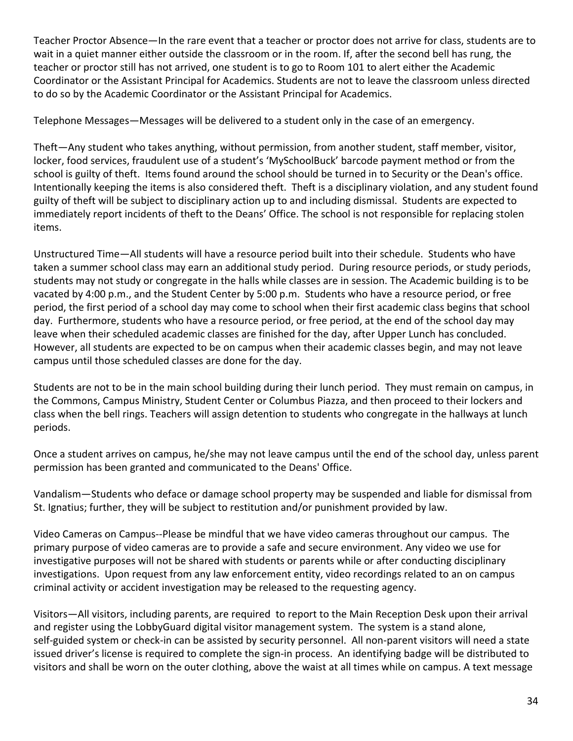Teacher Proctor Absence—In the rare event that a teacher or proctor does not arrive for class, students are to wait in a quiet manner either outside the classroom or in the room. If, after the second bell has rung, the teacher or proctor still has not arrived, one student is to go to Room 101 to alert either the Academic Coordinator or the Assistant Principal for Academics. Students are not to leave the classroom unless directed to do so by the Academic Coordinator or the Assistant Principal for Academics.

Telephone Messages—Messages will be delivered to a student only in the case of an emergency.

Theft—Any student who takes anything, without permission, from another student, staff member, visitor, locker, food services, fraudulent use of a student's 'MySchoolBuck' barcode payment method or from the school is guilty of theft. Items found around the school should be turned in to Security or the Dean's office. Intentionally keeping the items is also considered theft. Theft is a disciplinary violation, and any student found guilty of theft will be subject to disciplinary action up to and including dismissal. Students are expected to immediately report incidents of theft to the Deans' Office. The school is not responsible for replacing stolen items.

Unstructured Time—All students will have a resource period built into their schedule. Students who have taken a summer school class may earn an additional study period. During resource periods, or study periods, students may not study or congregate in the halls while classes are in session. The Academic building is to be vacated by 4:00 p.m., and the Student Center by 5:00 p.m. Students who have a resource period, or free period, the first period of a school day may come to school when their first academic class begins that school day. Furthermore, students who have a resource period, or free period, at the end of the school day may leave when their scheduled academic classes are finished for the day, after Upper Lunch has concluded. However, all students are expected to be on campus when their academic classes begin, and may not leave campus until those scheduled classes are done for the day.

Students are not to be in the main school building during their lunch period. They must remain on campus, in the Commons, Campus Ministry, Student Center or Columbus Piazza, and then proceed to their lockers and class when the bell rings. Teachers will assign detention to students who congregate in the hallways at lunch periods.

Once a student arrives on campus, he/she may not leave campus until the end of the school day, unless parent permission has been granted and communicated to the Deans' Office.

Vandalism—Students who deface or damage school property may be suspended and liable for dismissal from St. Ignatius; further, they will be subject to restitution and/or punishment provided by law.

Video Cameras on Campus--Please be mindful that we have video cameras throughout our campus. The primary purpose of video cameras are to provide a safe and secure environment. Any video we use for investigative purposes will not be shared with students or parents while or after conducting disciplinary investigations. Upon request from any law enforcement entity, video recordings related to an on campus criminal activity or accident investigation may be released to the requesting agency.

Visitors—All visitors, including parents, are required to report to the Main Reception Desk upon their arrival and register using the LobbyGuard digital visitor management system. The system is a stand alone, self-guided system or check-in can be assisted by security personnel. All non-parent visitors will need a state issued driver's license is required to complete the sign-in process. An identifying badge will be distributed to visitors and shall be worn on the outer clothing, above the waist at all times while on campus. A text message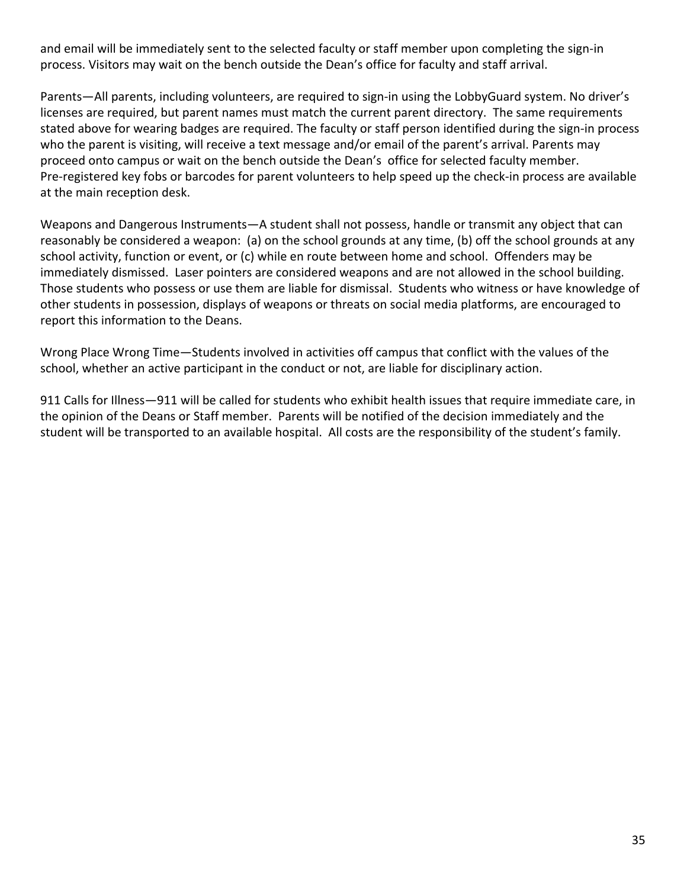and email will be immediately sent to the selected faculty or staff member upon completing the sign-in process. Visitors may wait on the bench outside the Dean's office for faculty and staff arrival.

Parents—All parents, including volunteers, are required to sign-in using the LobbyGuard system. No driver's licenses are required, but parent names must match the current parent directory. The same requirements stated above for wearing badges are required. The faculty or staff person identified during the sign-in process who the parent is visiting, will receive a text message and/or email of the parent's arrival. Parents may proceed onto campus or wait on the bench outside the Dean's office for selected faculty member. Pre-registered key fobs or barcodes for parent volunteers to help speed up the check-in process are available at the main reception desk.

Weapons and Dangerous Instruments—A student shall not possess, handle or transmit any object that can reasonably be considered a weapon: (a) on the school grounds at any time, (b) off the school grounds at any school activity, function or event, or (c) while en route between home and school. Offenders may be immediately dismissed. Laser pointers are considered weapons and are not allowed in the school building. Those students who possess or use them are liable for dismissal. Students who witness or have knowledge of other students in possession, displays of weapons or threats on social media platforms, are encouraged to report this information to the Deans.

Wrong Place Wrong Time—Students involved in activities off campus that conflict with the values of the school, whether an active participant in the conduct or not, are liable for disciplinary action.

911 Calls for Illness—911 will be called for students who exhibit health issues that require immediate care, in the opinion of the Deans or Staff member. Parents will be notified of the decision immediately and the student will be transported to an available hospital. All costs are the responsibility of the student's family.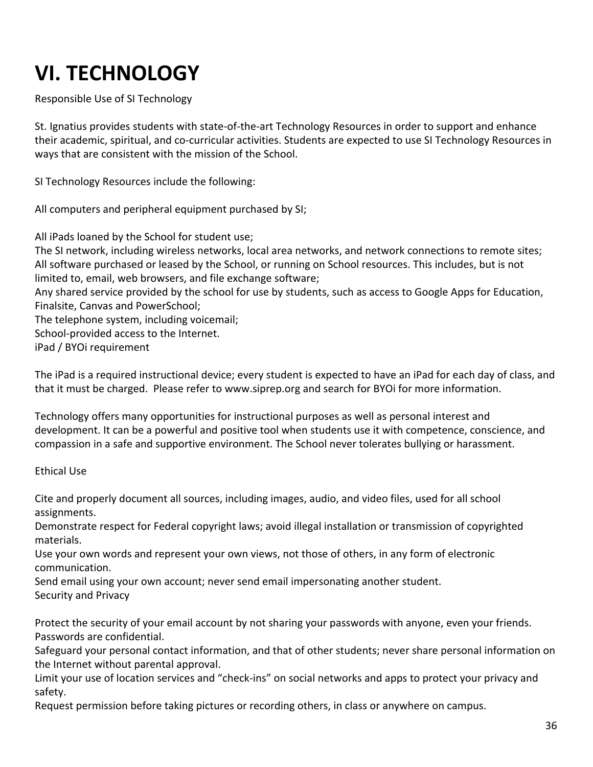# VI. TECHNOLOGY

Responsible Use of SI Technology

St. Ignatius provides students with state-of-the-art Technology Resources in order to support and enhance their academic, spiritual, and co-curricular activities. Students are expected to use SI Technology Resources in ways that are consistent with the mission of the School.

SI Technology Resources include the following:

All computers and peripheral equipment purchased by SI;

All iPads loaned by the School for student use;
The SI network, including wireless networks, local area networks, and network connections to remote sites;
All software purchased or leased by the School, or running on School resources. This includes, but is not limited to, email, web browsers, and file exchange software;
Any shared service provided by the school for use by students, such as access to Google Apps for Education, Finalsite, Canvas and PowerSchool;
The telephone system, including voicemail;
School-provided access to the Internet.
iPad / BYOi requirement

The iPad is a required instructional device; every student is expected to have an iPad for each day of class, and that it must be charged. Please refer to www.siprep.org and search for BYOi for more information.

Technology offers many opportunities for instructional purposes as well as personal interest and development. It can be a powerful and positive tool when students use it with competence, conscience, and compassion in a safe and supportive environment. The School never tolerates bullying or harassment.

Ethical Use

Cite and properly document all sources, including images, audio, and video files, used for all school assignments.
Demonstrate respect for Federal copyright laws; avoid illegal installation or transmission of copyrighted materials.
Use your own words and represent your own views, not those of others, in any form of electronic communication.
Send email using your own account; never send email impersonating another student.
Security and Privacy

Protect the security of your email account by not sharing your passwords with anyone, even your friends. Passwords are confidential.
Safeguard your personal contact information, and that of other students; never share personal information on the Internet without parental approval.
Limit your use of location services and "check-ins" on social networks and apps to protect your privacy and safety.
Request permission before taking pictures or recording others, in class or anywhere on campus.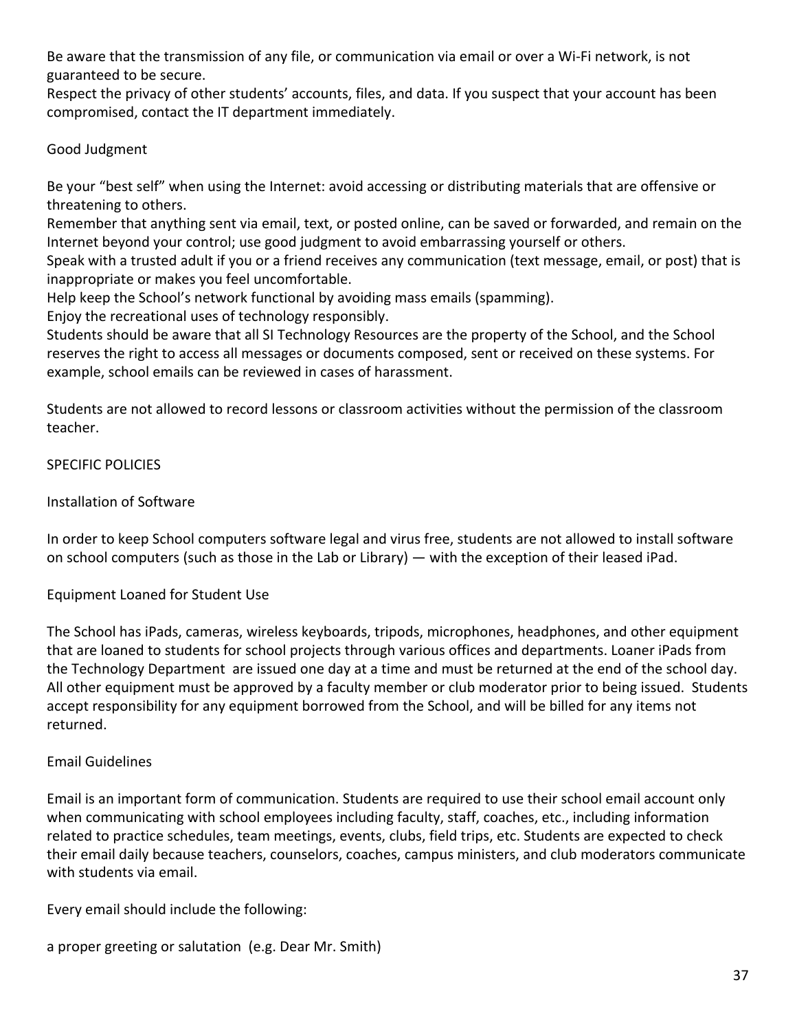Be aware that the transmission of any file, or communication via email or over a Wi-Fi network, is not guaranteed to be secure.

Respect the privacy of other students' accounts, files, and data. If you suspect that your account has been compromised, contact the IT department immediately.

### Good Judgment

Be your "best self" when using the Internet: avoid accessing or distributing materials that are offensive or threatening to others.

Remember that anything sent via email, text, or posted online, can be saved or forwarded, and remain on the Internet beyond your control; use good judgment to avoid embarrassing yourself or others.

Speak with a trusted adult if you or a friend receives any communication (text message, email, or post) that is inappropriate or makes you feel uncomfortable.

Help keep the School's network functional by avoiding mass emails (spamming).

Enjoy the recreational uses of technology responsibly.

Students should be aware that all SI Technology Resources are the property of the School, and the School reserves the right to access all messages or documents composed, sent or received on these systems. For example, school emails can be reviewed in cases of harassment.

Students are not allowed to record lessons or classroom activities without the permission of the classroom teacher.

## SPECIFIC POLICIES

### Installation of Software

In order to keep School computers software legal and virus free, students are not allowed to install software on school computers (such as those in the Lab or Library) — with the exception of their leased iPad.

### Equipment Loaned for Student Use

The School has iPads, cameras, wireless keyboards, tripods, microphones, headphones, and other equipment that are loaned to students for school projects through various offices and departments. Loaner iPads from the Technology Department are issued one day at a time and must be returned at the end of the school day. All other equipment must be approved by a faculty member or club moderator prior to being issued. Students accept responsibility for any equipment borrowed from the School, and will be billed for any items not returned.

### Email Guidelines

Email is an important form of communication. Students are required to use their school email account only when communicating with school employees including faculty, staff, coaches, etc., including information related to practice schedules, team meetings, events, clubs, field trips, etc. Students are expected to check their email daily because teachers, counselors, coaches, campus ministers, and club moderators communicate with students via email.

Every email should include the following:

a proper greeting or salutation (e.g. Dear Mr. Smith)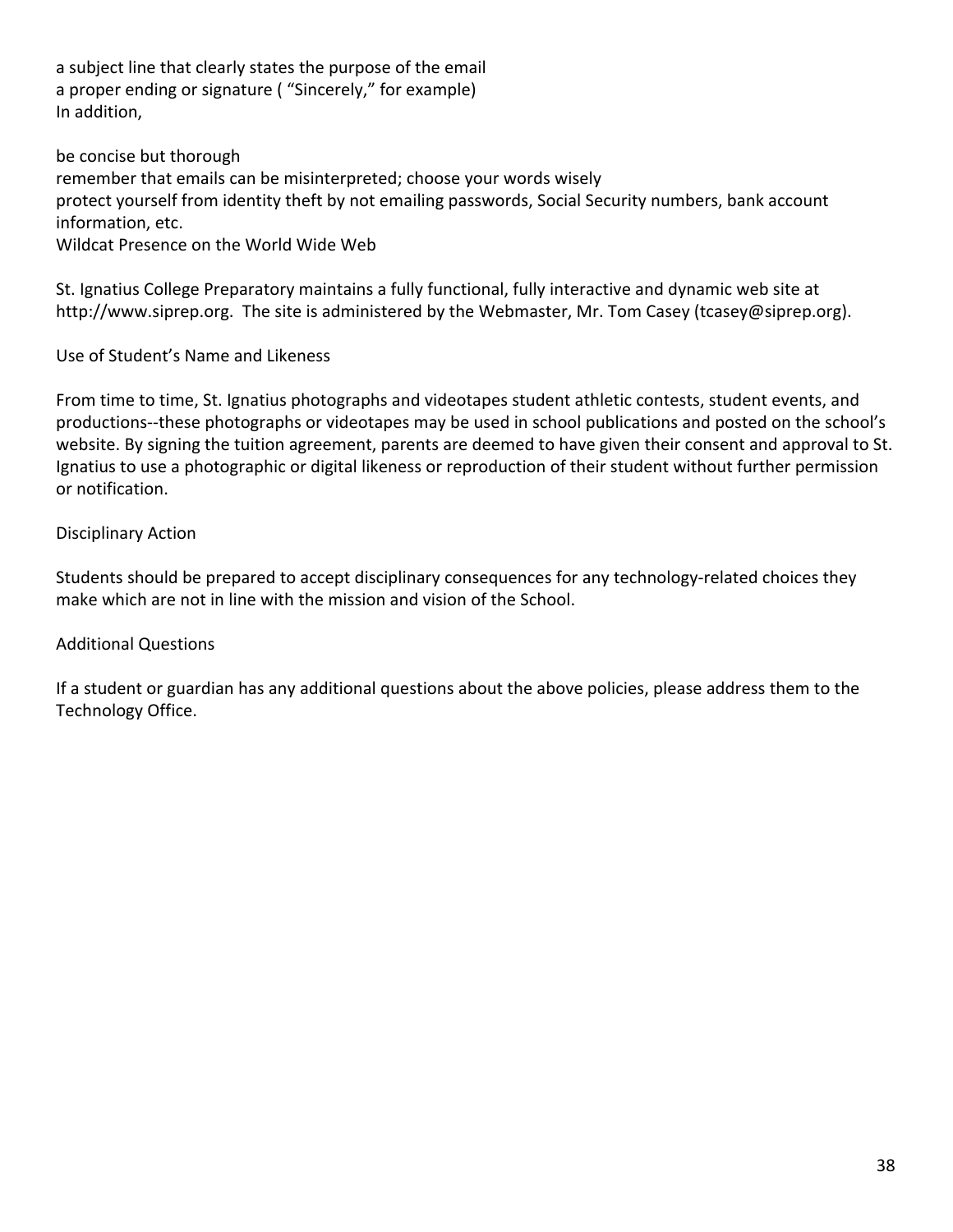a subject line that clearly states the purpose of the email
a proper ending or signature ( "Sincerely," for example)
In addition,

be concise but thorough
remember that emails can be misinterpreted; choose your words wisely
protect yourself from identity theft by not emailing passwords, Social Security numbers, bank account information, etc.

## Wildcat Presence on the World Wide Web

St. Ignatius College Preparatory maintains a fully functional, fully interactive and dynamic web site at http://www.siprep.org. The site is administered by the Webmaster, Mr. Tom Casey (tcasey@siprep.org).

## Use of Student's Name and Likeness

From time to time, St. Ignatius photographs and videotapes student athletic contests, student events, and productions--these photographs or videotapes may be used in school publications and posted on the school's website. By signing the tuition agreement, parents are deemed to have given their consent and approval to St. Ignatius to use a photographic or digital likeness or reproduction of their student without further permission or notification.

## Disciplinary Action

Students should be prepared to accept disciplinary consequences for any technology-related choices they make which are not in line with the mission and vision of the School.

## Additional Questions

If a student or guardian has any additional questions about the above policies, please address them to the Technology Office.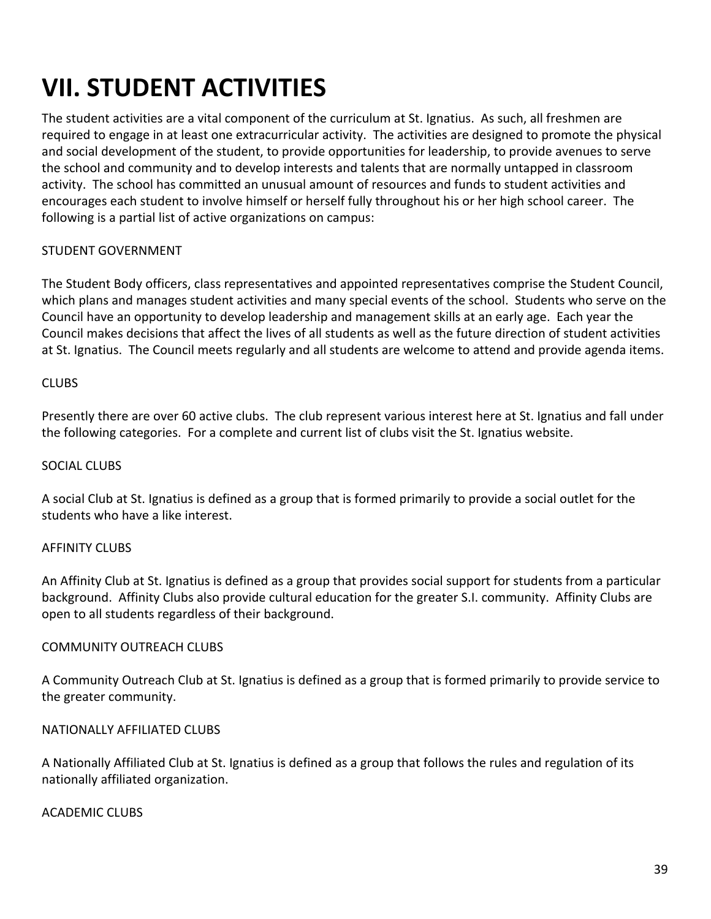# VII. STUDENT ACTIVITIES

The student activities are a vital component of the curriculum at St. Ignatius. As such, all freshmen are required to engage in at least one extracurricular activity. The activities are designed to promote the physical and social development of the student, to provide opportunities for leadership, to provide avenues to serve the school and community and to develop interests and talents that are normally untapped in classroom activity. The school has committed an unusual amount of resources and funds to student activities and encourages each student to involve himself or herself fully throughout his or her high school career. The following is a partial list of active organizations on campus:

STUDENT GOVERNMENT

The Student Body officers, class representatives and appointed representatives comprise the Student Council, which plans and manages student activities and many special events of the school. Students who serve on the Council have an opportunity to develop leadership and management skills at an early age. Each year the Council makes decisions that affect the lives of all students as well as the future direction of student activities at St. Ignatius. The Council meets regularly and all students are welcome to attend and provide agenda items.

CLUBS

Presently there are over 60 active clubs. The club represent various interest here at St. Ignatius and fall under the following categories. For a complete and current list of clubs visit the St. Ignatius website.

SOCIAL CLUBS

A social Club at St. Ignatius is defined as a group that is formed primarily to provide a social outlet for the students who have a like interest.

AFFINITY CLUBS

An Affinity Club at St. Ignatius is defined as a group that provides social support for students from a particular background. Affinity Clubs also provide cultural education for the greater S.I. community. Affinity Clubs are open to all students regardless of their background.

COMMUNITY OUTREACH CLUBS

A Community Outreach Club at St. Ignatius is defined as a group that is formed primarily to provide service to the greater community.

NATIONALLY AFFILIATED CLUBS

A Nationally Affiliated Club at St. Ignatius is defined as a group that follows the rules and regulation of its nationally affiliated organization.

ACADEMIC CLUBS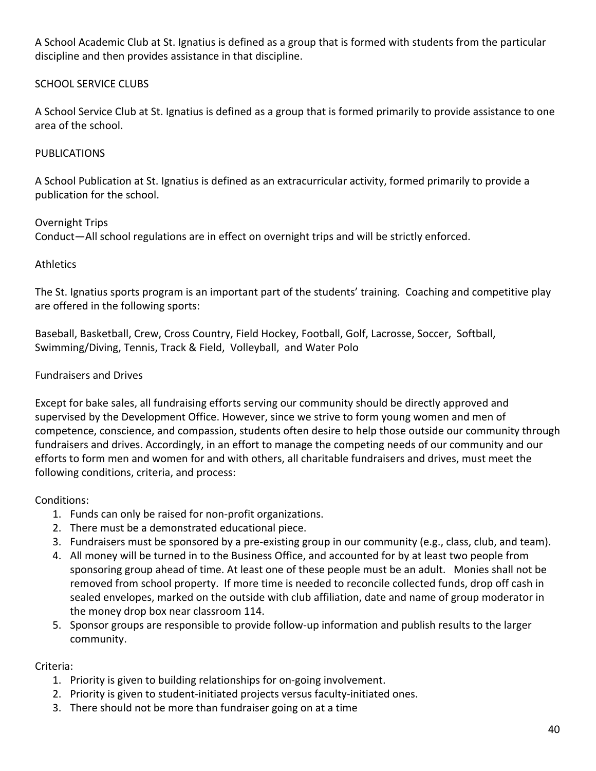A School Academic Club at St. Ignatius is defined as a group that is formed with students from the particular discipline and then provides assistance in that discipline.

## SCHOOL SERVICE CLUBS

A School Service Club at St. Ignatius is defined as a group that is formed primarily to provide assistance to one area of the school.

## PUBLICATIONS

A School Publication at St. Ignatius is defined as an extracurricular activity, formed primarily to provide a publication for the school.

## Overnight Trips

Conduct—All school regulations are in effect on overnight trips and will be strictly enforced.

## Athletics

The St. Ignatius sports program is an important part of the students' training. Coaching and competitive play are offered in the following sports:

Baseball, Basketball, Crew, Cross Country, Field Hockey, Football, Golf, Lacrosse, Soccer, Softball, Swimming/Diving, Tennis, Track & Field, Volleyball, and Water Polo

## Fundraisers and Drives

Except for bake sales, all fundraising efforts serving our community should be directly approved and supervised by the Development Office. However, since we strive to form young women and men of competence, conscience, and compassion, students often desire to help those outside our community through fundraisers and drives. Accordingly, in an effort to manage the competing needs of our community and our efforts to form men and women for and with others, all charitable fundraisers and drives, must meet the following conditions, criteria, and process:

Conditions:

1. Funds can only be raised for non-profit organizations.
2. There must be a demonstrated educational piece.
3. Fundraisers must be sponsored by a pre-existing group in our community (e.g., class, club, and team).
4. All money will be turned in to the Business Office, and accounted for by at least two people from sponsoring group ahead of time. At least one of these people must be an adult. Monies shall not be removed from school property. If more time is needed to reconcile collected funds, drop off cash in sealed envelopes, marked on the outside with club affiliation, date and name of group moderator in the money drop box near classroom 114.
5. Sponsor groups are responsible to provide follow-up information and publish results to the larger community.

Criteria:

1. Priority is given to building relationships for on-going involvement.
2. Priority is given to student-initiated projects versus faculty-initiated ones.
3. There should not be more than fundraiser going on at a time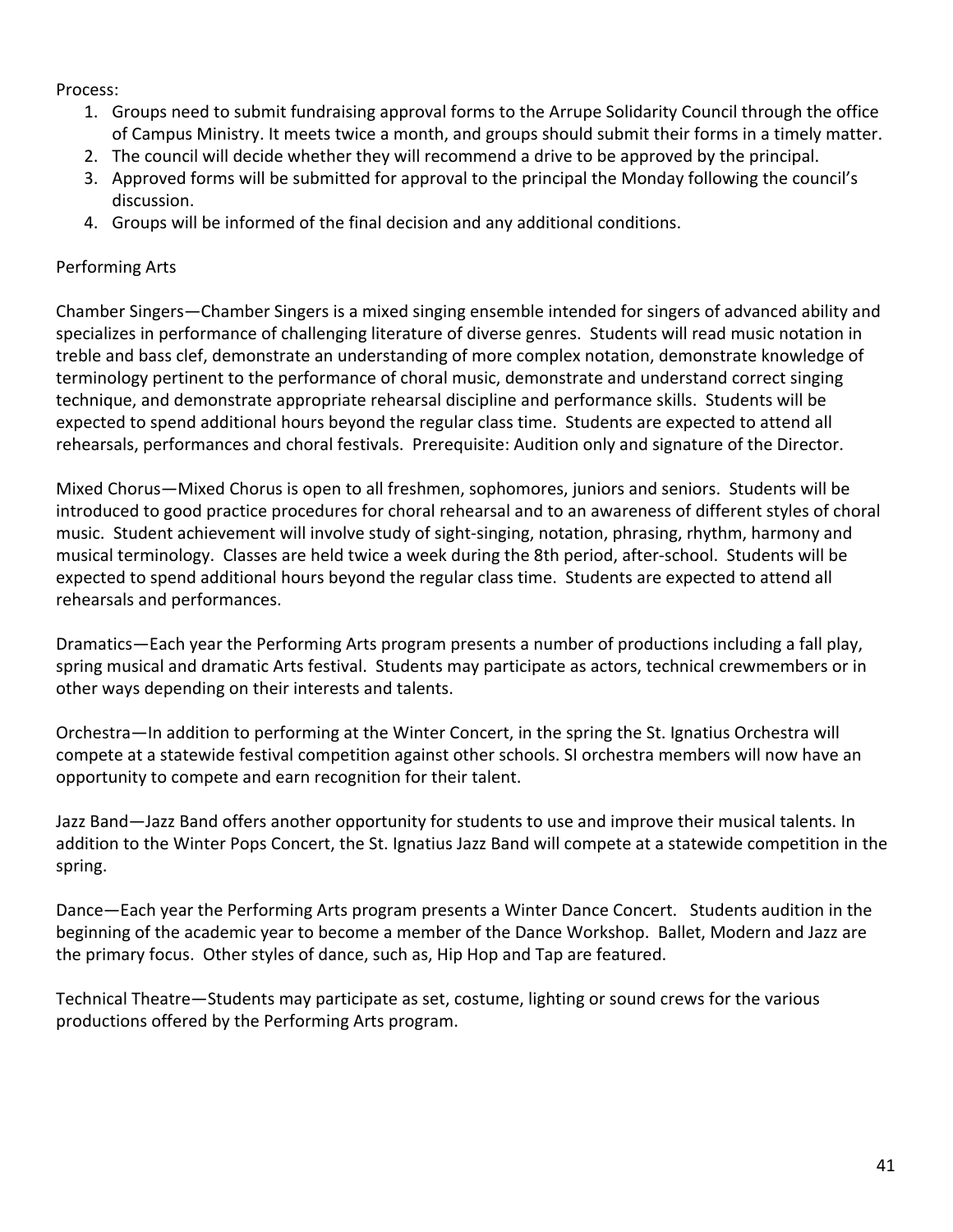Process:

1. Groups need to submit fundraising approval forms to the Arrupe Solidarity Council through the office of Campus Ministry. It meets twice a month, and groups should submit their forms in a timely matter.
2. The council will decide whether they will recommend a drive to be approved by the principal.
3. Approved forms will be submitted for approval to the principal the Monday following the council's discussion.
4. Groups will be informed of the final decision and any additional conditions.

Performing Arts

Chamber Singers—Chamber Singers is a mixed singing ensemble intended for singers of advanced ability and specializes in performance of challenging literature of diverse genres. Students will read music notation in treble and bass clef, demonstrate an understanding of more complex notation, demonstrate knowledge of terminology pertinent to the performance of choral music, demonstrate and understand correct singing technique, and demonstrate appropriate rehearsal discipline and performance skills. Students will be expected to spend additional hours beyond the regular class time. Students are expected to attend all rehearsals, performances and choral festivals. Prerequisite: Audition only and signature of the Director.

Mixed Chorus—Mixed Chorus is open to all freshmen, sophomores, juniors and seniors. Students will be introduced to good practice procedures for choral rehearsal and to an awareness of different styles of choral music. Student achievement will involve study of sight-singing, notation, phrasing, rhythm, harmony and musical terminology. Classes are held twice a week during the 8th period, after-school. Students will be expected to spend additional hours beyond the regular class time. Students are expected to attend all rehearsals and performances.

Dramatics—Each year the Performing Arts program presents a number of productions including a fall play, spring musical and dramatic Arts festival. Students may participate as actors, technical crewmembers or in other ways depending on their interests and talents.

Orchestra—In addition to performing at the Winter Concert, in the spring the St. Ignatius Orchestra will compete at a statewide festival competition against other schools. SI orchestra members will now have an opportunity to compete and earn recognition for their talent.

Jazz Band—Jazz Band offers another opportunity for students to use and improve their musical talents. In addition to the Winter Pops Concert, the St. Ignatius Jazz Band will compete at a statewide competition in the spring.

Dance—Each year the Performing Arts program presents a Winter Dance Concert. Students audition in the beginning of the academic year to become a member of the Dance Workshop. Ballet, Modern and Jazz are the primary focus. Other styles of dance, such as, Hip Hop and Tap are featured.

Technical Theatre—Students may participate as set, costume, lighting or sound crews for the various productions offered by the Performing Arts program.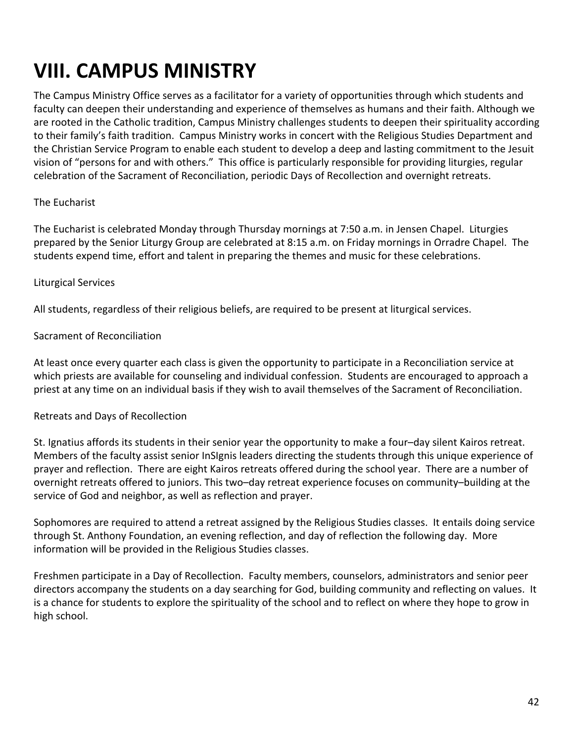# VIII. CAMPUS MINISTRY

The Campus Ministry Office serves as a facilitator for a variety of opportunities through which students and faculty can deepen their understanding and experience of themselves as humans and their faith. Although we are rooted in the Catholic tradition, Campus Ministry challenges students to deepen their spirituality according to their family's faith tradition. Campus Ministry works in concert with the Religious Studies Department and the Christian Service Program to enable each student to develop a deep and lasting commitment to the Jesuit vision of "persons for and with others." This office is particularly responsible for providing liturgies, regular celebration of the Sacrament of Reconciliation, periodic Days of Recollection and overnight retreats.

The Eucharist

The Eucharist is celebrated Monday through Thursday mornings at 7:50 a.m. in Jensen Chapel. Liturgies prepared by the Senior Liturgy Group are celebrated at 8:15 a.m. on Friday mornings in Orradre Chapel. The students expend time, effort and talent in preparing the themes and music for these celebrations.

Liturgical Services

All students, regardless of their religious beliefs, are required to be present at liturgical services.

Sacrament of Reconciliation

At least once every quarter each class is given the opportunity to participate in a Reconciliation service at which priests are available for counseling and individual confession. Students are encouraged to approach a priest at any time on an individual basis if they wish to avail themselves of the Sacrament of Reconciliation.

Retreats and Days of Recollection

St. Ignatius affords its students in their senior year the opportunity to make a four–day silent Kairos retreat. Members of the faculty assist senior InSIgnis leaders directing the students through this unique experience of prayer and reflection. There are eight Kairos retreats offered during the school year. There are a number of overnight retreats offered to juniors. This two–day retreat experience focuses on community–building at the service of God and neighbor, as well as reflection and prayer.

Sophomores are required to attend a retreat assigned by the Religious Studies classes. It entails doing service through St. Anthony Foundation, an evening reflection, and day of reflection the following day. More information will be provided in the Religious Studies classes.

Freshmen participate in a Day of Recollection. Faculty members, counselors, administrators and senior peer directors accompany the students on a day searching for God, building community and reflecting on values. It is a chance for students to explore the spirituality of the school and to reflect on where they hope to grow in high school.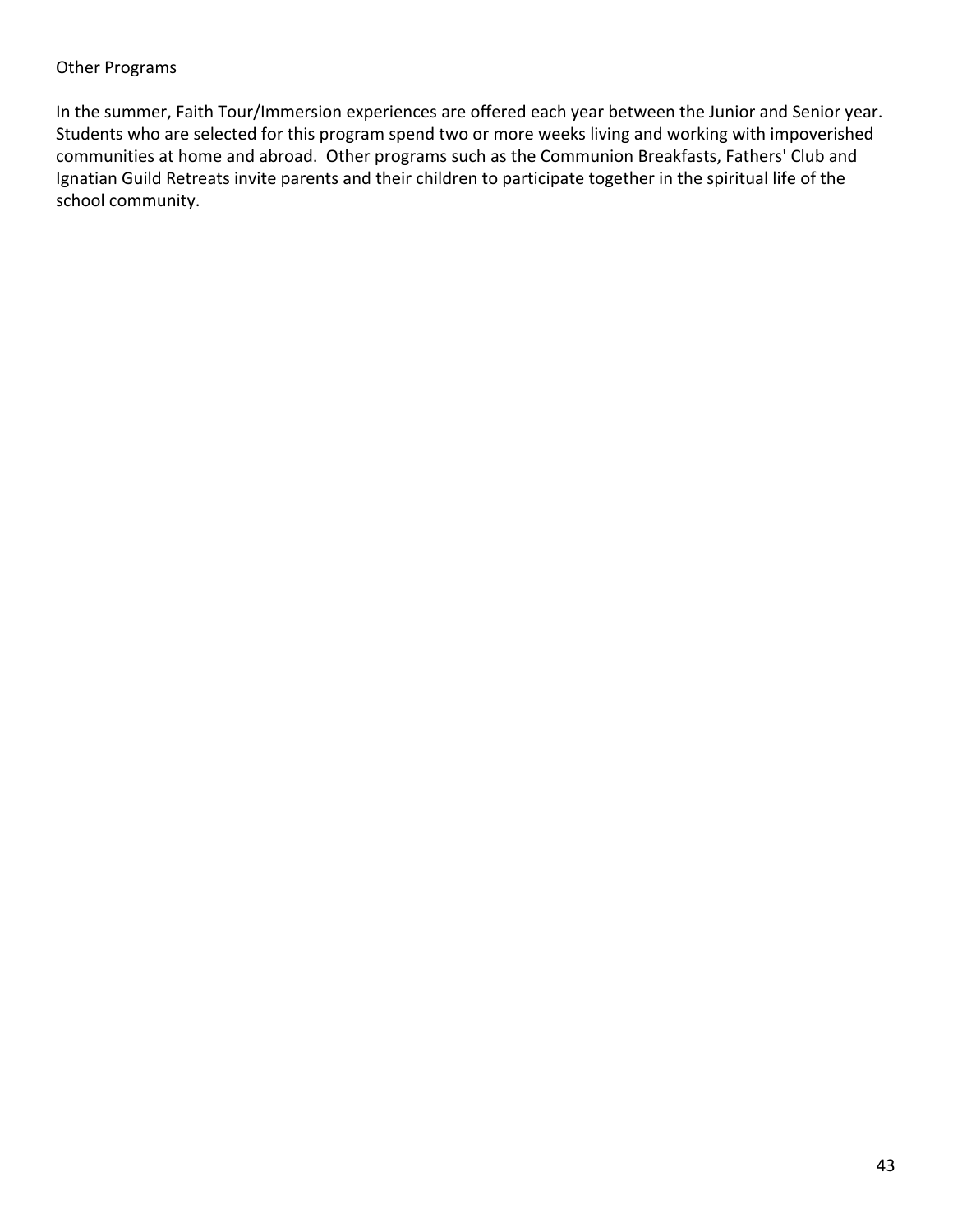## Other Programs

In the summer, Faith Tour/Immersion experiences are offered each year between the Junior and Senior year. Students who are selected for this program spend two or more weeks living and working with impoverished communities at home and abroad. Other programs such as the Communion Breakfasts, Fathers' Club and Ignatian Guild Retreats invite parents and their children to participate together in the spiritual life of the school community.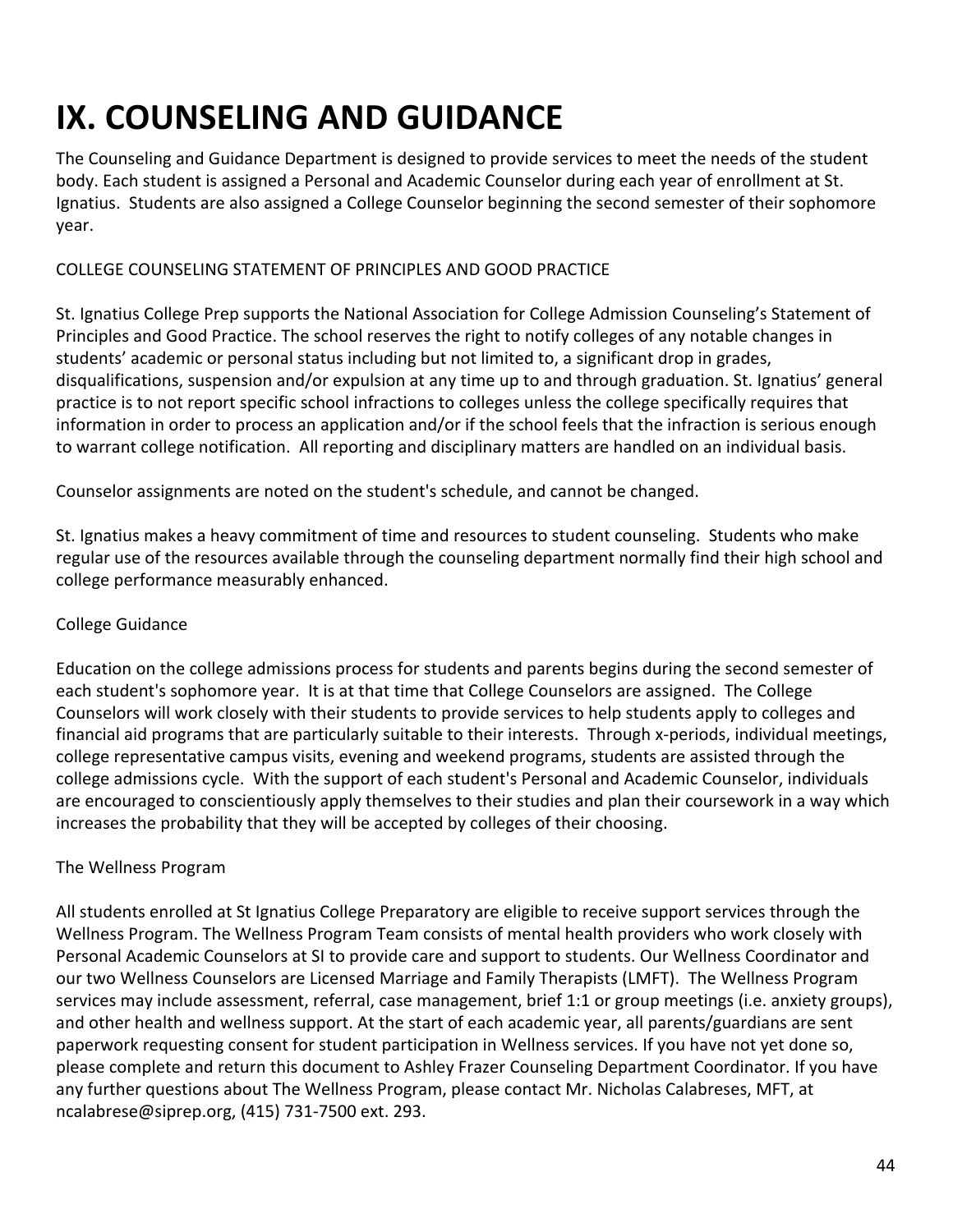# IX. COUNSELING AND GUIDANCE

The Counseling and Guidance Department is designed to provide services to meet the needs of the student body. Each student is assigned a Personal and Academic Counselor during each year of enrollment at St. Ignatius. Students are also assigned a College Counselor beginning the second semester of their sophomore year.

COLLEGE COUNSELING STATEMENT OF PRINCIPLES AND GOOD PRACTICE

St. Ignatius College Prep supports the National Association for College Admission Counseling's Statement of Principles and Good Practice. The school reserves the right to notify colleges of any notable changes in students' academic or personal status including but not limited to, a significant drop in grades, disqualifications, suspension and/or expulsion at any time up to and through graduation. St. Ignatius' general practice is to not report specific school infractions to colleges unless the college specifically requires that information in order to process an application and/or if the school feels that the infraction is serious enough to warrant college notification. All reporting and disciplinary matters are handled on an individual basis.

Counselor assignments are noted on the student's schedule, and cannot be changed.

St. Ignatius makes a heavy commitment of time and resources to student counseling. Students who make regular use of the resources available through the counseling department normally find their high school and college performance measurably enhanced.

College Guidance

Education on the college admissions process for students and parents begins during the second semester of each student's sophomore year. It is at that time that College Counselors are assigned. The College Counselors will work closely with their students to provide services to help students apply to colleges and financial aid programs that are particularly suitable to their interests. Through x-periods, individual meetings, college representative campus visits, evening and weekend programs, students are assisted through the college admissions cycle. With the support of each student's Personal and Academic Counselor, individuals are encouraged to conscientiously apply themselves to their studies and plan their coursework in a way which increases the probability that they will be accepted by colleges of their choosing.

The Wellness Program

All students enrolled at St Ignatius College Preparatory are eligible to receive support services through the Wellness Program. The Wellness Program Team consists of mental health providers who work closely with Personal Academic Counselors at SI to provide care and support to students. Our Wellness Coordinator and our two Wellness Counselors are Licensed Marriage and Family Therapists (LMFT). The Wellness Program services may include assessment, referral, case management, brief 1:1 or group meetings (i.e. anxiety groups), and other health and wellness support. At the start of each academic year, all parents/guardians are sent paperwork requesting consent for student participation in Wellness services. If you have not yet done so, please complete and return this document to Ashley Frazer Counseling Department Coordinator. If you have any further questions about The Wellness Program, please contact Mr. Nicholas Calabreses, MFT, at ncalabrese@siprep.org, (415) 731-7500 ext. 293.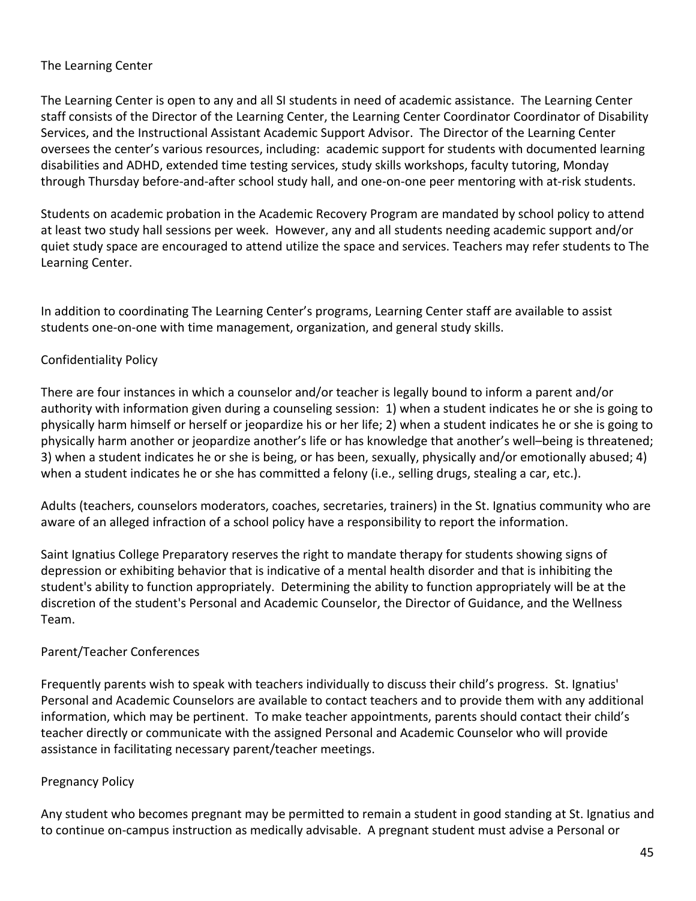## The Learning Center

The Learning Center is open to any and all SI students in need of academic assistance. The Learning Center staff consists of the Director of the Learning Center, the Learning Center Coordinator Coordinator of Disability Services, and the Instructional Assistant Academic Support Advisor. The Director of the Learning Center oversees the center's various resources, including: academic support for students with documented learning disabilities and ADHD, extended time testing services, study skills workshops, faculty tutoring, Monday through Thursday before-and-after school study hall, and one-on-one peer mentoring with at-risk students.

Students on academic probation in the Academic Recovery Program are mandated by school policy to attend at least two study hall sessions per week. However, any and all students needing academic support and/or quiet study space are encouraged to attend utilize the space and services. Teachers may refer students to The Learning Center.

In addition to coordinating The Learning Center's programs, Learning Center staff are available to assist students one-on-one with time management, organization, and general study skills.

## Confidentiality Policy

There are four instances in which a counselor and/or teacher is legally bound to inform a parent and/or authority with information given during a counseling session: 1) when a student indicates he or she is going to physically harm himself or herself or jeopardize his or her life; 2) when a student indicates he or she is going to physically harm another or jeopardize another's life or has knowledge that another's well–being is threatened; 3) when a student indicates he or she is being, or has been, sexually, physically and/or emotionally abused; 4) when a student indicates he or she has committed a felony (i.e., selling drugs, stealing a car, etc.).

Adults (teachers, counselors moderators, coaches, secretaries, trainers) in the St. Ignatius community who are aware of an alleged infraction of a school policy have a responsibility to report the information.

Saint Ignatius College Preparatory reserves the right to mandate therapy for students showing signs of depression or exhibiting behavior that is indicative of a mental health disorder and that is inhibiting the student's ability to function appropriately. Determining the ability to function appropriately will be at the discretion of the student's Personal and Academic Counselor, the Director of Guidance, and the Wellness Team.

## Parent/Teacher Conferences

Frequently parents wish to speak with teachers individually to discuss their child's progress. St. Ignatius' Personal and Academic Counselors are available to contact teachers and to provide them with any additional information, which may be pertinent. To make teacher appointments, parents should contact their child's teacher directly or communicate with the assigned Personal and Academic Counselor who will provide assistance in facilitating necessary parent/teacher meetings.

## Pregnancy Policy

Any student who becomes pregnant may be permitted to remain a student in good standing at St. Ignatius and to continue on-campus instruction as medically advisable. A pregnant student must advise a Personal or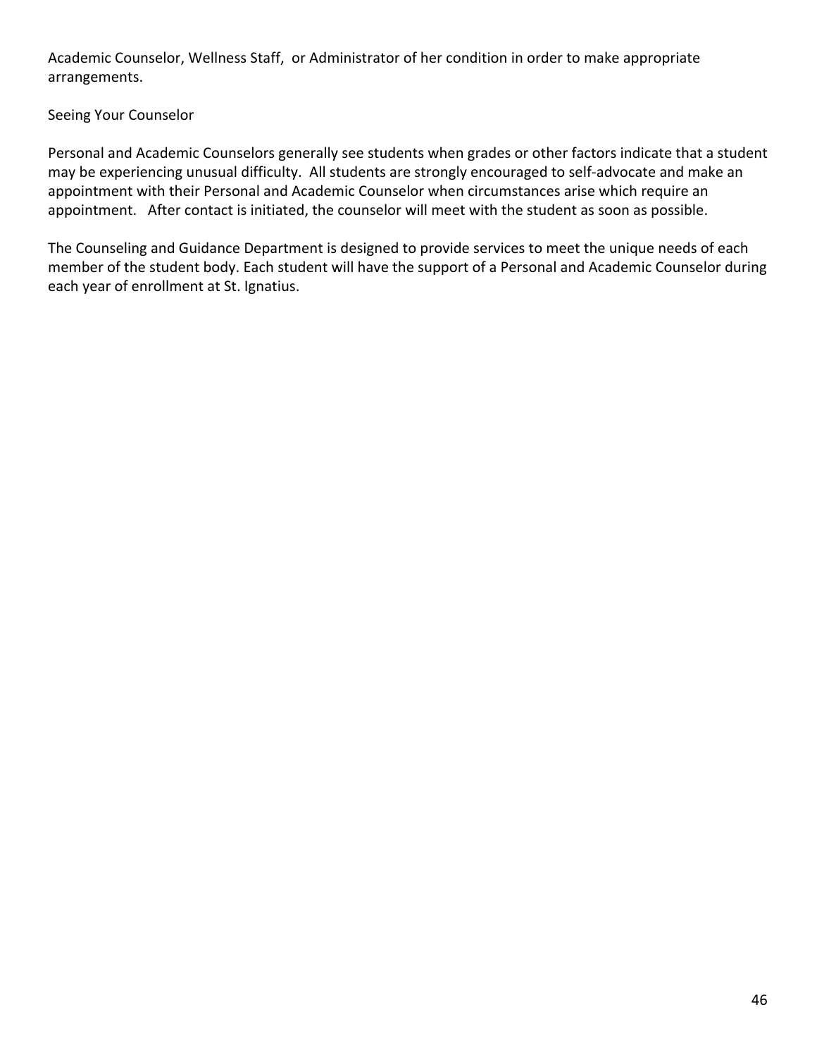Academic Counselor, Wellness Staff, or Administrator of her condition in order to make appropriate arrangements.

Seeing Your Counselor

Personal and Academic Counselors generally see students when grades or other factors indicate that a student may be experiencing unusual difficulty. All students are strongly encouraged to self-advocate and make an appointment with their Personal and Academic Counselor when circumstances arise which require an appointment. After contact is initiated, the counselor will meet with the student as soon as possible.

The Counseling and Guidance Department is designed to provide services to meet the unique needs of each member of the student body. Each student will have the support of a Personal and Academic Counselor during each year of enrollment at St. Ignatius.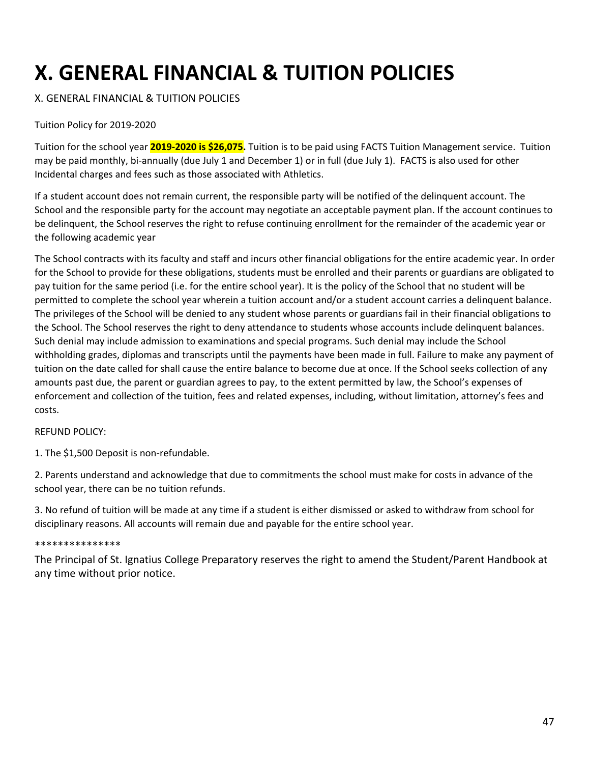# X. GENERAL FINANCIAL & TUITION POLICIES

X. GENERAL FINANCIAL & TUITION POLICIES

Tuition Policy for 2019-2020

Tuition for the school year **2019-2020 is $26,075.** Tuition is to be paid using FACTS Tuition Management service. Tuition may be paid monthly, bi-annually (due July 1 and December 1) or in full (due July 1). FACTS is also used for other Incidental charges and fees such as those associated with Athletics.

If a student account does not remain current, the responsible party will be notified of the delinquent account. The School and the responsible party for the account may negotiate an acceptable payment plan. If the account continues to be delinquent, the School reserves the right to refuse continuing enrollment for the remainder of the academic year or the following academic year

The School contracts with its faculty and staff and incurs other financial obligations for the entire academic year. In order for the School to provide for these obligations, students must be enrolled and their parents or guardians are obligated to pay tuition for the same period (i.e. for the entire school year). It is the policy of the School that no student will be permitted to complete the school year wherein a tuition account and/or a student account carries a delinquent balance. The privileges of the School will be denied to any student whose parents or guardians fail in their financial obligations to the School. The School reserves the right to deny attendance to students whose accounts include delinquent balances. Such denial may include admission to examinations and special programs. Such denial may include the School withholding grades, diplomas and transcripts until the payments have been made in full. Failure to make any payment of tuition on the date called for shall cause the entire balance to become due at once. If the School seeks collection of any amounts past due, the parent or guardian agrees to pay, to the extent permitted by law, the School's expenses of enforcement and collection of the tuition, fees and related expenses, including, without limitation, attorney's fees and costs.

REFUND POLICY:

1. The $1,500 Deposit is non-refundable.

2. Parents understand and acknowledge that due to commitments the school must make for costs in advance of the school year, there can be no tuition refunds.

3. No refund of tuition will be made at any time if a student is either dismissed or asked to withdraw from school for disciplinary reasons. All accounts will remain due and payable for the entire school year.

***************

The Principal of St. Ignatius College Preparatory reserves the right to amend the Student/Parent Handbook at any time without prior notice.